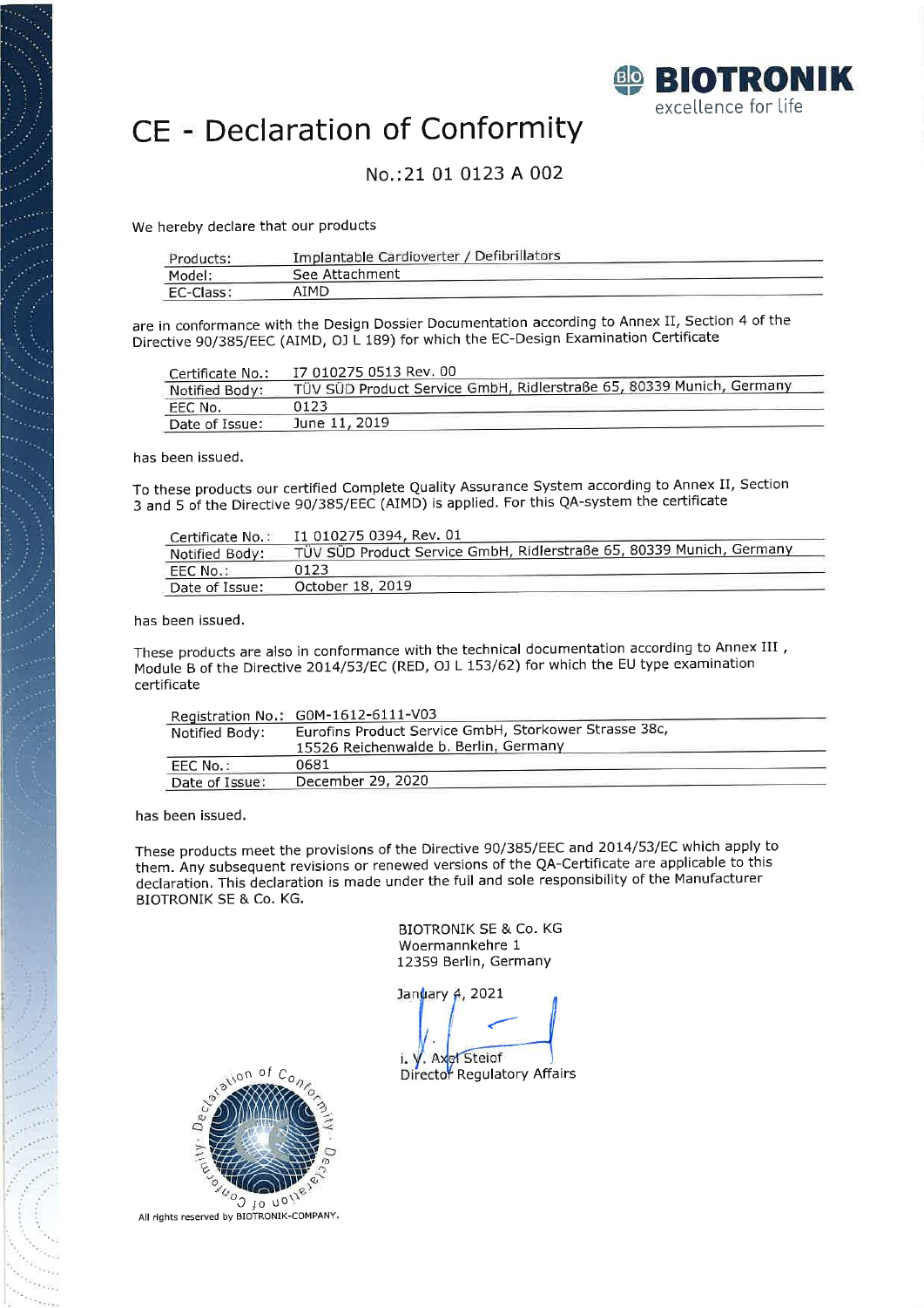**BIOTRONIK**
excellence for life

# CE - Declaration of Conformity

No.:21 01 0123 A 002

We hereby declare that our products

| | |
|---|---|
| Products: | Implantable Cardioverter / Defibrillators |
| Model: | See Attachment |
| EC-Class: | AIMD |

are in conformance with the Design Dossier Documentation according to Annex II, Section 4 of the Directive 90/385/EEC (AIMD, OJ L 189) for which the EC-Design Examination Certificate

| | |
|---|---|
| Certificate No.: | I7 010275 0513 Rev. 00 |
| Notified Body: | TÜV SÜD Product Service GmbH, Ridlerstraße 65, 80339 Munich, Germany |
| EEC No. | 0123 |
| Date of Issue: | June 11, 2019 |

has been issued.

To these products our certified Complete Quality Assurance System according to Annex II, Section 3 and 5 of the Directive 90/385/EEC (AIMD) is applied. For this QA-system the certificate

| | |
|---|---|
| Certificate No.: | I1 010275 0394, Rev. 01 |
| Notified Body: | TÜV SÜD Product Service GmbH, Ridlerstraße 65, 80339 Munich, Germany |
| EEC No.: | 0123 |
| Date of Issue: | October 18, 2019 |

has been issued.

These products are also in conformance with the technical documentation according to Annex III , Module B of the Directive 2014/53/EC (RED, OJ L 153/62) for which the EU type examination certificate

| | |
|---|---|
| Registration No.: | G0M-1612-6111-V03 |
| Notified Body: | Eurofins Product Service GmbH, Storkower Strasse 38c, 15526 Reichenwalde b. Berlin, Germany |
| EEC No.: | 0681 |
| Date of Issue: | December 29, 2020 |

has been issued.

These products meet the provisions of the Directive 90/385/EEC and 2014/53/EC which apply to them. Any subsequent revisions or renewed versions of the QA-Certificate are applicable to this declaration. This declaration is made under the full and sole responsibility of the Manufacturer BIOTRONIK SE & Co. KG.

BIOTRONIK SE & Co. KG
Woermannkehre 1
12359 Berlin, Germany

January 4, 2021

i. V. Axel Steiof
Director Regulatory Affairs

Declaration of Conformity · Declaration of Conformity

All rights reserved by BIOTRONIK-COMPANY.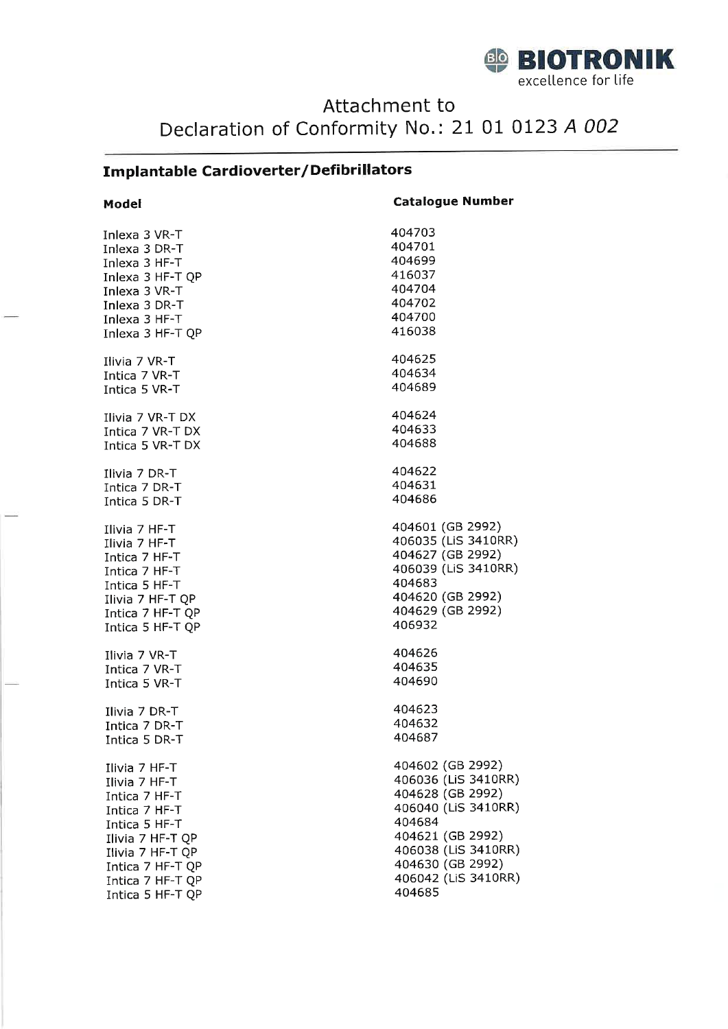# Attachment to Declaration of Conformity No.: 21 01 0123 *A 002*

## Implantable Cardioverter/Defibrillators

| Model | Catalogue Number |
|---|---|
| Inlexa 3 VR-T | 404703 |
| Inlexa 3 DR-T | 404701 |
| Inlexa 3 HF-T | 404699 |
| Inlexa 3 HF-T QP | 416037 |
| Inlexa 3 VR-T | 404704 |
| Inlexa 3 DR-T | 404702 |
| Inlexa 3 HF-T | 404700 |
| Inlexa 3 HF-T QP | 416038 |
| | |
| Ilivia 7 VR-T | 404625 |
| Intica 7 VR-T | 404634 |
| Intica 5 VR-T | 404689 |
| | |
| Ilivia 7 VR-T DX | 404624 |
| Intica 7 VR-T DX | 404633 |
| Intica 5 VR-T DX | 404688 |
| | |
| Ilivia 7 DR-T | 404622 |
| Intica 7 DR-T | 404631 |
| Intica 5 DR-T | 404686 |
| | |
| Ilivia 7 HF-T | 404601 (GB 2992) |
| Ilivia 7 HF-T | 406035 (LiS 3410RR) |
| Intica 7 HF-T | 404627 (GB 2992) |
| Intica 7 HF-T | 406039 (LiS 3410RR) |
| Intica 5 HF-T | 404683 |
| Ilivia 7 HF-T QP | 404620 (GB 2992) |
| Intica 7 HF-T QP | 404629 (GB 2992) |
| Intica 5 HF-T QP | 406932 |
| | |
| Ilivia 7 VR-T | 404626 |
| Intica 7 VR-T | 404635 |
| Intica 5 VR-T | 404690 |
| | |
| Ilivia 7 DR-T | 404623 |
| Intica 7 DR-T | 404632 |
| Intica 5 DR-T | 404687 |
| | |
| Ilivia 7 HF-T | 404602 (GB 2992) |
| Ilivia 7 HF-T | 406036 (LiS 3410RR) |
| Intica 7 HF-T | 404628 (GB 2992) |
| Intica 7 HF-T | 406040 (LiS 3410RR) |
| Intica 5 HF-T | 404684 |
| Ilivia 7 HF-T QP | 404621 (GB 2992) |
| Ilivia 7 HF-T QP | 406038 (LiS 3410RR) |
| Intica 7 HF-T QP | 404630 (GB 2992) |
| Intica 7 HF-T QP | 406042 (LiS 3410RR) |
| Intica 5 HF-T QP | 404685 |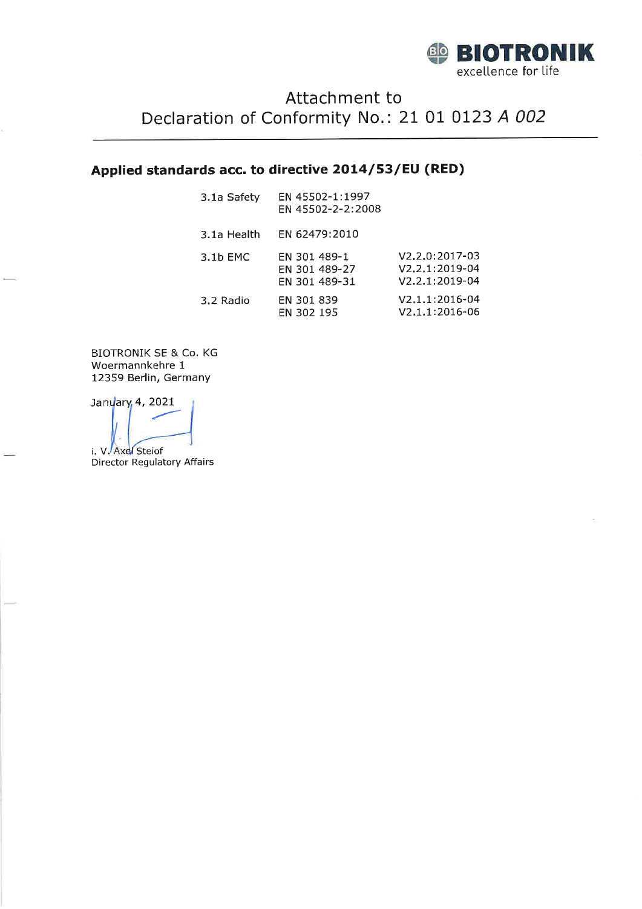BIOTRONIK
excellence for life

# Attachment to
# Declaration of Conformity No.: 21 01 0123 *A 002*

## Applied standards acc. to directive 2014/53/EU (RED)

| | | |
|---|---|---|
| 3.1a Safety | EN 45502-1:1997<br>EN 45502-2-2:2008 | |
| 3.1a Health | EN 62479:2010 | |
| 3.1b EMC | EN 301 489-1<br>EN 301 489-27<br>EN 301 489-31 | V2.2.0:2017-03<br>V2.2.1:2019-04<br>V2.2.1:2019-04 |
| 3.2 Radio | EN 301 839<br>EN 302 195 | V2.1.1:2016-04<br>V2.1.1:2016-06 |

BIOTRONIK SE & Co. KG
Woermannkehre 1
12359 Berlin, Germany

January 4, 2021

i. V. Axel Steiof
Director Regulatory Affairs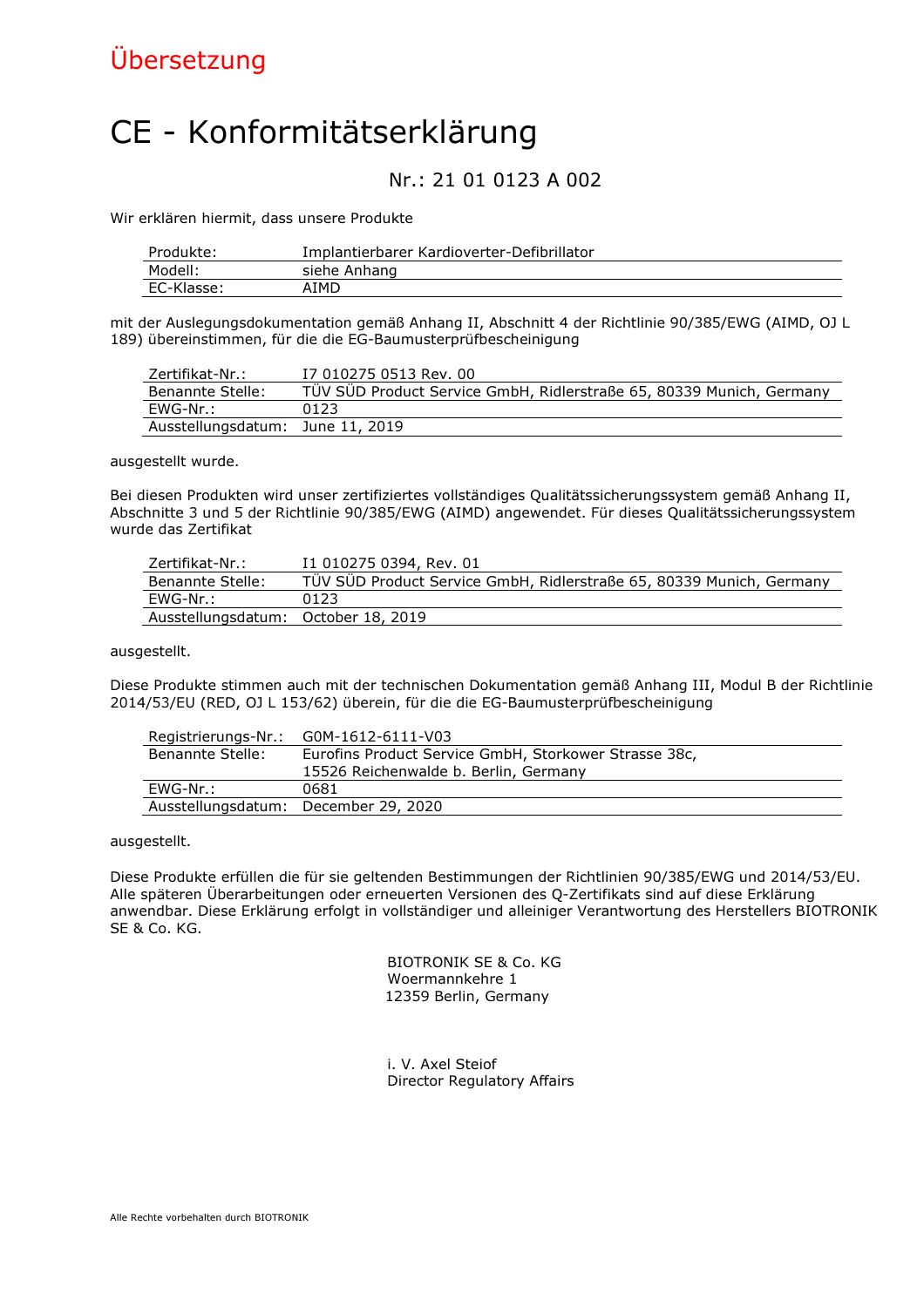Übersetzung

# CE - Konformitätserklärung

Nr.: 21 01 0123 A 002

Wir erklären hiermit, dass unsere Produkte

| | |
|---|---|
| Produkte: | Implantierbarer Kardioverter-Defibrillator |
| Modell: | siehe Anhang |
| EC-Klasse: | AIMD |

mit der Auslegungsdokumentation gemäß Anhang II, Abschnitt 4 der Richtlinie 90/385/EWG (AIMD, OJ L 189) übereinstimmen, für die die EG-Baumusterprüfbescheinigung

| | |
|---|---|
| Zertifikat-Nr.: | I7 010275 0513 Rev. 00 |
| Benannte Stelle: | TÜV SÜD Product Service GmbH, Ridlerstraße 65, 80339 Munich, Germany |
| EWG-Nr.: | 0123 |
| Ausstellungsdatum: | June 11, 2019 |

ausgestellt wurde.

Bei diesen Produkten wird unser zertifiziertes vollständiges Qualitätssicherungssystem gemäß Anhang II, Abschnitte 3 und 5 der Richtlinie 90/385/EWG (AIMD) angewendet. Für dieses Qualitätssicherungssystem wurde das Zertifikat

| | |
|---|---|
| Zertifikat-Nr.: | I1 010275 0394, Rev. 01 |
| Benannte Stelle: | TÜV SÜD Product Service GmbH, Ridlerstraße 65, 80339 Munich, Germany |
| EWG-Nr.: | 0123 |
| Ausstellungsdatum: | October 18, 2019 |

ausgestellt.

Diese Produkte stimmen auch mit der technischen Dokumentation gemäß Anhang III, Modul B der Richtlinie 2014/53/EU (RED, OJ L 153/62) überein, für die die EG-Baumusterprüfbescheinigung

| | |
|---|---|
| Registrierungs-Nr.: | G0M-1612-6111-V03 |
| Benannte Stelle: | Eurofins Product Service GmbH, Storkower Strasse 38c, 15526 Reichenwalde b. Berlin, Germany |
| EWG-Nr.: | 0681 |
| Ausstellungsdatum: | December 29, 2020 |

ausgestellt.

Diese Produkte erfüllen die für sie geltenden Bestimmungen der Richtlinien 90/385/EWG und 2014/53/EU. Alle späteren Überarbeitungen oder erneuerten Versionen des Q-Zertifikats sind auf diese Erklärung anwendbar. Diese Erklärung erfolgt in vollständiger und alleiniger Verantwortung des Herstellers BIOTRONIK SE & Co. KG.

BIOTRONIK SE & Co. KG
Woermannkehre 1
12359 Berlin, Germany

i. V. Axel Steiof
Director Regulatory Affairs

Alle Rechte vorbehalten durch BIOTRONIK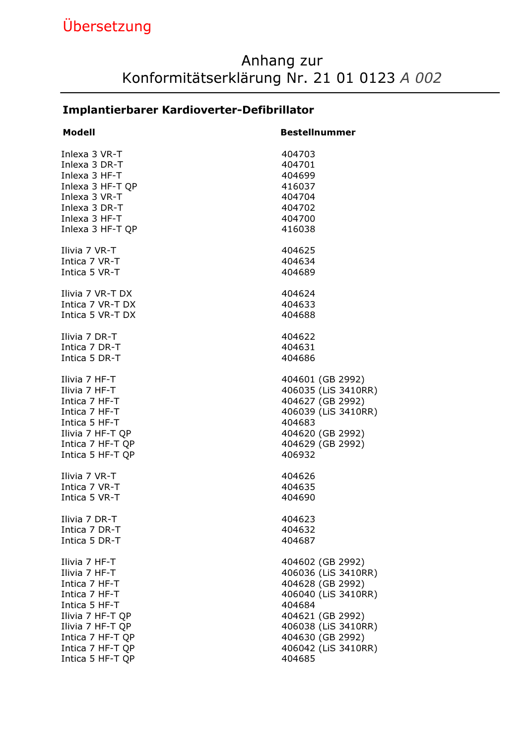Übersetzung

# Anhang zur Konformitätserklärung Nr. 21 01 0123 *A 002*

## Implantierbarer Kardioverter-Defibrillator

| Modell | Bestellnummer |
| --- | --- |
| Inlexa 3 VR-T | 404703 |
| Inlexa 3 DR-T | 404701 |
| Inlexa 3 HF-T | 404699 |
| Inlexa 3 HF-T QP | 416037 |
| Inlexa 3 VR-T | 404704 |
| Inlexa 3 DR-T | 404702 |
| Inlexa 3 HF-T | 404700 |
| Inlexa 3 HF-T QP | 416038 |
| | |
| Ilivia 7 VR-T | 404625 |
| Intica 7 VR-T | 404634 |
| Intica 5 VR-T | 404689 |
| | |
| Ilivia 7 VR-T DX | 404624 |
| Intica 7 VR-T DX | 404633 |
| Intica 5 VR-T DX | 404688 |
| | |
| Ilivia 7 DR-T | 404622 |
| Intica 7 DR-T | 404631 |
| Intica 5 DR-T | 404686 |
| | |
| Ilivia 7 HF-T | 404601 (GB 2992) |
| Ilivia 7 HF-T | 406035 (LiS 3410RR) |
| Intica 7 HF-T | 404627 (GB 2992) |
| Intica 7 HF-T | 406039 (LiS 3410RR) |
| Intica 5 HF-T | 404683 |
| Ilivia 7 HF-T QP | 404620 (GB 2992) |
| Intica 7 HF-T QP | 404629 (GB 2992) |
| Intica 5 HF-T QP | 406932 |
| | |
| Ilivia 7 VR-T | 404626 |
| Intica 7 VR-T | 404635 |
| Intica 5 VR-T | 404690 |
| | |
| Ilivia 7 DR-T | 404623 |
| Intica 7 DR-T | 404632 |
| Intica 5 DR-T | 404687 |
| | |
| Ilivia 7 HF-T | 404602 (GB 2992) |
| Ilivia 7 HF-T | 406036 (LiS 3410RR) |
| Intica 7 HF-T | 404628 (GB 2992) |
| Intica 7 HF-T | 406040 (LiS 3410RR) |
| Intica 5 HF-T | 404684 |
| Ilivia 7 HF-T QP | 404621 (GB 2992) |
| Ilivia 7 HF-T QP | 406038 (LiS 3410RR) |
| Intica 7 HF-T QP | 404630 (GB 2992) |
| Intica 7 HF-T QP | 406042 (LiS 3410RR) |
| Intica 5 HF-T QP | 404685 |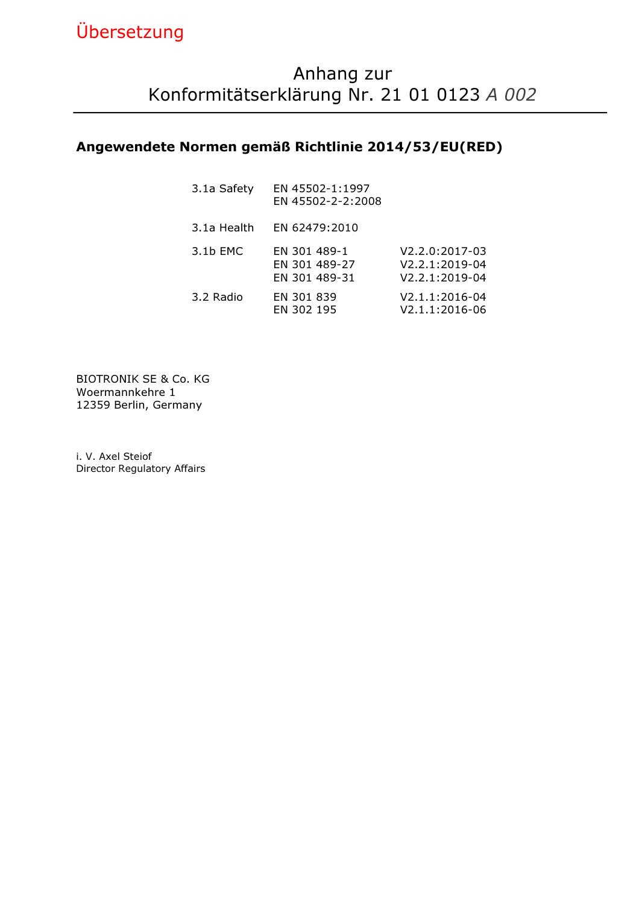Übersetzung

# Anhang zur Konformitätserklärung Nr. 21 01 0123 *A 002*

## Angewendete Normen gemäß Richtlinie 2014/53/EU(RED)

| | | |
|---|---|---|
| 3.1a Safety | EN 45502-1:1997<br>EN 45502-2-2:2008 | |
| 3.1a Health | EN 62479:2010 | |
| 3.1b EMC | EN 301 489-1<br>EN 301 489-27<br>EN 301 489-31 | V2.2.0:2017-03<br>V2.2.1:2019-04<br>V2.2.1:2019-04 |
| 3.2 Radio | EN 301 839<br>EN 302 195 | V2.1.1:2016-04<br>V2.1.1:2016-06 |

BIOTRONIK SE & Co. KG
Woermannkehre 1
12359 Berlin, Germany

i. V. Axel Steiof
Director Regulatory Affairs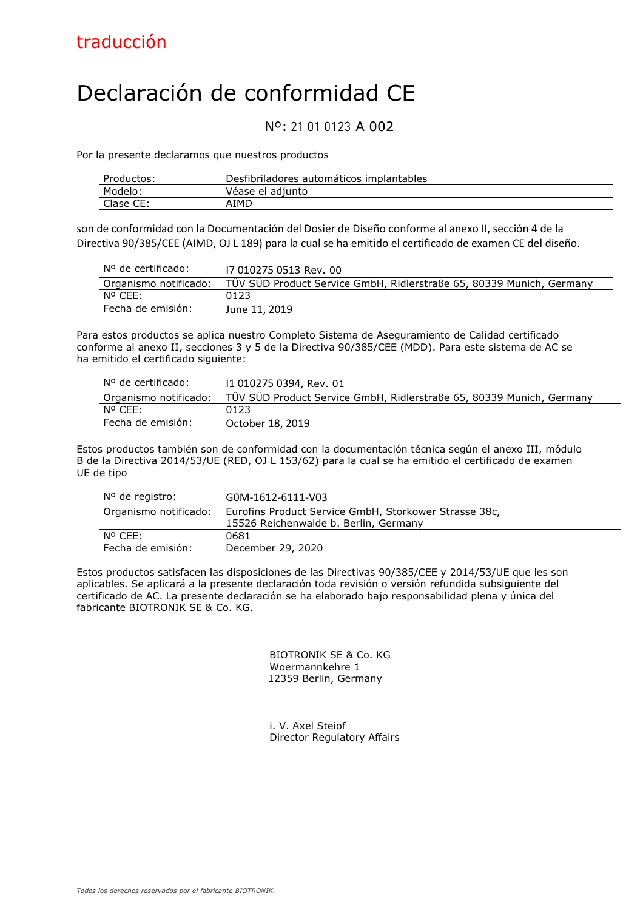traducción

# Declaración de conformidad CE

Nº: 21 01 0123 A 002

Por la presente declaramos que nuestros productos

| | |
|---|---|
| Productos: | Desfibriladores automáticos implantables |
| Modelo: | Véase el adjunto |
| Clase CE: | AIMD |

son de conformidad con la Documentación del Dosier de Diseño conforme al anexo II, sección 4 de la Directiva 90/385/CEE (AIMD, OJ L 189) para la cual se ha emitido el certificado de examen CE del diseño.

| | |
|---|---|
| Nº de certificado: | I7 010275 0513 Rev. 00 |
| Organismo notificado: | TÜV SÜD Product Service GmbH, Ridlerstraße 65, 80339 Munich, Germany |
| Nº CEE: | 0123 |
| Fecha de emisión: | June 11, 2019 |

Para estos productos se aplica nuestro Completo Sistema de Aseguramiento de Calidad certificado conforme al anexo II, secciones 3 y 5 de la Directiva 90/385/CEE (MDD). Para este sistema de AC se ha emitido el certificado siguiente:

| | |
|---|---|
| Nº de certificado: | I1 010275 0394, Rev. 01 |
| Organismo notificado: | TÜV SÜD Product Service GmbH, Ridlerstraße 65, 80339 Munich, Germany |
| Nº CEE: | 0123 |
| Fecha de emisión: | October 18, 2019 |

Estos productos también son de conformidad con la documentación técnica según el anexo III, módulo B de la Directiva 2014/53/UE (RED, OJ L 153/62) para la cual se ha emitido el certificado de examen UE de tipo

| | |
|---|---|
| Nº de registro: | G0M-1612-6111-V03 |
| Organismo notificado: | Eurofins Product Service GmbH, Storkower Strasse 38c, 15526 Reichenwalde b. Berlin, Germany |
| Nº CEE: | 0681 |
| Fecha de emisión: | December 29, 2020 |

Estos productos satisfacen las disposiciones de las Directivas 90/385/CEE y 2014/53/UE que les son aplicables. Se aplicará a la presente declaración toda revisión o versión refundida subsiguiente del certificado de AC. La presente declaración se ha elaborado bajo responsabilidad plena y única del fabricante BIOTRONIK SE & Co. KG.

BIOTRONIK SE & Co. KG
Woermannkehre 1
12359 Berlin, Germany

i. V. Axel Steiof
Director Regulatory Affairs

*Todos los derechos reservados por el fabricante BIOTRONIK.*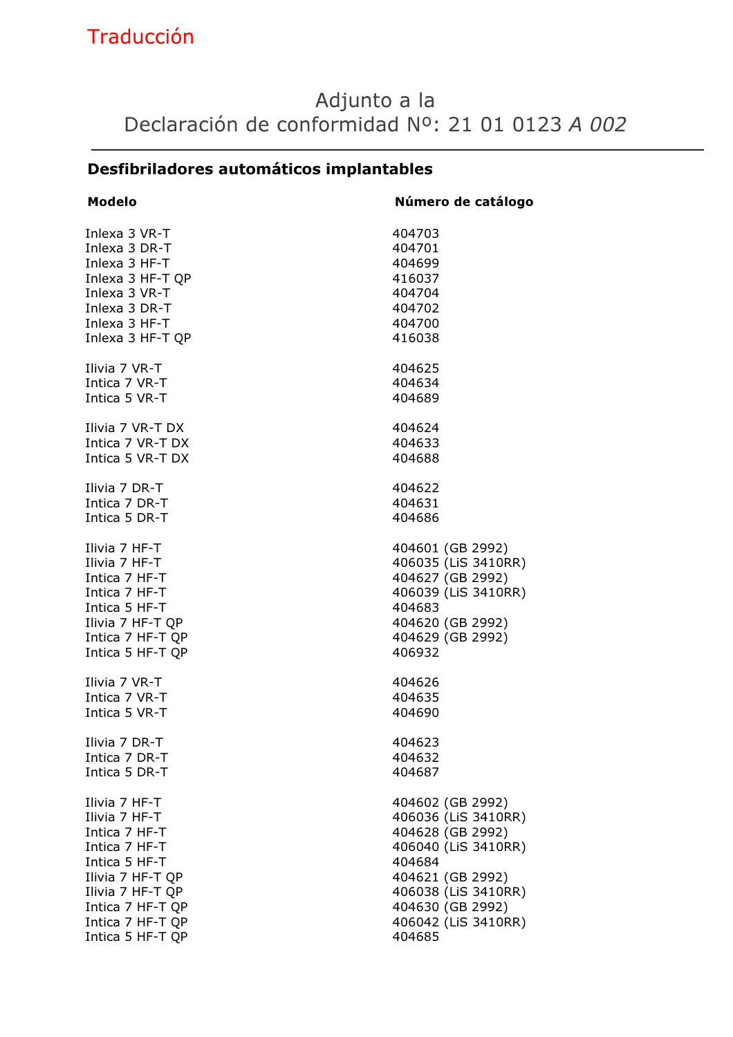Traducción

# Adjunto a la Declaración de conformidad Nº: 21 01 0123 *A 002*

## Desfibriladores automáticos implantables

| Modelo | Número de catálogo |
|---|---|
| Inlexa 3 VR-T | 404703 |
| Inlexa 3 DR-T | 404701 |
| Inlexa 3 HF-T | 404699 |
| Inlexa 3 HF-T QP | 416037 |
| Inlexa 3 VR-T | 404704 |
| Inlexa 3 DR-T | 404702 |
| Inlexa 3 HF-T | 404700 |
| Inlexa 3 HF-T QP | 416038 |
| | |
| Ilivia 7 VR-T | 404625 |
| Intica 7 VR-T | 404634 |
| Intica 5 VR-T | 404689 |
| | |
| Ilivia 7 VR-T DX | 404624 |
| Intica 7 VR-T DX | 404633 |
| Intica 5 VR-T DX | 404688 |
| | |
| Ilivia 7 DR-T | 404622 |
| Intica 7 DR-T | 404631 |
| Intica 5 DR-T | 404686 |
| | |
| Ilivia 7 HF-T | 404601 (GB 2992) |
| Ilivia 7 HF-T | 406035 (LiS 3410RR) |
| Intica 7 HF-T | 404627 (GB 2992) |
| Intica 7 HF-T | 406039 (LiS 3410RR) |
| Intica 5 HF-T | 404683 |
| Ilivia 7 HF-T QP | 404620 (GB 2992) |
| Intica 7 HF-T QP | 404629 (GB 2992) |
| Intica 5 HF-T QP | 406932 |
| | |
| Ilivia 7 VR-T | 404626 |
| Intica 7 VR-T | 404635 |
| Intica 5 VR-T | 404690 |
| | |
| Ilivia 7 DR-T | 404623 |
| Intica 7 DR-T | 404632 |
| Intica 5 DR-T | 404687 |
| | |
| Ilivia 7 HF-T | 404602 (GB 2992) |
| Ilivia 7 HF-T | 406036 (LiS 3410RR) |
| Intica 7 HF-T | 404628 (GB 2992) |
| Intica 7 HF-T | 406040 (LiS 3410RR) |
| Intica 5 HF-T | 404684 |
| Ilivia 7 HF-T QP | 404621 (GB 2992) |
| Ilivia 7 HF-T QP | 406038 (LiS 3410RR) |
| Intica 7 HF-T QP | 404630 (GB 2992) |
| Intica 7 HF-T QP | 406042 (LiS 3410RR) |
| Intica 5 HF-T QP | 404685 |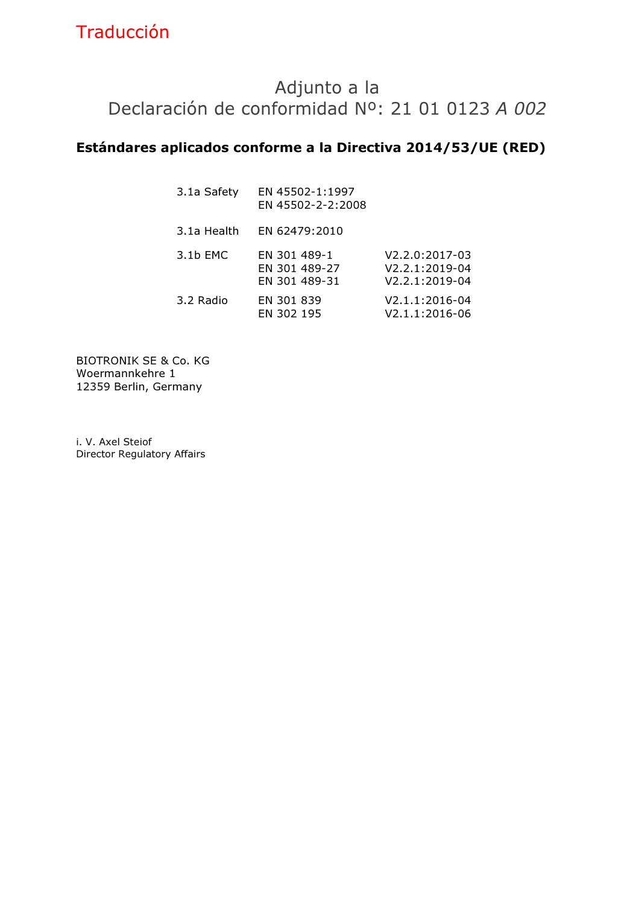Traducción

# Adjunto a la
# Declaración de conformidad Nº: 21 01 0123 *A 002*

## Estándares aplicados conforme a la Directiva 2014/53/UE (RED)

| | | |
|---|---|---|
| 3.1a Safety | EN 45502-1:1997<br>EN 45502-2-2:2008 | |
| 3.1a Health | EN 62479:2010 | |
| 3.1b EMC | EN 301 489-1<br>EN 301 489-27<br>EN 301 489-31 | V2.2.0:2017-03<br>V2.2.1:2019-04<br>V2.2.1:2019-04 |
| 3.2 Radio | EN 301 839<br>EN 302 195 | V2.1.1:2016-04<br>V2.1.1:2016-06 |

BIOTRONIK SE & Co. KG
Woermannkehre 1
12359 Berlin, Germany

i. V. Axel Steiof
Director Regulatory Affairs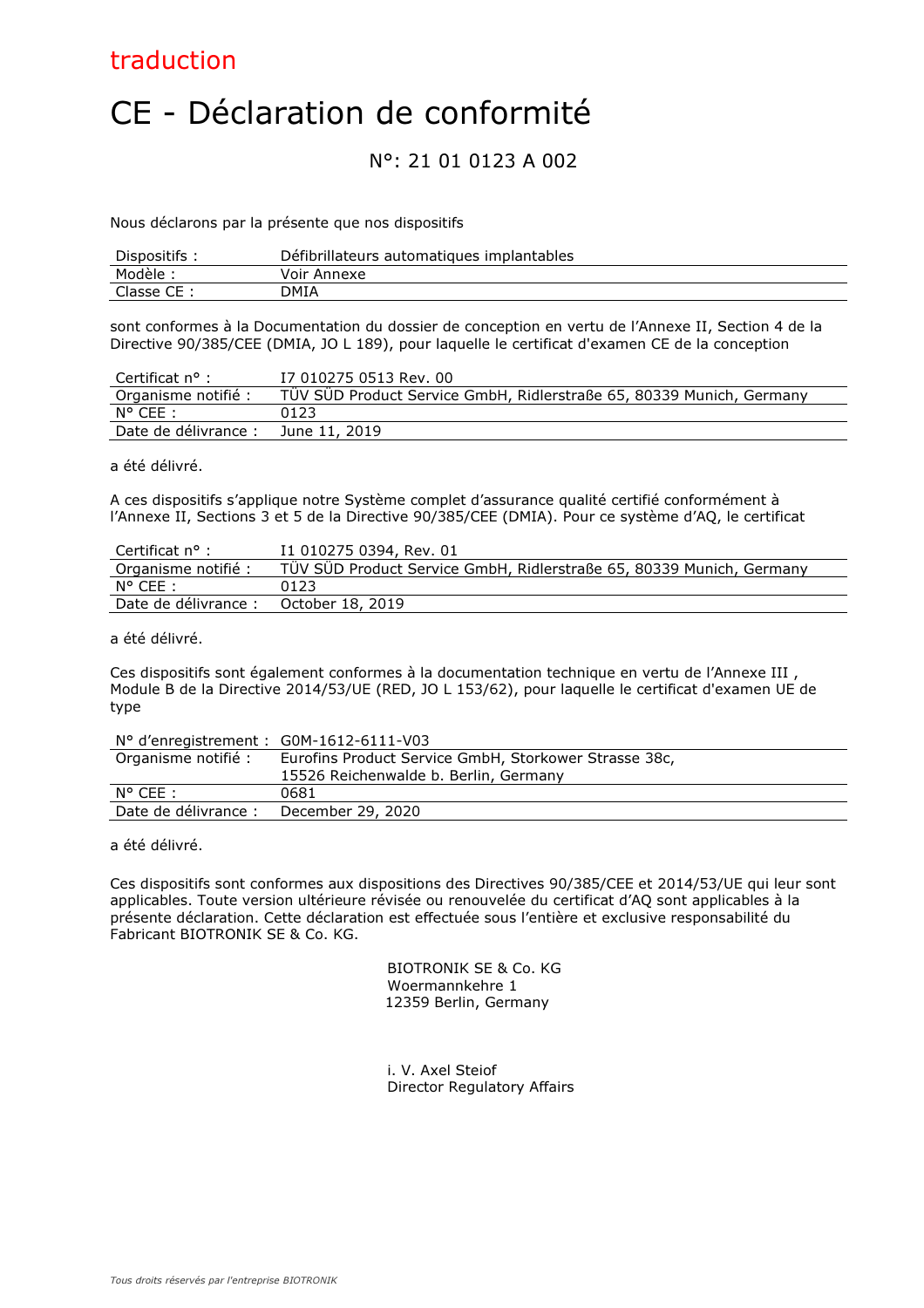traduction

# CE - Déclaration de conformité

N°: 21 01 0123 A 002

Nous déclarons par la présente que nos dispositifs

| | |
|---|---|
| Dispositifs : | Défibrillateurs automatiques implantables |
| Modèle : | Voir Annexe |
| Classe CE : | DMIA |

sont conformes à la Documentation du dossier de conception en vertu de l'Annexe II, Section 4 de la Directive 90/385/CEE (DMIA, JO L 189), pour laquelle le certificat d'examen CE de la conception

| | |
|---|---|
| Certificat n° : | I7 010275 0513 Rev. 00 |
| Organisme notifié : | TÜV SÜD Product Service GmbH, Ridlerstraße 65, 80339 Munich, Germany |
| N° CEE : | 0123 |
| Date de délivrance : | June 11, 2019 |

a été délivré.

A ces dispositifs s'applique notre Système complet d'assurance qualité certifié conformément à l'Annexe II, Sections 3 et 5 de la Directive 90/385/CEE (DMIA). Pour ce système d'AQ, le certificat

| | |
|---|---|
| Certificat n° : | I1 010275 0394, Rev. 01 |
| Organisme notifié : | TÜV SÜD Product Service GmbH, Ridlerstraße 65, 80339 Munich, Germany |
| N° CEE : | 0123 |
| Date de délivrance : | October 18, 2019 |

a été délivré.

Ces dispositifs sont également conformes à la documentation technique en vertu de l'Annexe III , Module B de la Directive 2014/53/UE (RED, JO L 153/62), pour laquelle le certificat d'examen UE de type

| | |
|---|---|
| N° d'enregistrement : | G0M-1612-6111-V03 |
| Organisme notifié : | Eurofins Product Service GmbH, Storkower Strasse 38c, 15526 Reichenwalde b. Berlin, Germany |
| N° CEE : | 0681 |
| Date de délivrance : | December 29, 2020 |

a été délivré.

Ces dispositifs sont conformes aux dispositions des Directives 90/385/CEE et 2014/53/UE qui leur sont applicables. Toute version ultérieure révisée ou renouvelée du certificat d'AQ sont applicables à la présente déclaration. Cette déclaration est effectuée sous l'entière et exclusive responsabilité du Fabricant BIOTRONIK SE & Co. KG.

BIOTRONIK SE & Co. KG
Woermannkehre 1
12359 Berlin, Germany

i. V. Axel Steiof
Director Regulatory Affairs

*Tous droits réservés par l'entreprise BIOTRONIK*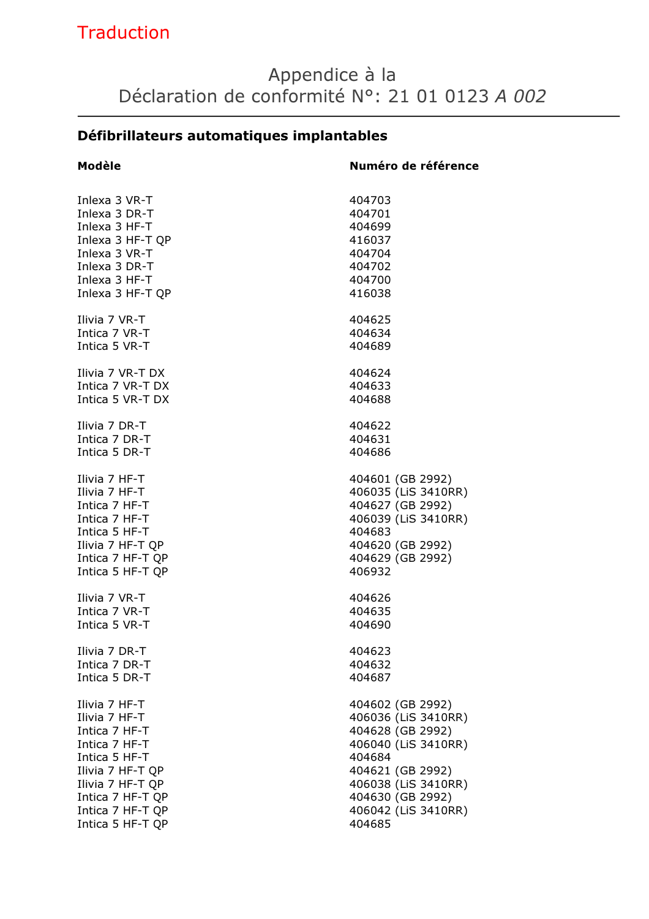Traduction

# Appendice à la
# Déclaration de conformité N°: 21 01 0123 *A 002*

## Défibrillateurs automatiques implantables

| Modèle | Numéro de référence |
|---|---|
| Inlexa 3 VR-T | 404703 |
| Inlexa 3 DR-T | 404701 |
| Inlexa 3 HF-T | 404699 |
| Inlexa 3 HF-T QP | 416037 |
| Inlexa 3 VR-T | 404704 |
| Inlexa 3 DR-T | 404702 |
| Inlexa 3 HF-T | 404700 |
| Inlexa 3 HF-T QP | 416038 |
| | |
| Ilivia 7 VR-T | 404625 |
| Intica 7 VR-T | 404634 |
| Intica 5 VR-T | 404689 |
| | |
| Ilivia 7 VR-T DX | 404624 |
| Intica 7 VR-T DX | 404633 |
| Intica 5 VR-T DX | 404688 |
| | |
| Ilivia 7 DR-T | 404622 |
| Intica 7 DR-T | 404631 |
| Intica 5 DR-T | 404686 |
| | |
| Ilivia 7 HF-T | 404601 (GB 2992) |
| Ilivia 7 HF-T | 406035 (LiS 3410RR) |
| Intica 7 HF-T | 404627 (GB 2992) |
| Intica 7 HF-T | 406039 (LiS 3410RR) |
| Intica 5 HF-T | 404683 |
| Ilivia 7 HF-T QP | 404620 (GB 2992) |
| Intica 7 HF-T QP | 404629 (GB 2992) |
| Intica 5 HF-T QP | 406932 |
| | |
| Ilivia 7 VR-T | 404626 |
| Intica 7 VR-T | 404635 |
| Intica 5 VR-T | 404690 |
| | |
| Ilivia 7 DR-T | 404623 |
| Intica 7 DR-T | 404632 |
| Intica 5 DR-T | 404687 |
| | |
| Ilivia 7 HF-T | 404602 (GB 2992) |
| Ilivia 7 HF-T | 406036 (LiS 3410RR) |
| Intica 7 HF-T | 404628 (GB 2992) |
| Intica 7 HF-T | 406040 (LiS 3410RR) |
| Intica 5 HF-T | 404684 |
| Ilivia 7 HF-T QP | 404621 (GB 2992) |
| Ilivia 7 HF-T QP | 406038 (LiS 3410RR) |
| Intica 7 HF-T QP | 404630 (GB 2992) |
| Intica 7 HF-T QP | 406042 (LiS 3410RR) |
| Intica 5 HF-T QP | 404685 |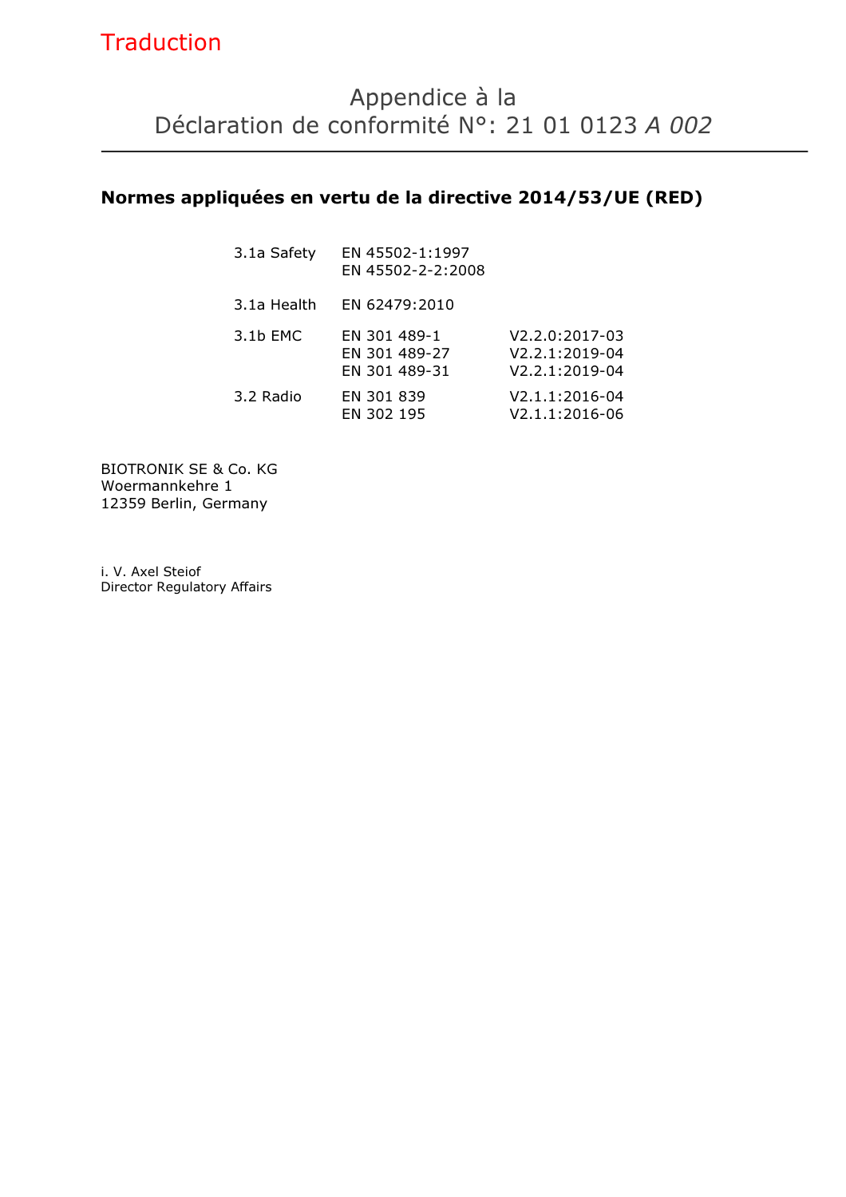Traduction

# Appendice à la
# Déclaration de conformité N°: 21 01 0123 *A 002*

---

**Normes appliquées en vertu de la directive 2014/53/UE (RED)**

| | | |
|---|---|---|
| 3.1a Safety | EN 45502-1:1997<br>EN 45502-2-2:2008 | |
| 3.1a Health | EN 62479:2010 | |
| 3.1b EMC | EN 301 489-1<br>EN 301 489-27<br>EN 301 489-31 | V2.2.0:2017-03<br>V2.2.1:2019-04<br>V2.2.1:2019-04 |
| 3.2 Radio | EN 301 839<br>EN 302 195 | V2.1.1:2016-04<br>V2.1.1:2016-06 |

BIOTRONIK SE & Co. KG
Woermannkehre 1
12359 Berlin, Germany

i. V. Axel Steiof
Director Regulatory Affairs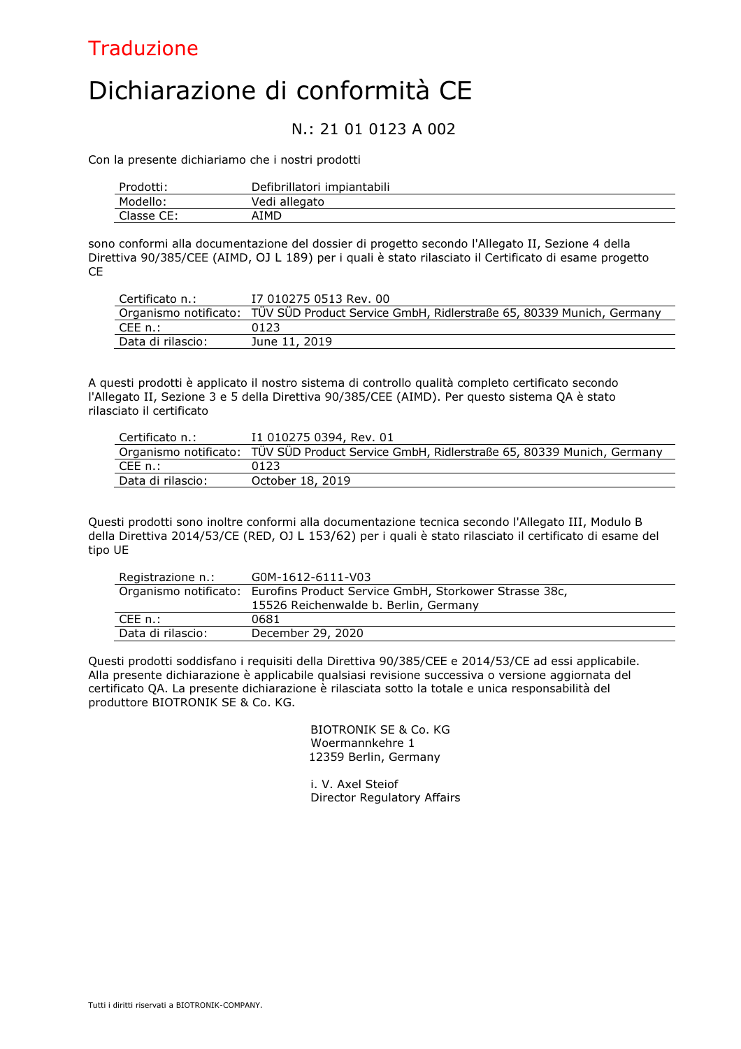Traduzione

# Dichiarazione di conformità CE

N.: 21 01 0123 A 002

Con la presente dichiariamo che i nostri prodotti

| | |
|---|---|
| Prodotti: | Defibrillatori impiantabili |
| Modello: | Vedi allegato |
| Classe CE: | AIMD |

sono conformi alla documentazione del dossier di progetto secondo l'Allegato II, Sezione 4 della Direttiva 90/385/CEE (AIMD, OJ L 189) per i quali è stato rilasciato il Certificato di esame progetto CE

| | |
|---|---|
| Certificato n.: | I7 010275 0513 Rev. 00 |
| Organismo notificato: | TÜV SÜD Product Service GmbH, Ridlerstraße 65, 80339 Munich, Germany |
| CEE n.: | 0123 |
| Data di rilascio: | June 11, 2019 |

A questi prodotti è applicato il nostro sistema di controllo qualità completo certificato secondo l'Allegato II, Sezione 3 e 5 della Direttiva 90/385/CEE (AIMD). Per questo sistema QA è stato rilasciato il certificato

| | |
|---|---|
| Certificato n.: | I1 010275 0394, Rev. 01 |
| Organismo notificato: | TÜV SÜD Product Service GmbH, Ridlerstraße 65, 80339 Munich, Germany |
| CEE n.: | 0123 |
| Data di rilascio: | October 18, 2019 |

Questi prodotti sono inoltre conformi alla documentazione tecnica secondo l'Allegato III, Modulo B della Direttiva 2014/53/CE (RED, OJ L 153/62) per i quali è stato rilasciato il certificato di esame del tipo UE

| | |
|---|---|
| Registrazione n.: | G0M-1612-6111-V03 |
| Organismo notificato: | Eurofins Product Service GmbH, Storkower Strasse 38c, 15526 Reichenwalde b. Berlin, Germany |
| CEE n.: | 0681 |
| Data di rilascio: | December 29, 2020 |

Questi prodotti soddisfano i requisiti della Direttiva 90/385/CEE e 2014/53/CE ad essi applicabile. Alla presente dichiarazione è applicabile qualsiasi revisione successiva o versione aggiornata del certificato QA. La presente dichiarazione è rilasciata sotto la totale e unica responsabilità del produttore BIOTRONIK SE & Co. KG.

BIOTRONIK SE & Co. KG
Woermannkehre 1
12359 Berlin, Germany

i. V. Axel Steiof
Director Regulatory Affairs

Tutti i diritti riservati a BIOTRONIK-COMPANY.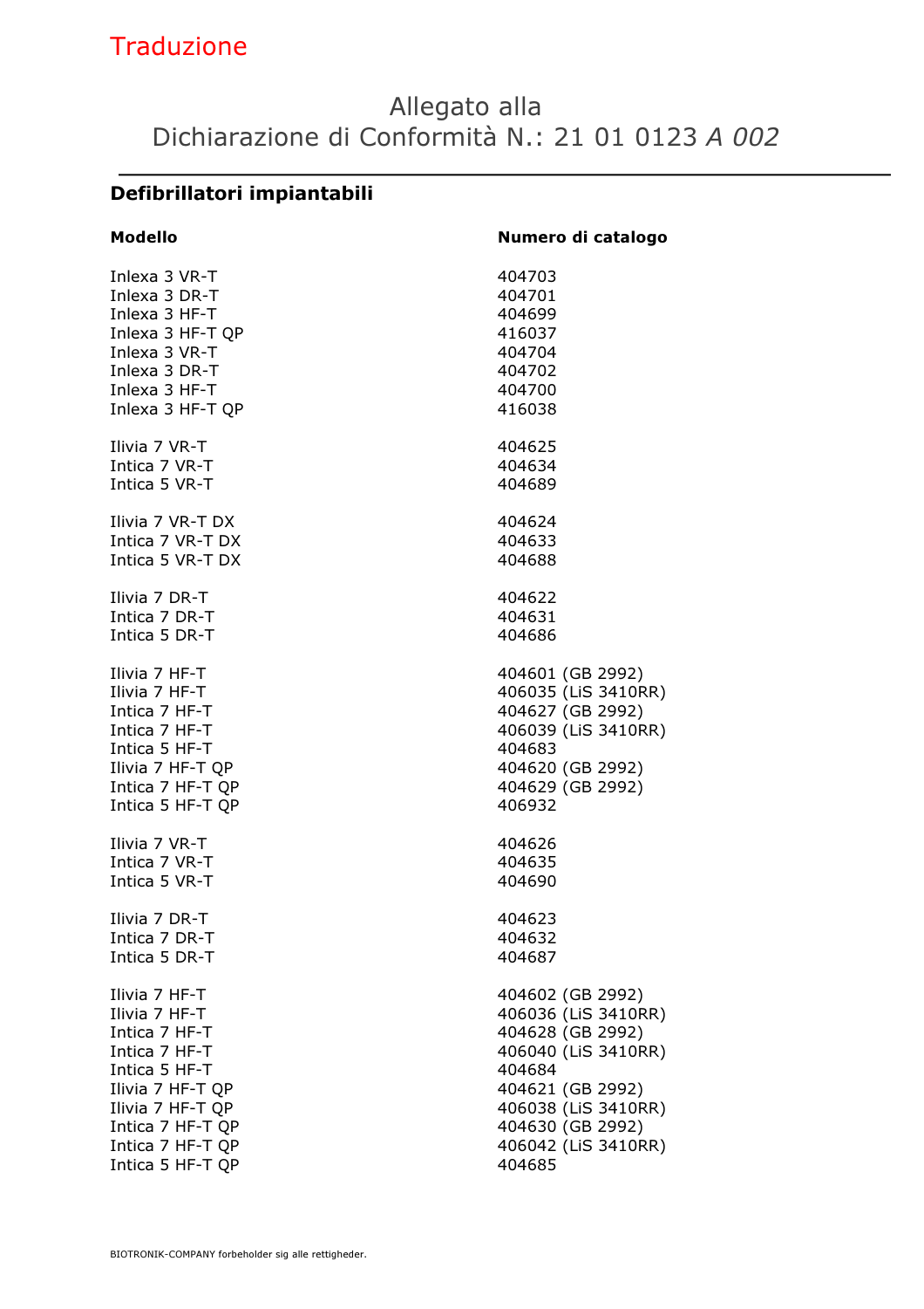Traduzione

# Allegato alla Dichiarazione di Conformità N.: 21 01 0123 *A 002*

## Defibrillatori impiantabili

| Modello | Numero di catalogo |
| --- | --- |
| Inlexa 3 VR-T | 404703 |
| Inlexa 3 DR-T | 404701 |
| Inlexa 3 HF-T | 404699 |
| Inlexa 3 HF-T QP | 416037 |
| Inlexa 3 VR-T | 404704 |
| Inlexa 3 DR-T | 404702 |
| Inlexa 3 HF-T | 404700 |
| Inlexa 3 HF-T QP | 416038 |
| | |
| Ilivia 7 VR-T | 404625 |
| Intica 7 VR-T | 404634 |
| Intica 5 VR-T | 404689 |
| | |
| Ilivia 7 VR-T DX | 404624 |
| Intica 7 VR-T DX | 404633 |
| Intica 5 VR-T DX | 404688 |
| | |
| Ilivia 7 DR-T | 404622 |
| Intica 7 DR-T | 404631 |
| Intica 5 DR-T | 404686 |
| | |
| Ilivia 7 HF-T | 404601 (GB 2992) |
| Ilivia 7 HF-T | 406035 (LiS 3410RR) |
| Intica 7 HF-T | 404627 (GB 2992) |
| Intica 7 HF-T | 406039 (LiS 3410RR) |
| Intica 5 HF-T | 404683 |
| Ilivia 7 HF-T QP | 404620 (GB 2992) |
| Intica 7 HF-T QP | 404629 (GB 2992) |
| Intica 5 HF-T QP | 406932 |
| | |
| Ilivia 7 VR-T | 404626 |
| Intica 7 VR-T | 404635 |
| Intica 5 VR-T | 404690 |
| | |
| Ilivia 7 DR-T | 404623 |
| Intica 7 DR-T | 404632 |
| Intica 5 DR-T | 404687 |
| | |
| Ilivia 7 HF-T | 404602 (GB 2992) |
| Ilivia 7 HF-T | 406036 (LiS 3410RR) |
| Intica 7 HF-T | 404628 (GB 2992) |
| Intica 7 HF-T | 406040 (LiS 3410RR) |
| Intica 5 HF-T | 404684 |
| Ilivia 7 HF-T QP | 404621 (GB 2992) |
| Ilivia 7 HF-T QP | 406038 (LiS 3410RR) |
| Intica 7 HF-T QP | 404630 (GB 2992) |
| Intica 7 HF-T QP | 406042 (LiS 3410RR) |
| Intica 5 HF-T QP | 404685 |

BIOTRONIK-COMPANY forbeholder sig alle rettigheder.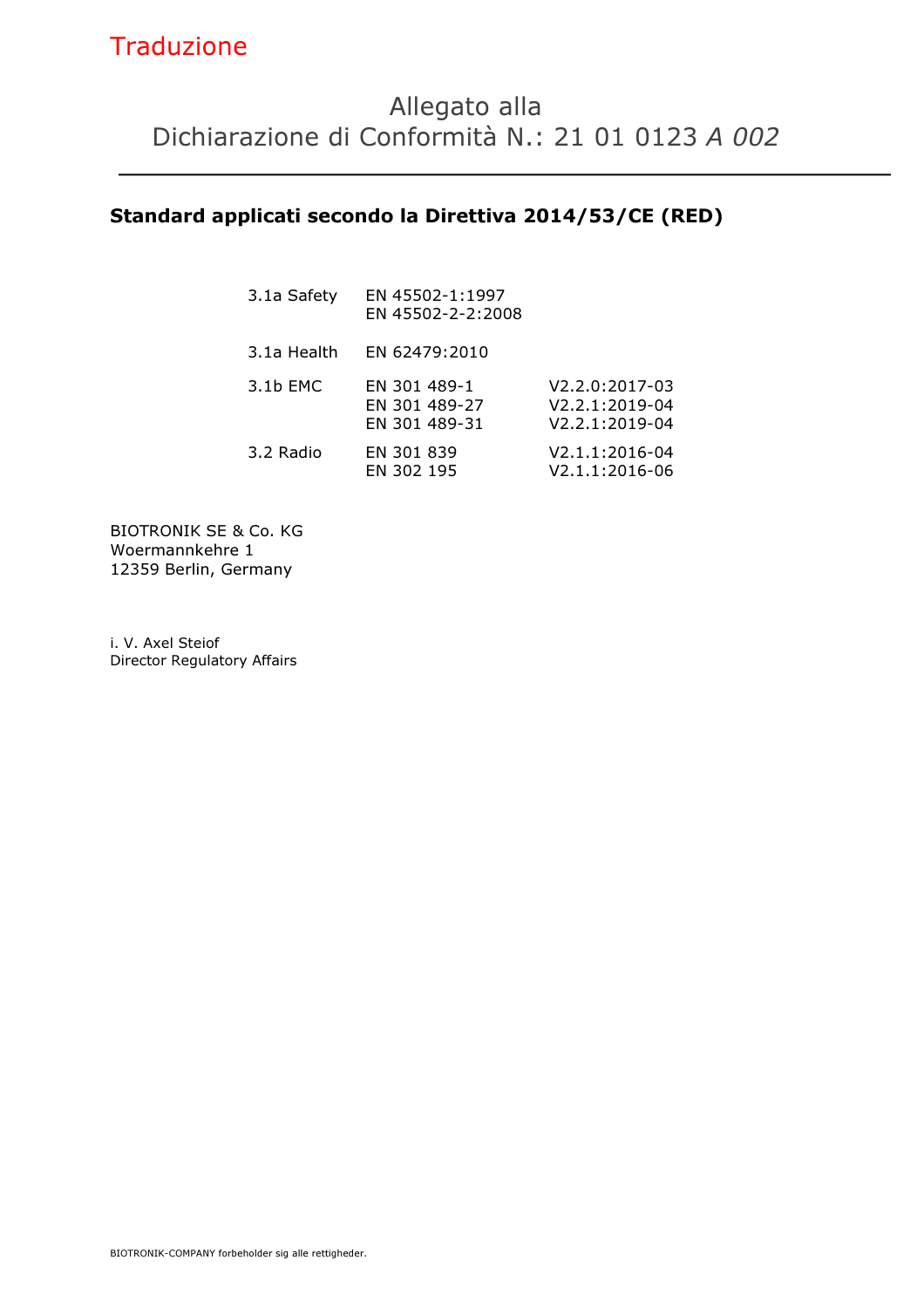Traduzione

# Allegato alla
# Dichiarazione di Conformità N.: 21 01 0123 *A 002*

## Standard applicati secondo la Direttiva 2014/53/CE (RED)

| | | |
|---|---|---|
| 3.1a Safety | EN 45502-1:1997<br>EN 45502-2-2:2008 | |
| 3.1a Health | EN 62479:2010 | |
| 3.1b EMC | EN 301 489-1<br>EN 301 489-27<br>EN 301 489-31 | V2.2.0:2017-03<br>V2.2.1:2019-04<br>V2.2.1:2019-04 |
| 3.2 Radio | EN 301 839<br>EN 302 195 | V2.1.1:2016-04<br>V2.1.1:2016-06 |

BIOTRONIK SE & Co. KG
Woermannkehre 1
12359 Berlin, Germany

i. V. Axel Steiof
Director Regulatory Affairs

BIOTRONIK-COMPANY forbeholder sig alle rettigheder.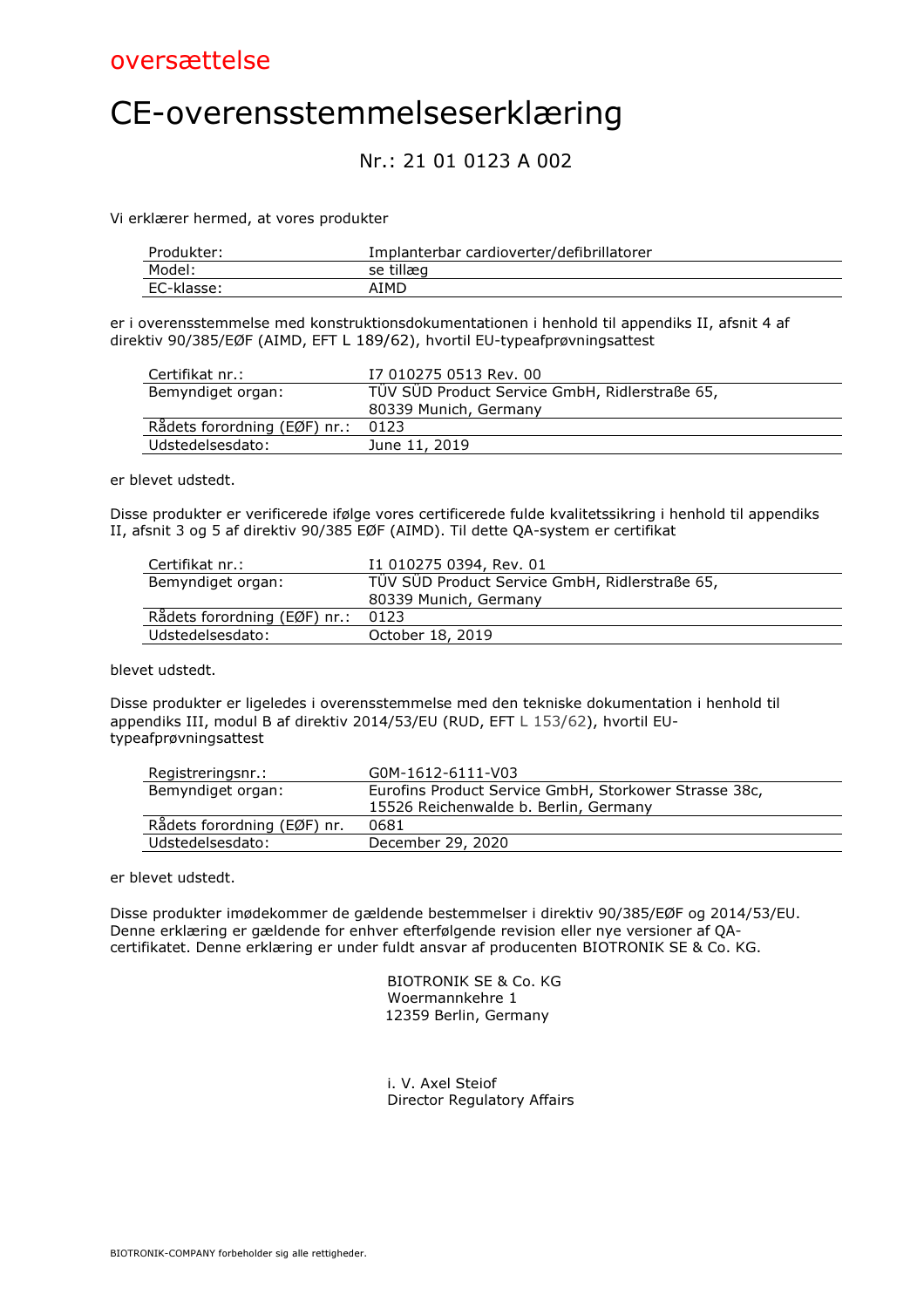oversættelse

# CE-overensstemmelseserklæring

## Nr.: 21 01 0123 A 002

Vi erklærer hermed, at vores produkter

| | |
|---|---|
| Produkter: | Implanterbar cardioverter/defibrillatorer |
| Model: | se tillæg |
| EC-klasse: | AIMD |

er i overensstemmelse med konstruktionsdokumentationen i henhold til appendiks II, afsnit 4 af direktiv 90/385/EØF (AIMD, EFT L 189/62), hvortil EU-typeafprøvningsattest

| | |
|---|---|
| Certifikat nr.: | I7 010275 0513 Rev. 00 |
| Bemyndiget organ: | TÜV SÜD Product Service GmbH, Ridlerstraße 65, 80339 Munich, Germany |
| Rådets forordning (EØF) nr.: | 0123 |
| Udstedelsesdato: | June 11, 2019 |

er blevet udstedt.

Disse produkter er verificerede ifølge vores certificerede fulde kvalitetssikring i henhold til appendiks II, afsnit 3 og 5 af direktiv 90/385 EØF (AIMD). Til dette QA-system er certifikat

| | |
|---|---|
| Certifikat nr.: | I1 010275 0394, Rev. 01 |
| Bemyndiget organ: | TÜV SÜD Product Service GmbH, Ridlerstraße 65, 80339 Munich, Germany |
| Rådets forordning (EØF) nr.: | 0123 |
| Udstedelsesdato: | October 18, 2019 |

blevet udstedt.

Disse produkter er ligeledes i overensstemmelse med den tekniske dokumentation i henhold til appendiks III, modul B af direktiv 2014/53/EU (RUD, EFT L 153/62), hvortil EU-typeafprøvningsattest

| | |
|---|---|
| Registreringsnr.: | G0M-1612-6111-V03 |
| Bemyndiget organ: | Eurofins Product Service GmbH, Storkower Strasse 38c, 15526 Reichenwalde b. Berlin, Germany |
| Rådets forordning (EØF) nr. | 0681 |
| Udstedelsesdato: | December 29, 2020 |

er blevet udstedt.

Disse produkter imødekommer de gældende bestemmelser i direktiv 90/385/EØF og 2014/53/EU. Denne erklæring er gældende for enhver efterfølgende revision eller nye versioner af QA-certifikatet. Denne erklæring er under fuldt ansvar af producenten BIOTRONIK SE & Co. KG.

BIOTRONIK SE & Co. KG
Woermannkehre 1
12359 Berlin, Germany

i. V. Axel Steiof
Director Regulatory Affairs

BIOTRONIK-COMPANY forbeholder sig alle rettigheder.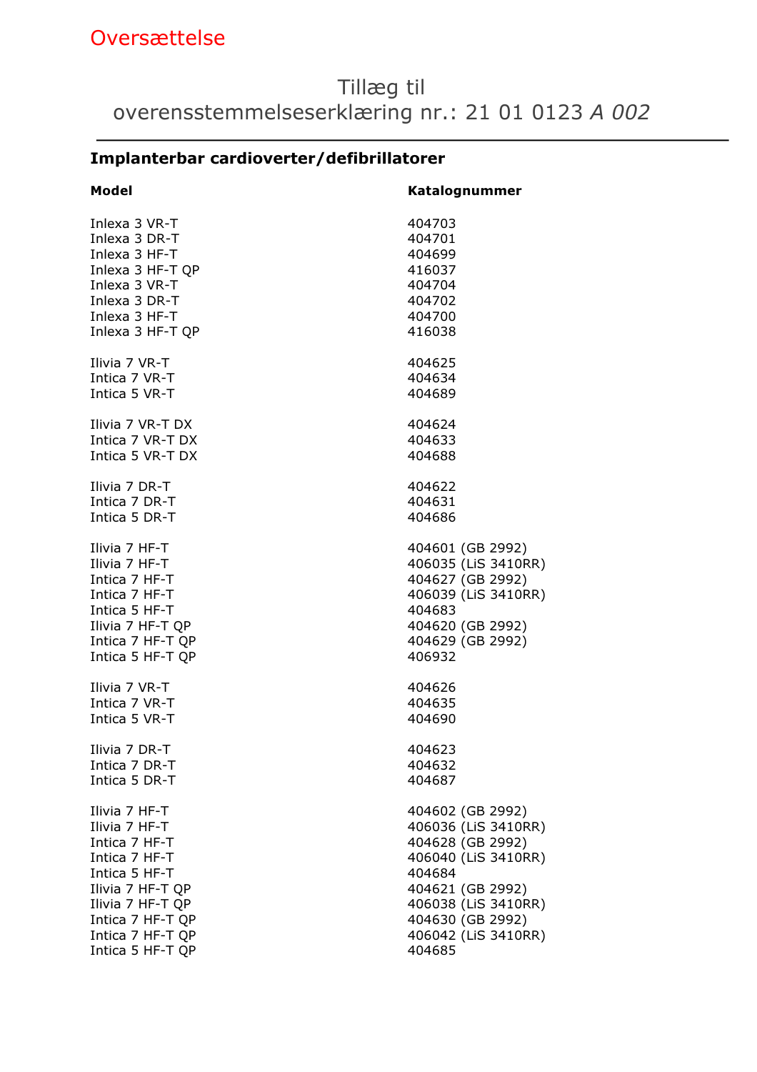Oversættelse

# Tillæg til overensstemmelseserklæring nr.: 21 01 0123 *A 002*

## Implanterbar cardioverter/defibrillatorer

| Model | Katalognummer |
|---|---|
| Inlexa 3 VR-T | 404703 |
| Inlexa 3 DR-T | 404701 |
| Inlexa 3 HF-T | 404699 |
| Inlexa 3 HF-T QP | 416037 |
| Inlexa 3 VR-T | 404704 |
| Inlexa 3 DR-T | 404702 |
| Inlexa 3 HF-T | 404700 |
| Inlexa 3 HF-T QP | 416038 |
| | |
| Ilivia 7 VR-T | 404625 |
| Intica 7 VR-T | 404634 |
| Intica 5 VR-T | 404689 |
| | |
| Ilivia 7 VR-T DX | 404624 |
| Intica 7 VR-T DX | 404633 |
| Intica 5 VR-T DX | 404688 |
| | |
| Ilivia 7 DR-T | 404622 |
| Intica 7 DR-T | 404631 |
| Intica 5 DR-T | 404686 |
| | |
| Ilivia 7 HF-T | 404601 (GB 2992) |
| Ilivia 7 HF-T | 406035 (LiS 3410RR) |
| Intica 7 HF-T | 404627 (GB 2992) |
| Intica 7 HF-T | 406039 (LiS 3410RR) |
| Intica 5 HF-T | 404683 |
| Ilivia 7 HF-T QP | 404620 (GB 2992) |
| Intica 7 HF-T QP | 404629 (GB 2992) |
| Intica 5 HF-T QP | 406932 |
| | |
| Ilivia 7 VR-T | 404626 |
| Intica 7 VR-T | 404635 |
| Intica 5 VR-T | 404690 |
| | |
| Ilivia 7 DR-T | 404623 |
| Intica 7 DR-T | 404632 |
| Intica 5 DR-T | 404687 |
| | |
| Ilivia 7 HF-T | 404602 (GB 2992) |
| Ilivia 7 HF-T | 406036 (LiS 3410RR) |
| Intica 7 HF-T | 404628 (GB 2992) |
| Intica 7 HF-T | 406040 (LiS 3410RR) |
| Intica 5 HF-T | 404684 |
| Ilivia 7 HF-T QP | 404621 (GB 2992) |
| Ilivia 7 HF-T QP | 406038 (LiS 3410RR) |
| Intica 7 HF-T QP | 404630 (GB 2992) |
| Intica 7 HF-T QP | 406042 (LiS 3410RR) |
| Intica 5 HF-T QP | 404685 |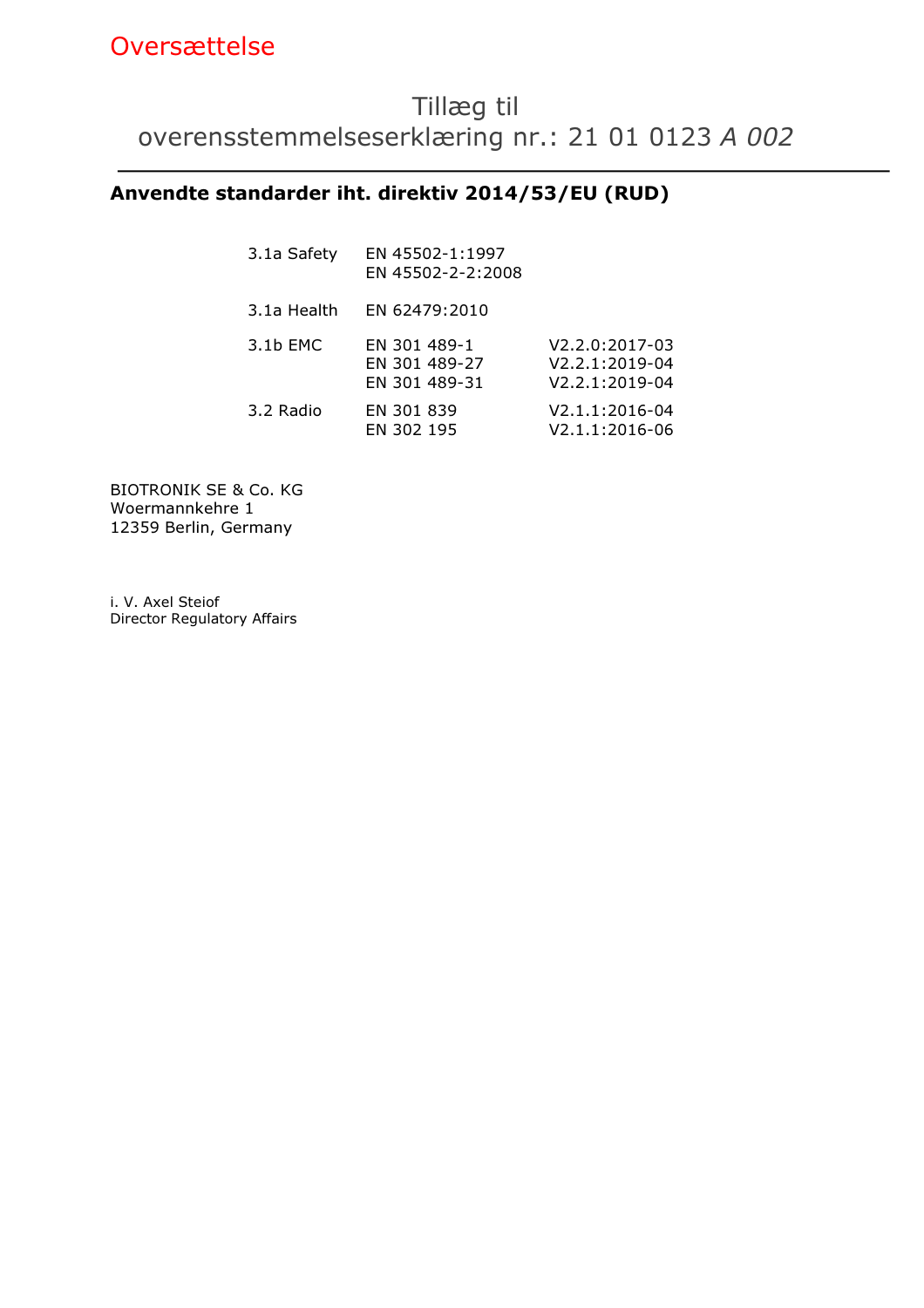Oversættelse

# Tillæg til overensstemmelseserklæring nr.: 21 01 0123 *A 002*

## Anvendte standarder iht. direktiv 2014/53/EU (RUD)

| | | |
|---|---|---|
| 3.1a Safety | EN 45502-1:1997<br>EN 45502-2-2:2008 | |
| 3.1a Health | EN 62479:2010 | |
| 3.1b EMC | EN 301 489-1<br>EN 301 489-27<br>EN 301 489-31 | V2.2.0:2017-03<br>V2.2.1:2019-04<br>V2.2.1:2019-04 |
| 3.2 Radio | EN 301 839<br>EN 302 195 | V2.1.1:2016-04<br>V2.1.1:2016-06 |

BIOTRONIK SE & Co. KG
Woermannkehre 1
12359 Berlin, Germany

i. V. Axel Steiof
Director Regulatory Affairs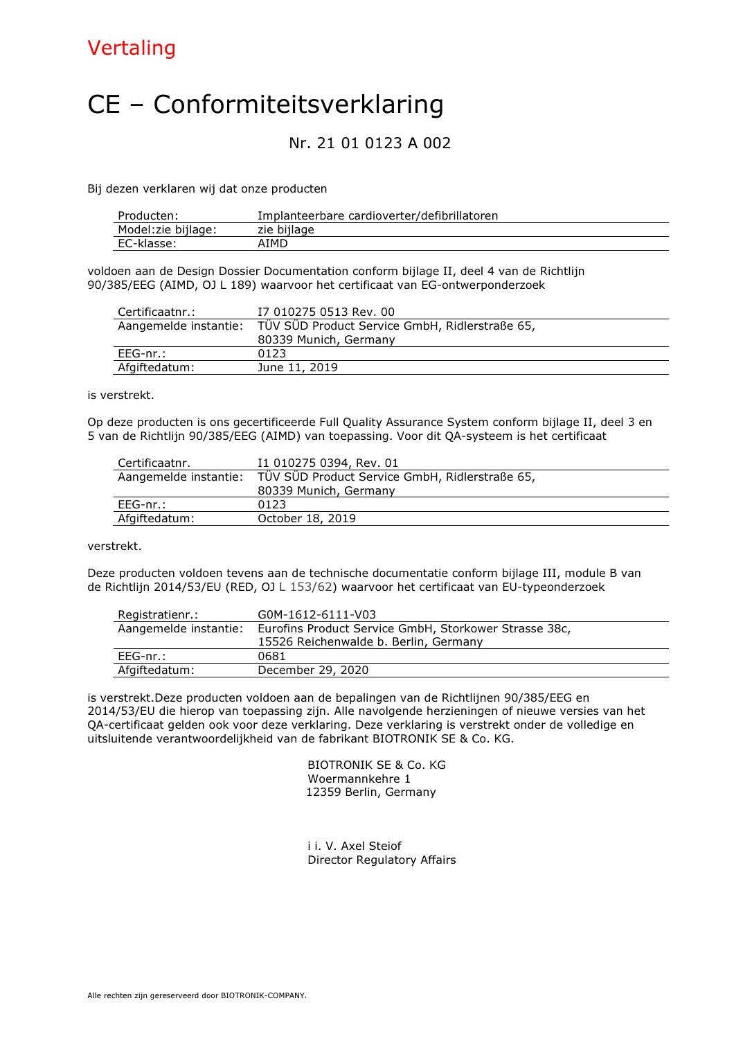Vertaling

# CE – Conformiteitsverklaring

## Nr. 21 01 0123 A 002

Bij dezen verklaren wij dat onze producten

| | |
|---|---|
| Producten: | Implanteerbare cardioverter/defibrillatoren |
| Model:zie bijlage: | zie bijlage |
| EC-klasse: | AIMD |

voldoen aan de Design Dossier Documentation conform bijlage II, deel 4 van de Richtlijn 90/385/EEG (AIMD, OJ L 189) waarvoor het certificaat van EG-ontwerponderzoek

| | |
|---|---|
| Certificaatnr.: | I7 010275 0513 Rev. 00 |
| Aangemelde instantie: | TÜV SÜD Product Service GmbH, Ridlerstraße 65, 80339 Munich, Germany |
| EEG-nr.: | 0123 |
| Afgiftedatum: | June 11, 2019 |

is verstrekt.

Op deze producten is ons gecertificeerde Full Quality Assurance System conform bijlage II, deel 3 en 5 van de Richtlijn 90/385/EEG (AIMD) van toepassing. Voor dit QA-systeem is het certificaat

| | |
|---|---|
| Certificaatnr. | I1 010275 0394, Rev. 01 |
| Aangemelde instantie: | TÜV SÜD Product Service GmbH, Ridlerstraße 65, 80339 Munich, Germany |
| EEG-nr.: | 0123 |
| Afgiftedatum: | October 18, 2019 |

verstrekt.

Deze producten voldoen tevens aan de technische documentatie conform bijlage III, module B van de Richtlijn 2014/53/EU (RED, OJ L 153/62) waarvoor het certificaat van EU-typeonderzoek

| | |
|---|---|
| Registratienr.: | G0M-1612-6111-V03 |
| Aangemelde instantie: | Eurofins Product Service GmbH, Storkower Strasse 38c, 15526 Reichenwalde b. Berlin, Germany |
| EEG-nr.: | 0681 |
| Afgiftedatum: | December 29, 2020 |

is verstrekt.Deze producten voldoen aan de bepalingen van de Richtlijnen 90/385/EEG en 2014/53/EU die hierop van toepassing zijn. Alle navolgende herzieningen of nieuwe versies van het QA-certificaat gelden ook voor deze verklaring. Deze verklaring is verstrekt onder de volledige en uitsluitende verantwoordelijkheid van de fabrikant BIOTRONIK SE & Co. KG.

BIOTRONIK SE & Co. KG
Woermannkehre 1
12359 Berlin, Germany

i i. V. Axel Steiof
Director Regulatory Affairs

Alle rechten zijn gereserveerd door BIOTRONIK-COMPANY.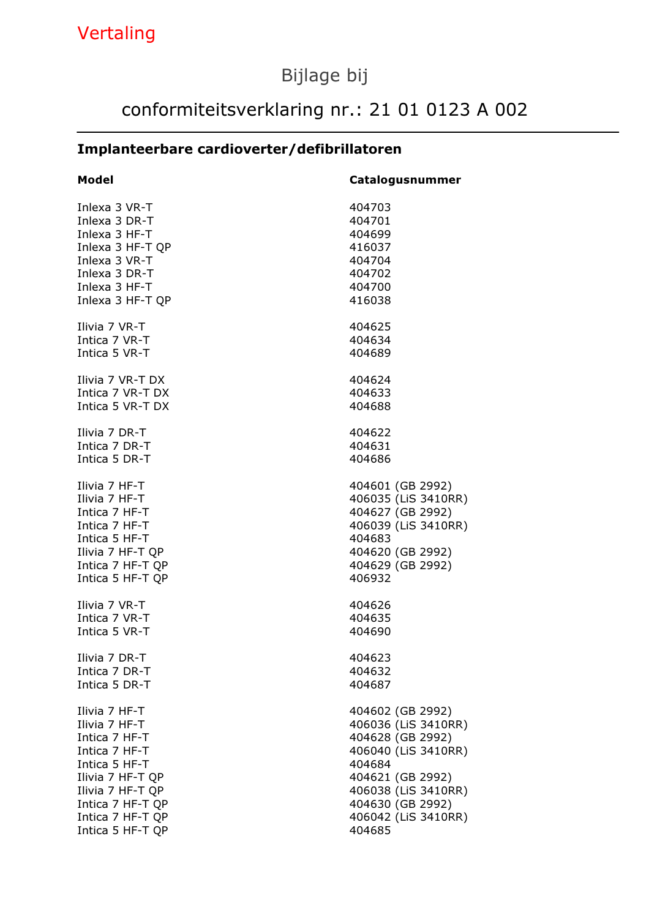Vertaling

# Bijlage bij

# conformiteitsverklaring nr.: 21 01 0123 A 002

## Implanteerbare cardioverter/defibrillatoren

| Model | Catalogusnummer |
|---|---|
| Inlexa 3 VR-T | 404703 |
| Inlexa 3 DR-T | 404701 |
| Inlexa 3 HF-T | 404699 |
| Inlexa 3 HF-T QP | 416037 |
| Inlexa 3 VR-T | 404704 |
| Inlexa 3 DR-T | 404702 |
| Inlexa 3 HF-T | 404700 |
| Inlexa 3 HF-T QP | 416038 |
| | |
| Ilivia 7 VR-T | 404625 |
| Intica 7 VR-T | 404634 |
| Intica 5 VR-T | 404689 |
| | |
| Ilivia 7 VR-T DX | 404624 |
| Intica 7 VR-T DX | 404633 |
| Intica 5 VR-T DX | 404688 |
| | |
| Ilivia 7 DR-T | 404622 |
| Intica 7 DR-T | 404631 |
| Intica 5 DR-T | 404686 |
| | |
| Ilivia 7 HF-T | 404601 (GB 2992) |
| Ilivia 7 HF-T | 406035 (LiS 3410RR) |
| Intica 7 HF-T | 404627 (GB 2992) |
| Intica 7 HF-T | 406039 (LiS 3410RR) |
| Intica 5 HF-T | 404683 |
| Ilivia 7 HF-T QP | 404620 (GB 2992) |
| Intica 7 HF-T QP | 404629 (GB 2992) |
| Intica 5 HF-T QP | 406932 |
| | |
| Ilivia 7 VR-T | 404626 |
| Intica 7 VR-T | 404635 |
| Intica 5 VR-T | 404690 |
| | |
| Ilivia 7 DR-T | 404623 |
| Intica 7 DR-T | 404632 |
| Intica 5 DR-T | 404687 |
| | |
| Ilivia 7 HF-T | 404602 (GB 2992) |
| Ilivia 7 HF-T | 406036 (LiS 3410RR) |
| Intica 7 HF-T | 404628 (GB 2992) |
| Intica 7 HF-T | 406040 (LiS 3410RR) |
| Intica 5 HF-T | 404684 |
| Ilivia 7 HF-T QP | 404621 (GB 2992) |
| Ilivia 7 HF-T QP | 406038 (LiS 3410RR) |
| Intica 7 HF-T QP | 404630 (GB 2992) |
| Intica 7 HF-T QP | 406042 (LiS 3410RR) |
| Intica 5 HF-T QP | 404685 |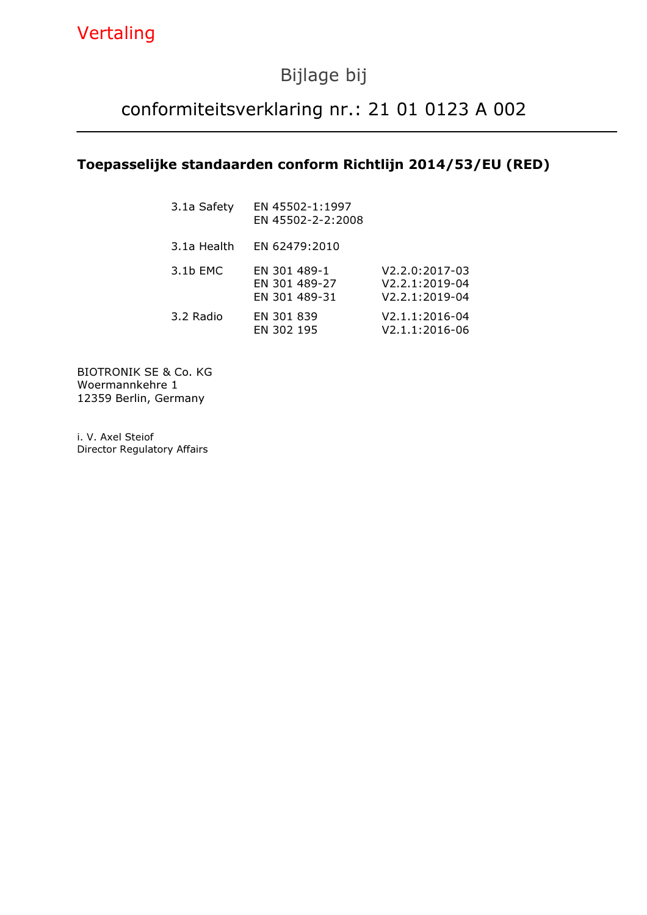Vertaling

# Bijlage bij

# conformiteitsverklaring nr.: 21 01 0123 A 002

## Toepasselijke standaarden conform Richtlijn 2014/53/EU (RED)

| | | |
|---|---|---|
| 3.1a Safety | EN 45502-1:1997 | |
| | EN 45502-2-2:2008 | |
| 3.1a Health | EN 62479:2010 | |
| 3.1b EMC | EN 301 489-1 | V2.2.0:2017-03 |
| | EN 301 489-27 | V2.2.1:2019-04 |
| | EN 301 489-31 | V2.2.1:2019-04 |
| 3.2 Radio | EN 301 839 | V2.1.1:2016-04 |
| | EN 302 195 | V2.1.1:2016-06 |

BIOTRONIK SE & Co. KG
Woermannkehre 1
12359 Berlin, Germany

i. V. Axel Steiof
Director Regulatory Affairs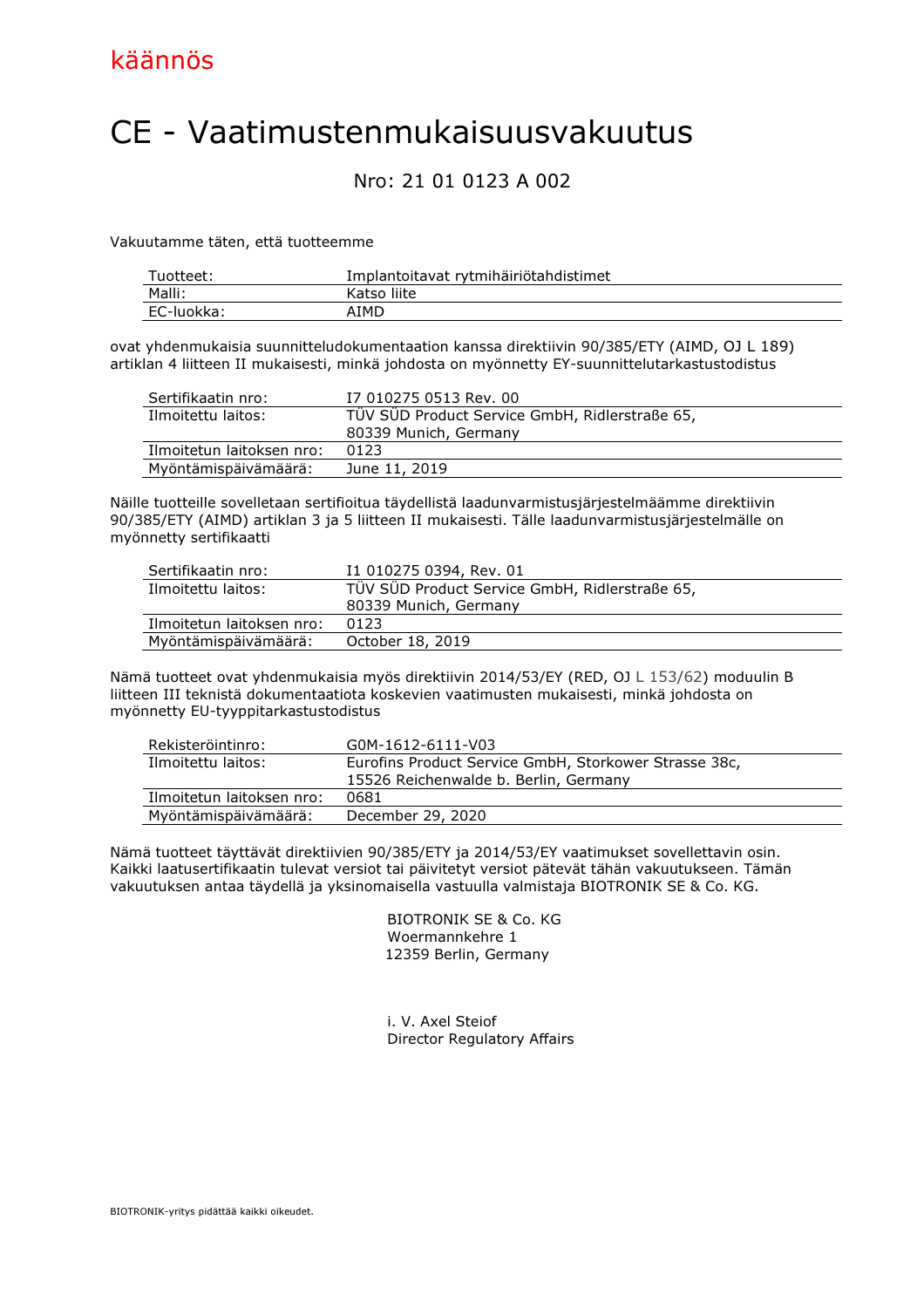käännös

# CE - Vaatimustenmukaisuusvakuutus

Nro: 21 01 0123 A 002

Vakuutamme täten, että tuotteemme

| | |
|---|---|
| Tuotteet: | Implantoitavat rytmihäiriötahdistimet |
| Malli: | Katso liite |
| EC-luokka: | AIMD |

ovat yhdenmukaisia suunnitteludokumentaation kanssa direktiivin 90/385/ETY (AIMD, OJ L 189) artiklan 4 liitteen II mukaisesti, minkä johdosta on myönnetty EY-suunnittelutarkastustodistus

| | |
|---|---|
| Sertifikaatin nro: | I7 010275 0513 Rev. 00 |
| Ilmoitettu laitos: | TÜV SÜD Product Service GmbH, Ridlerstraße 65, 80339 Munich, Germany |
| Ilmoitetun laitoksen nro: | 0123 |
| Myöntämispäivämäärä: | June 11, 2019 |

Näille tuotteille sovelletaan sertifioitua täydellistä laadunvarmistusjärjestelmäämme direktiivin 90/385/ETY (AIMD) artiklan 3 ja 5 liitteen II mukaisesti. Tälle laadunvarmistusjärjestelmälle on myönnetty sertifikaatti

| | |
|---|---|
| Sertifikaatin nro: | I1 010275 0394, Rev. 01 |
| Ilmoitettu laitos: | TÜV SÜD Product Service GmbH, Ridlerstraße 65, 80339 Munich, Germany |
| Ilmoitetun laitoksen nro: | 0123 |
| Myöntämispäivämäärä: | October 18, 2019 |

Nämä tuotteet ovat yhdenmukaisia myös direktiivin 2014/53/EY (RED, OJ L 153/62) moduulin B liitteen III teknistä dokumentaatiota koskevien vaatimusten mukaisesti, minkä johdosta on myönnetty EU-tyyppitarkastustodistus

| | |
|---|---|
| Rekisteröintinro: | G0M-1612-6111-V03 |
| Ilmoitettu laitos: | Eurofins Product Service GmbH, Storkower Strasse 38c, 15526 Reichenwalde b. Berlin, Germany |
| Ilmoitetun laitoksen nro: | 0681 |
| Myöntämispäivämäärä: | December 29, 2020 |

Nämä tuotteet täyttävät direktiivien 90/385/ETY ja 2014/53/EY vaatimukset sovellettavin osin. Kaikki laatusertifikaatin tulevat versiot tai päivitetyt versiot pätevät tähän vakuutukseen. Tämän vakuutuksen antaa täydellä ja yksinomaisella vastuulla valmistaja BIOTRONIK SE & Co. KG.

BIOTRONIK SE & Co. KG
Woermannkehre 1
12359 Berlin, Germany

i. V. Axel Steiof
Director Regulatory Affairs

BIOTRONIK-yritys pidättää kaikki oikeudet.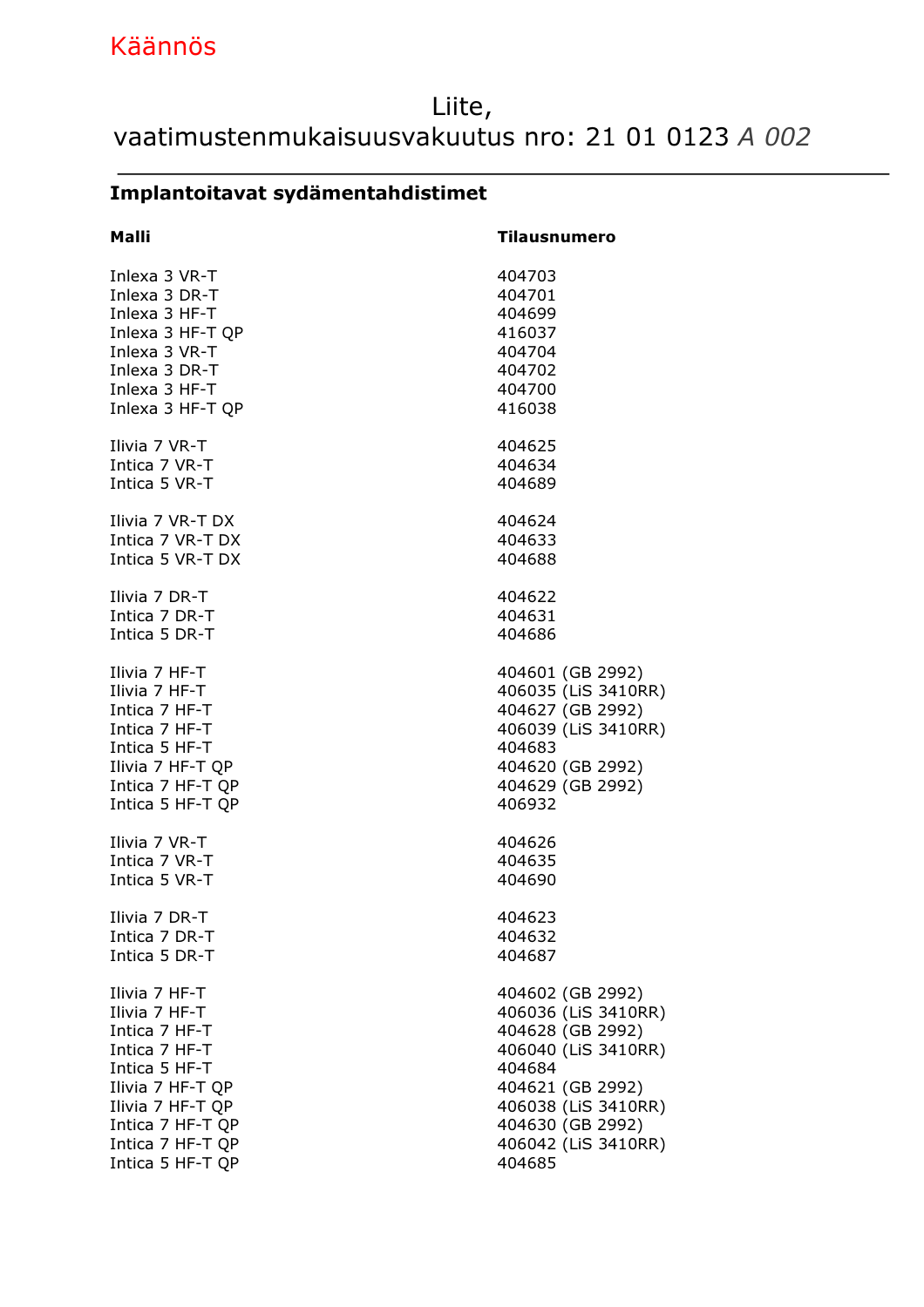Käännös

# Liite, vaatimustenmukaisuusvakuutus nro: 21 01 0123 *A 002*

## Implantoitavat sydämentahdistimet

| **Malli** | **Tilausnumero** |
|---|---|
| Inlexa 3 VR-T | 404703 |
| Inlexa 3 DR-T | 404701 |
| Inlexa 3 HF-T | 404699 |
| Inlexa 3 HF-T QP | 416037 |
| Inlexa 3 VR-T | 404704 |
| Inlexa 3 DR-T | 404702 |
| Inlexa 3 HF-T | 404700 |
| Inlexa 3 HF-T QP | 416038 |
| | |
| Ilivia 7 VR-T | 404625 |
| Intica 7 VR-T | 404634 |
| Intica 5 VR-T | 404689 |
| | |
| Ilivia 7 VR-T DX | 404624 |
| Intica 7 VR-T DX | 404633 |
| Intica 5 VR-T DX | 404688 |
| | |
| Ilivia 7 DR-T | 404622 |
| Intica 7 DR-T | 404631 |
| Intica 5 DR-T | 404686 |
| | |
| Ilivia 7 HF-T | 404601 (GB 2992) |
| Ilivia 7 HF-T | 406035 (LiS 3410RR) |
| Intica 7 HF-T | 404627 (GB 2992) |
| Intica 7 HF-T | 406039 (LiS 3410RR) |
| Intica 5 HF-T | 404683 |
| Ilivia 7 HF-T QP | 404620 (GB 2992) |
| Intica 7 HF-T QP | 404629 (GB 2992) |
| Intica 5 HF-T QP | 406932 |
| | |
| Ilivia 7 VR-T | 404626 |
| Intica 7 VR-T | 404635 |
| Intica 5 VR-T | 404690 |
| | |
| Ilivia 7 DR-T | 404623 |
| Intica 7 DR-T | 404632 |
| Intica 5 DR-T | 404687 |
| | |
| Ilivia 7 HF-T | 404602 (GB 2992) |
| Ilivia 7 HF-T | 406036 (LiS 3410RR) |
| Intica 7 HF-T | 404628 (GB 2992) |
| Intica 7 HF-T | 406040 (LiS 3410RR) |
| Intica 5 HF-T | 404684 |
| Ilivia 7 HF-T QP | 404621 (GB 2992) |
| Ilivia 7 HF-T QP | 406038 (LiS 3410RR) |
| Intica 7 HF-T QP | 404630 (GB 2992) |
| Intica 7 HF-T QP | 406042 (LiS 3410RR) |
| Intica 5 HF-T QP | 404685 |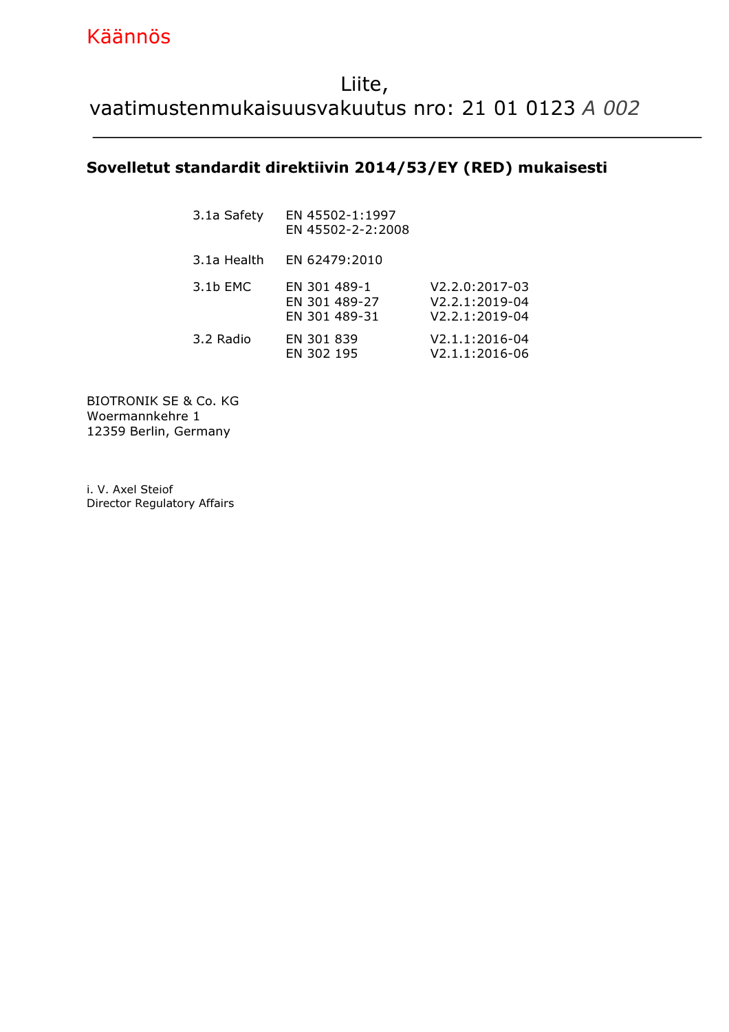Käännös

# Liite,
# vaatimustenmukaisuusvakuutus nro: 21 01 0123 *A 002*

---

## Sovelletut standardit direktiivin 2014/53/EY (RED) mukaisesti

| | | |
|---|---|---|
| 3.1a Safety | EN 45502-1:1997<br>EN 45502-2-2:2008 | |
| 3.1a Health | EN 62479:2010 | |
| 3.1b EMC | EN 301 489-1<br>EN 301 489-27<br>EN 301 489-31 | V2.2.0:2017-03<br>V2.2.1:2019-04<br>V2.2.1:2019-04 |
| 3.2 Radio | EN 301 839<br>EN 302 195 | V2.1.1:2016-04<br>V2.1.1:2016-06 |

BIOTRONIK SE & Co. KG
Woermannkehre 1
12359 Berlin, Germany

i. V. Axel Steiof
Director Regulatory Affairs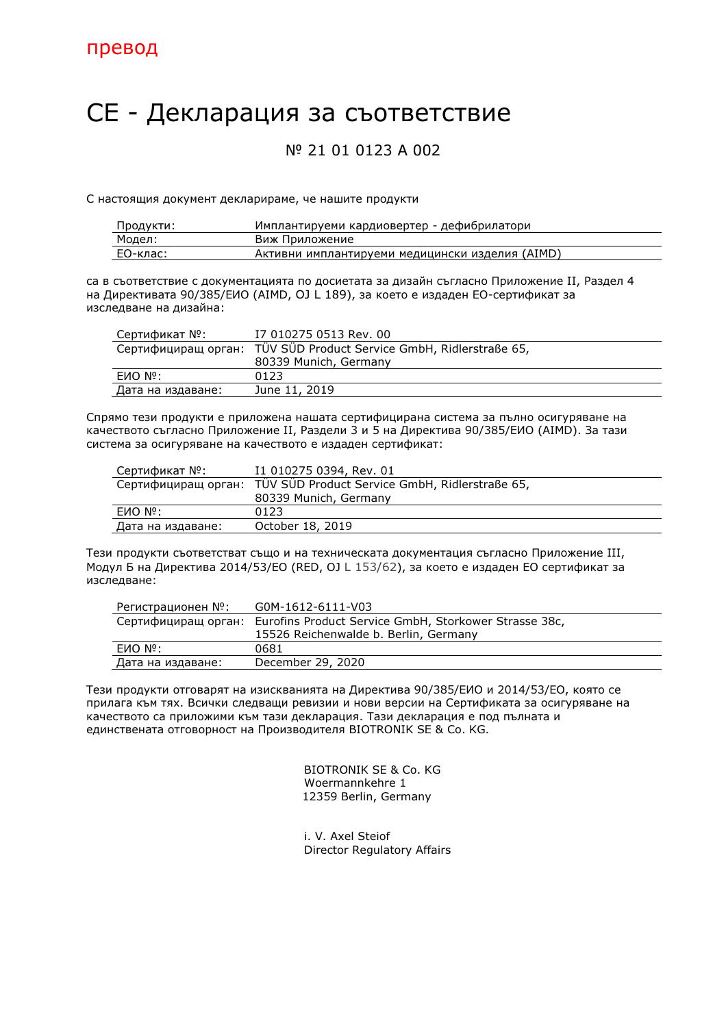превод

# CE - Декларация за съответствие

## № 21 01 0123 A 002

С настоящия документ декларираме, че нашите продукти

| | |
|---|---|
| Продукти: | Имплантируеми кардиовертер - дефибрилатори |
| Модел: | Виж Приложение |
| ЕО-клас: | Активни имплантируеми медицински изделия (AIMD) |

са в съответствие с документацията по досиетата за дизайн съгласно Приложение II, Раздел 4 на Директивата 90/385/ЕИО (AIMD, OJ L 189), за което е издаден ЕО-сертификат за изследване на дизайна:

| | |
|---|---|
| Сертификат №: | I7 010275 0513 Rev. 00 |
| Сертифициращ орган: | TÜV SÜD Product Service GmbH, Ridlerstraße 65, 80339 Munich, Germany |
| ЕИО №: | 0123 |
| Дата на издаване: | June 11, 2019 |

Спрямо тези продукти е приложена нашата сертифицирана система за пълно осигуряване на качеството съгласно Приложение II, Раздели 3 и 5 на Директива 90/385/ЕИО (AIMD). За тази система за осигуряване на качеството е издаден сертификат:

| | |
|---|---|
| Сертификат №: | I1 010275 0394, Rev. 01 |
| Сертифициращ орган: | TÜV SÜD Product Service GmbH, Ridlerstraße 65, 80339 Munich, Germany |
| ЕИО №: | 0123 |
| Дата на издаване: | October 18, 2019 |

Тези продукти съответстват също и на техническата документация съгласно Приложение III, Модул Б на Директива 2014/53/ЕО (RED, OJ L 153/62), за което е издаден ЕО сертификат за изследване:

| | |
|---|---|
| Регистрационен №: | G0M-1612-6111-V03 |
| Сертифициращ орган: | Eurofins Product Service GmbH, Storkower Strasse 38c, 15526 Reichenwalde b. Berlin, Germany |
| ЕИО №: | 0681 |
| Дата на издаване: | December 29, 2020 |

Тези продукти отговарят на изискванията на Директива 90/385/ЕИО и 2014/53/ЕО, която се прилага към тях. Всички следващи ревизии и нови версии на Сертификата за осигуряване на качеството са приложими към тази декларация. Тази декларация е под пълната и единствената отговорност на Производителя BIOTRONIK SE & Co. KG.

BIOTRONIK SE & Co. KG
Woermannkehre 1
12359 Berlin, Germany

i. V. Axel Steiof
Director Regulatory Affairs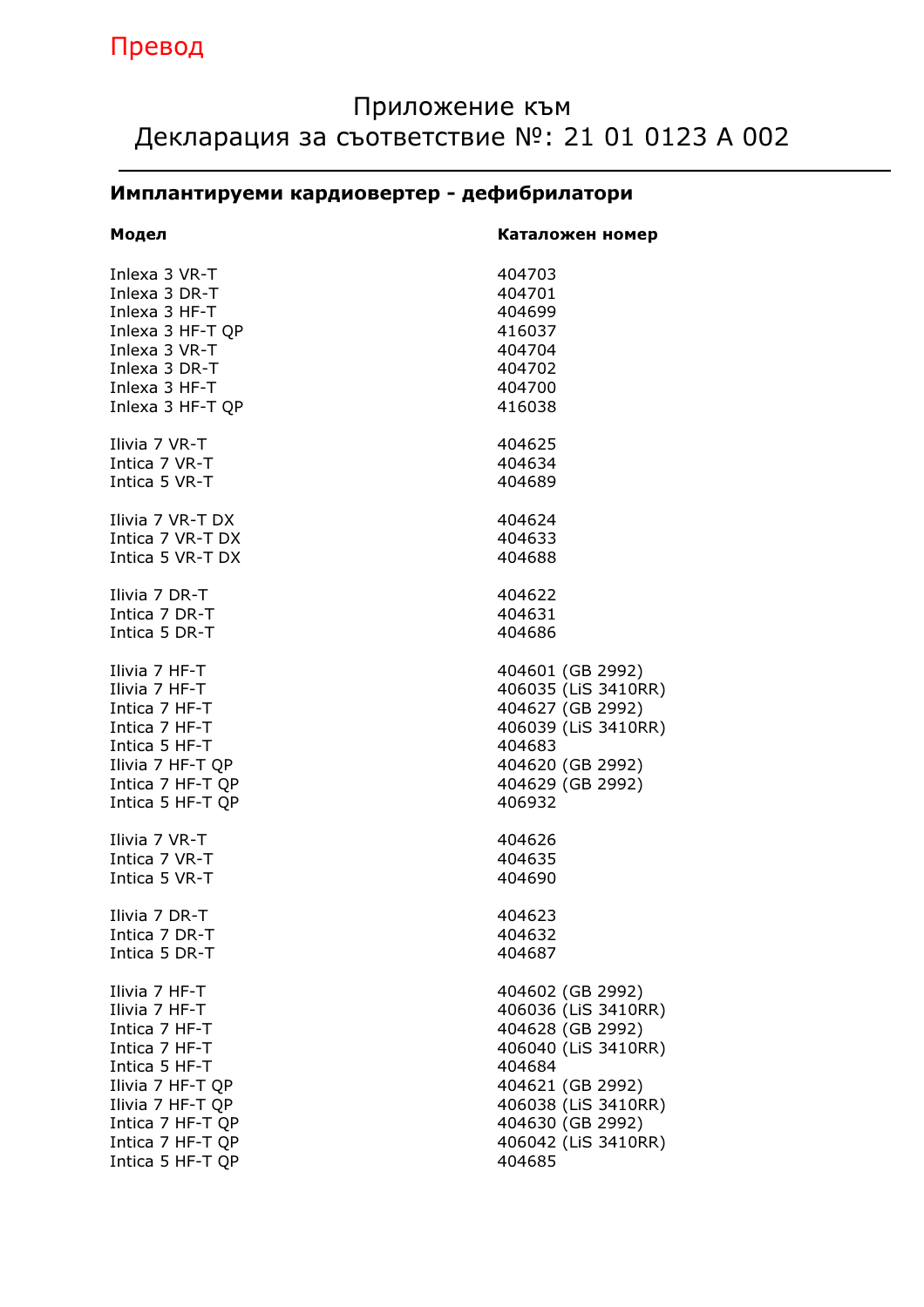Превод

# Приложение към
# Декларация за съответствие №: 21 01 0123 A 002

## Имплантируеми кардиовертер - дефибрилатори

| Модел | Каталожен номер |
|---|---|
| Inlexa 3 VR-T | 404703 |
| Inlexa 3 DR-T | 404701 |
| Inlexa 3 HF-T | 404699 |
| Inlexa 3 HF-T QP | 416037 |
| Inlexa 3 VR-T | 404704 |
| Inlexa 3 DR-T | 404702 |
| Inlexa 3 HF-T | 404700 |
| Inlexa 3 HF-T QP | 416038 |
| | |
| Ilivia 7 VR-T | 404625 |
| Intica 7 VR-T | 404634 |
| Intica 5 VR-T | 404689 |
| | |
| Ilivia 7 VR-T DX | 404624 |
| Intica 7 VR-T DX | 404633 |
| Intica 5 VR-T DX | 404688 |
| | |
| Ilivia 7 DR-T | 404622 |
| Intica 7 DR-T | 404631 |
| Intica 5 DR-T | 404686 |
| | |
| Ilivia 7 HF-T | 404601 (GB 2992) |
| Ilivia 7 HF-T | 406035 (LiS 3410RR) |
| Intica 7 HF-T | 404627 (GB 2992) |
| Intica 7 HF-T | 406039 (LiS 3410RR) |
| Intica 5 HF-T | 404683 |
| Ilivia 7 HF-T QP | 404620 (GB 2992) |
| Intica 7 HF-T QP | 404629 (GB 2992) |
| Intica 5 HF-T QP | 406932 |
| | |
| Ilivia 7 VR-T | 404626 |
| Intica 7 VR-T | 404635 |
| Intica 5 VR-T | 404690 |
| | |
| Ilivia 7 DR-T | 404623 |
| Intica 7 DR-T | 404632 |
| Intica 5 DR-T | 404687 |
| | |
| Ilivia 7 HF-T | 404602 (GB 2992) |
| Ilivia 7 HF-T | 406036 (LiS 3410RR) |
| Intica 7 HF-T | 404628 (GB 2992) |
| Intica 7 HF-T | 406040 (LiS 3410RR) |
| Intica 5 HF-T | 404684 |
| Ilivia 7 HF-T QP | 404621 (GB 2992) |
| Ilivia 7 HF-T QP | 406038 (LiS 3410RR) |
| Intica 7 HF-T QP | 404630 (GB 2992) |
| Intica 7 HF-T QP | 406042 (LiS 3410RR) |
| Intica 5 HF-T QP | 404685 |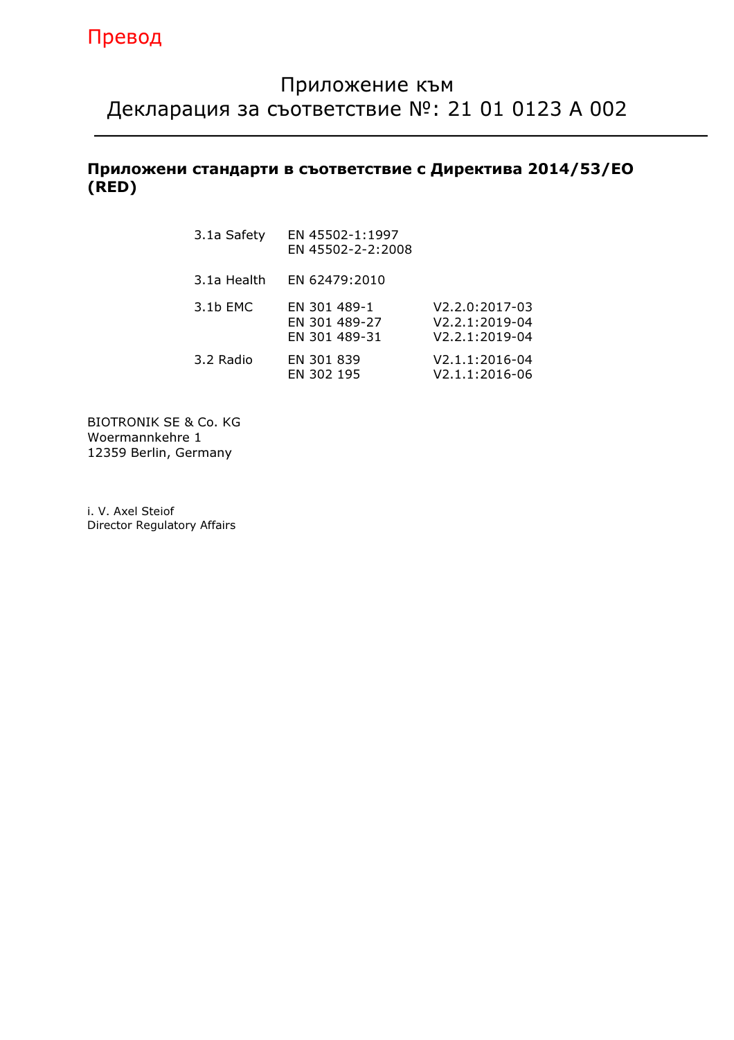Превод

# Приложение към
# Декларация за съответствие №: 21 01 0123 A 002

---

**Приложени стандарти в съответствие с Директива 2014/53/EO (RED)**

| | | |
|---|---|---|
| 3.1a Safety | EN 45502-1:1997<br>EN 45502-2-2:2008 | |
| 3.1a Health | EN 62479:2010 | |
| 3.1b EMC | EN 301 489-1<br>EN 301 489-27<br>EN 301 489-31 | V2.2.0:2017-03<br>V2.2.1:2019-04<br>V2.2.1:2019-04 |
| 3.2 Radio | EN 301 839<br>EN 302 195 | V2.1.1:2016-04<br>V2.1.1:2016-06 |

BIOTRONIK SE & Co. KG
Woermannkehre 1
12359 Berlin, Germany

i. V. Axel Steiof
Director Regulatory Affairs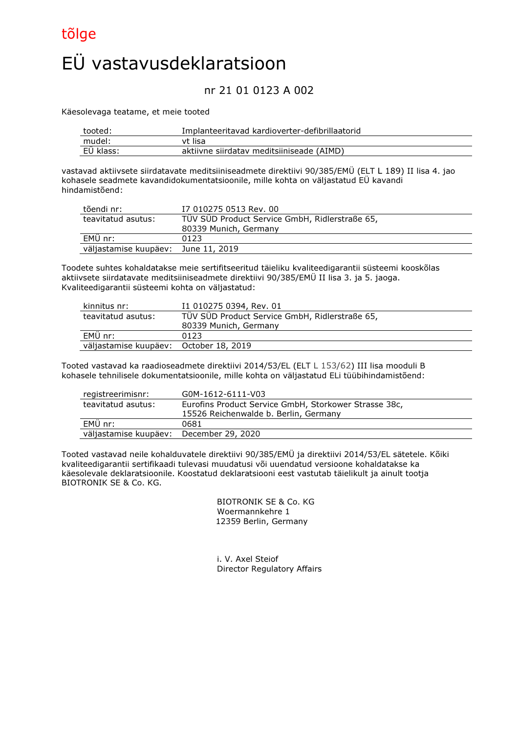tõlge

# EÜ vastavusdeklaratsioon

## nr 21 01 0123 A 002

Käesolevaga teatame, et meie tooted

| tooted: | Implanteeritavad kardioverter-defibrillaatorid |
|---|---|
| mudel: | vt lisa |
| EÜ klass: | aktiivne siirdatav meditsiiniseade (AIMD) |

vastavad aktiivsete siirdatavate meditsiiniseadmete direktiivi 90/385/EMÜ (ELT L 189) II lisa 4. jao kohasele seadmete kavandidokumentatsioonile, mille kohta on väljastatud EÜ kavandi hindamistõend:

| tõendi nr: | I7 010275 0513 Rev. 00 |
|---|---|
| teavitatud asutus: | TÜV SÜD Product Service GmbH, Ridlerstraße 65, 80339 Munich, Germany |
| EMÜ nr: | 0123 |
| väljastamise kuupäev: | June 11, 2019 |

Toodete suhtes kohaldatakse meie sertifitseeritud täieliku kvaliteedigarantii süsteemi kooskõlas aktiivsete siirdatavate meditsiiniseadmete direktiivi 90/385/EMÜ II lisa 3. ja 5. jaoga. Kvaliteedigarantii süsteemi kohta on väljastatud:

| kinnitus nr: | I1 010275 0394, Rev. 01 |
|---|---|
| teavitatud asutus: | TÜV SÜD Product Service GmbH, Ridlerstraße 65, 80339 Munich, Germany |
| EMÜ nr: | 0123 |
| väljastamise kuupäev: | October 18, 2019 |

Tooted vastavad ka raadioseadmete direktiivi 2014/53/EL (ELT L 153/62) III lisa mooduli B kohasele tehnilisele dokumentatsioonile, mille kohta on väljastatud ELi tüübihindamistõend:

| registreerimisnr: | G0M-1612-6111-V03 |
|---|---|
| teavitatud asutus: | Eurofins Product Service GmbH, Storkower Strasse 38c, 15526 Reichenwalde b. Berlin, Germany |
| EMÜ nr: | 0681 |
| väljastamise kuupäev: | December 29, 2020 |

Tooted vastavad neile kohalduvatele direktiivi 90/385/EMÜ ja direktiivi 2014/53/EL sätetele. Kõiki kvaliteedigarantii sertifikaadi tulevasi muudatusi või uuendatud versioone kohaldatakse ka käesolevale deklaratsioonile. Koostatud deklaratsiooni eest vastutab täielikult ja ainult tootja BIOTRONIK SE & Co. KG.

BIOTRONIK SE & Co. KG
Woermannkehre 1
12359 Berlin, Germany

i. V. Axel Steiof
Director Regulatory Affairs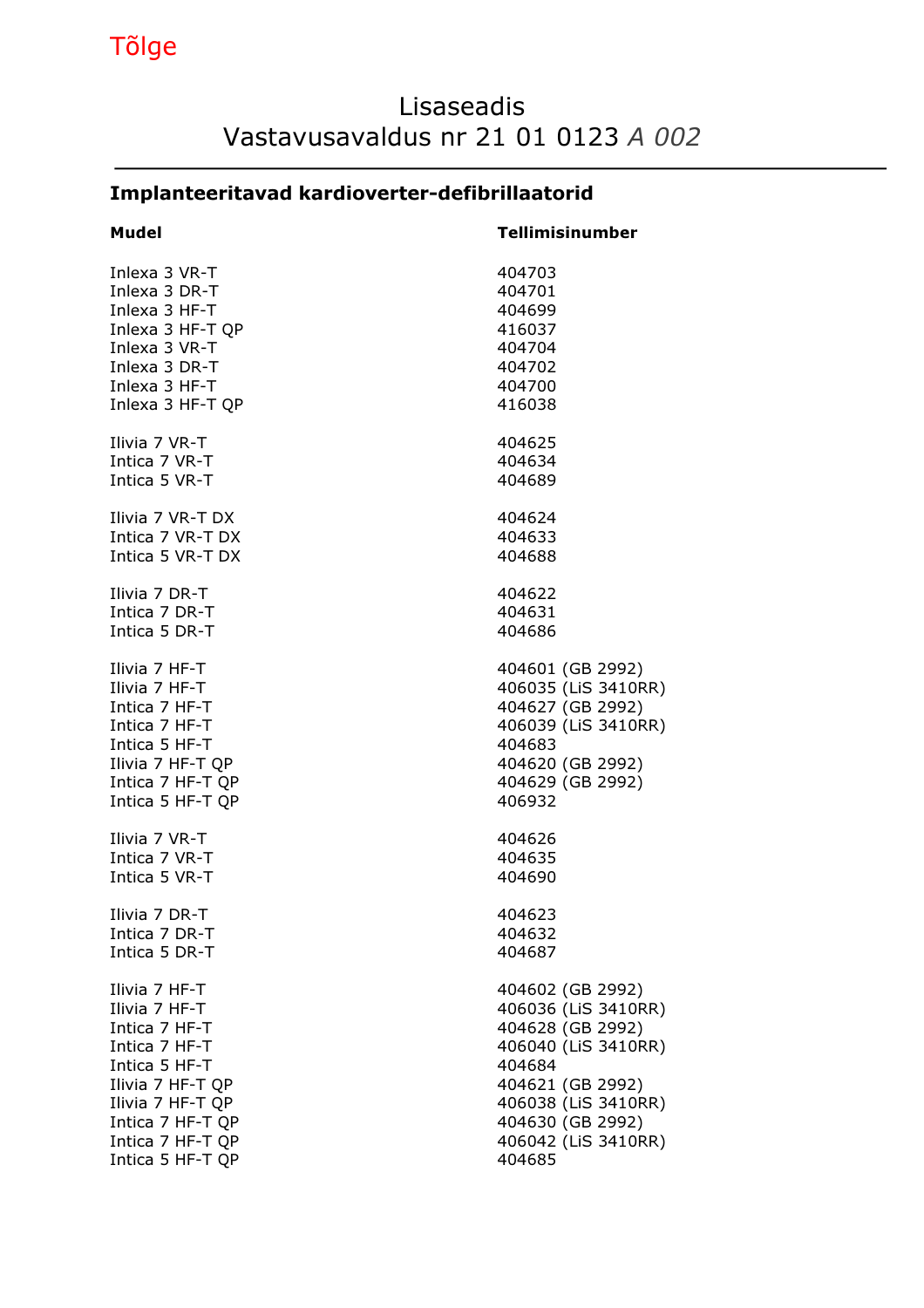Tõlge

# Lisaseadis
# Vastavusavaldus nr 21 01 0123 *A 002*

## Implanteeritavad kardioverter-defibrillaatorid

| Mudel | Tellimisinumber |
|---|---|
| Inlexa 3 VR-T | 404703 |
| Inlexa 3 DR-T | 404701 |
| Inlexa 3 HF-T | 404699 |
| Inlexa 3 HF-T QP | 416037 |
| Inlexa 3 VR-T | 404704 |
| Inlexa 3 DR-T | 404702 |
| Inlexa 3 HF-T | 404700 |
| Inlexa 3 HF-T QP | 416038 |
| | |
| Ilivia 7 VR-T | 404625 |
| Intica 7 VR-T | 404634 |
| Intica 5 VR-T | 404689 |
| | |
| Ilivia 7 VR-T DX | 404624 |
| Intica 7 VR-T DX | 404633 |
| Intica 5 VR-T DX | 404688 |
| | |
| Ilivia 7 DR-T | 404622 |
| Intica 7 DR-T | 404631 |
| Intica 5 DR-T | 404686 |
| | |
| Ilivia 7 HF-T | 404601 (GB 2992) |
| Ilivia 7 HF-T | 406035 (LiS 3410RR) |
| Intica 7 HF-T | 404627 (GB 2992) |
| Intica 7 HF-T | 406039 (LiS 3410RR) |
| Intica 5 HF-T | 404683 |
| Ilivia 7 HF-T QP | 404620 (GB 2992) |
| Intica 7 HF-T QP | 404629 (GB 2992) |
| Intica 5 HF-T QP | 406932 |
| | |
| Ilivia 7 VR-T | 404626 |
| Intica 7 VR-T | 404635 |
| Intica 5 VR-T | 404690 |
| | |
| Ilivia 7 DR-T | 404623 |
| Intica 7 DR-T | 404632 |
| Intica 5 DR-T | 404687 |
| | |
| Ilivia 7 HF-T | 404602 (GB 2992) |
| Ilivia 7 HF-T | 406036 (LiS 3410RR) |
| Intica 7 HF-T | 404628 (GB 2992) |
| Intica 7 HF-T | 406040 (LiS 3410RR) |
| Intica 5 HF-T | 404684 |
| Ilivia 7 HF-T QP | 404621 (GB 2992) |
| Ilivia 7 HF-T QP | 406038 (LiS 3410RR) |
| Intica 7 HF-T QP | 404630 (GB 2992) |
| Intica 7 HF-T QP | 406042 (LiS 3410RR) |
| Intica 5 HF-T QP | 404685 |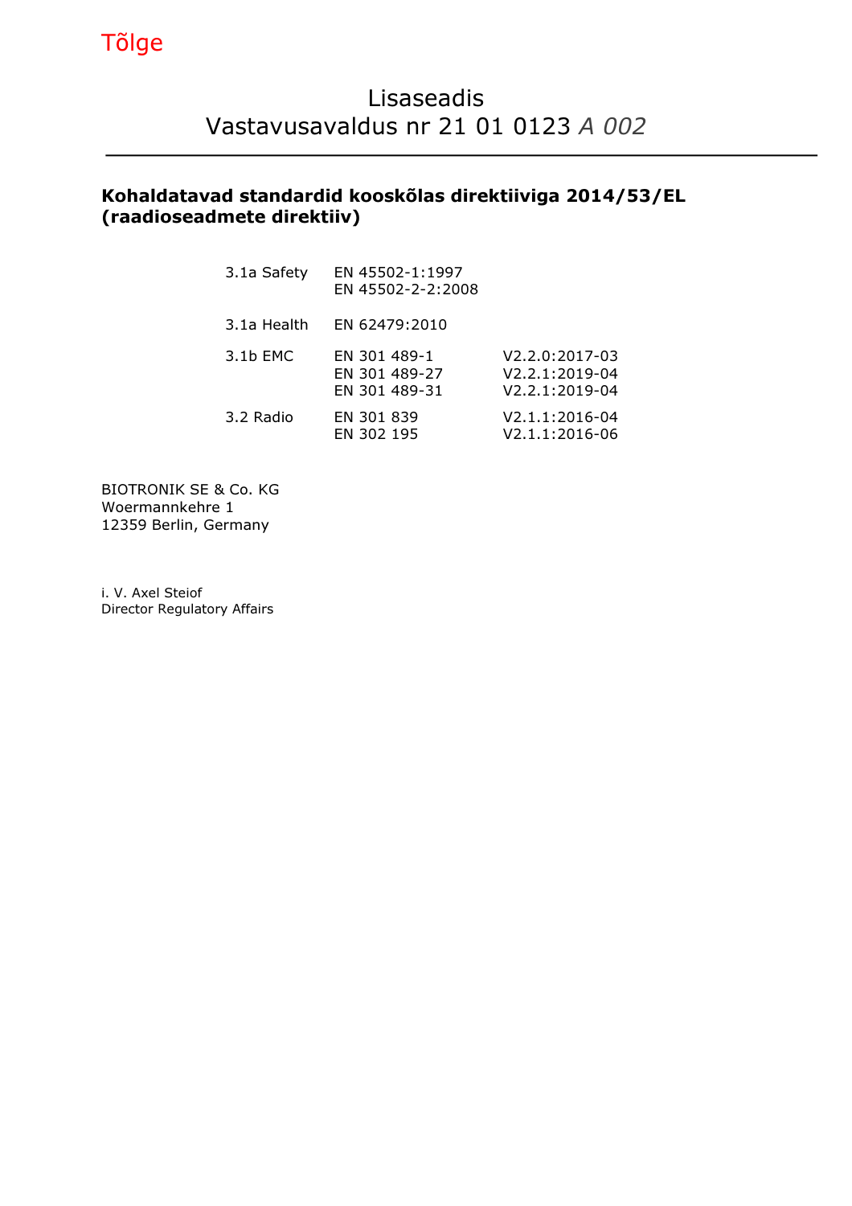Tõlge

# Lisaseadis
# Vastavusavaldus nr 21 01 0123 *A 002*

---

## Kohaldatavad standardid kooskõlas direktiiviga 2014/53/EL (raadioseadmete direktiiv)

| | | |
|---|---|---|
| 3.1a Safety | EN 45502-1:1997 | |
| | EN 45502-2-2:2008 | |
| 3.1a Health | EN 62479:2010 | |
| 3.1b EMC | EN 301 489-1 | V2.2.0:2017-03 |
| | EN 301 489-27 | V2.2.1:2019-04 |
| | EN 301 489-31 | V2.2.1:2019-04 |
| 3.2 Radio | EN 301 839 | V2.1.1:2016-04 |
| | EN 302 195 | V2.1.1:2016-06 |

BIOTRONIK SE & Co. KG
Woermannkehre 1
12359 Berlin, Germany

i. V. Axel Steiof
Director Regulatory Affairs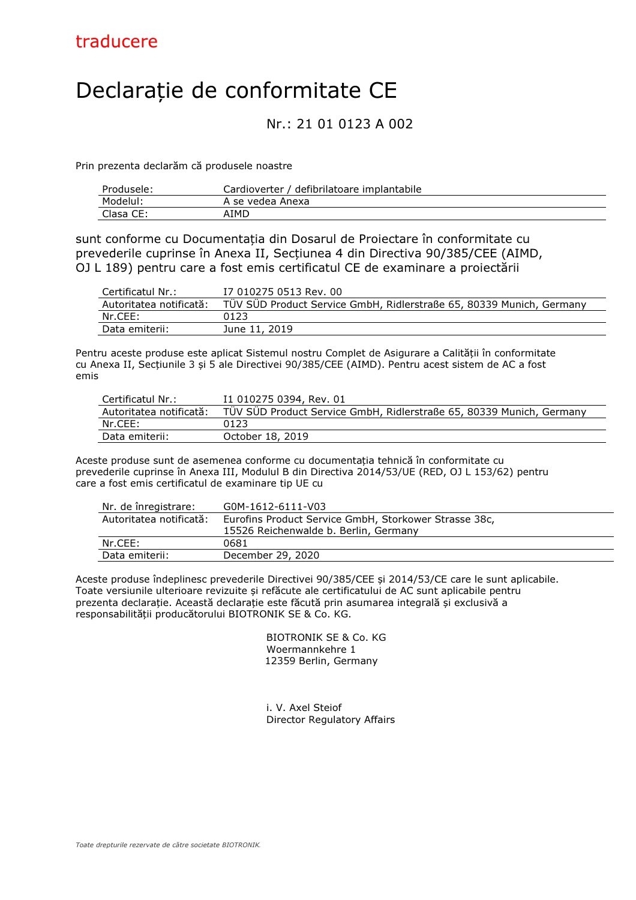traducere

# Declarație de conformitate CE

Nr.: 21 01 0123 A 002

Prin prezenta declarăm că produsele noastre

| | |
|---|---|
| Produsele: | Cardioverter / defibrilatoare implantabile |
| Modelul: | A se vedea Anexa |
| Clasa CE: | AIMD |

sunt conforme cu Documentația din Dosarul de Proiectare în conformitate cu prevederile cuprinse în Anexa II, Secțiunea 4 din Directiva 90/385/CEE (AIMD, OJ L 189) pentru care a fost emis certificatul CE de examinare a proiectării

| | |
|---|---|
| Certificatul Nr.: | I7 010275 0513 Rev. 00 |
| Autoritatea notificată: | TÜV SÜD Product Service GmbH, Ridlerstraße 65, 80339 Munich, Germany |
| Nr.CEE: | 0123 |
| Data emiterii: | June 11, 2019 |

Pentru aceste produse este aplicat Sistemul nostru Complet de Asigurare a Calității în conformitate cu Anexa II, Secțiunile 3 și 5 ale Directivei 90/385/CEE (AIMD). Pentru acest sistem de AC a fost emis

| | |
|---|---|
| Certificatul Nr.: | I1 010275 0394, Rev. 01 |
| Autoritatea notificată: | TÜV SÜD Product Service GmbH, Ridlerstraße 65, 80339 Munich, Germany |
| Nr.CEE: | 0123 |
| Data emiterii: | October 18, 2019 |

Aceste produse sunt de asemenea conforme cu documentația tehnică în conformitate cu prevederile cuprinse în Anexa III, Modulul B din Directiva 2014/53/UE (RED, OJ L 153/62) pentru care a fost emis certificatul de examinare tip UE cu

| | |
|---|---|
| Nr. de înregistrare: | G0M-1612-6111-V03 |
| Autoritatea notificată: | Eurofins Product Service GmbH, Storkower Strasse 38c, 15526 Reichenwalde b. Berlin, Germany |
| Nr.CEE: | 0681 |
| Data emiterii: | December 29, 2020 |

Aceste produse îndeplinesc prevederile Directivei 90/385/CEE și 2014/53/CE care le sunt aplicabile. Toate versiunile ulterioare revizuite și refăcute ale certificatului de AC sunt aplicabile pentru prezenta declarație. Această declarație este făcută prin asumarea integrală și exclusivă a responsabilității producătorului BIOTRONIK SE & Co. KG.

BIOTRONIK SE & Co. KG
Woermannkehre 1
12359 Berlin, Germany

i. V. Axel Steiof
Director Regulatory Affairs

*Toate drepturile rezervate de către societatea BIOTRONIK.*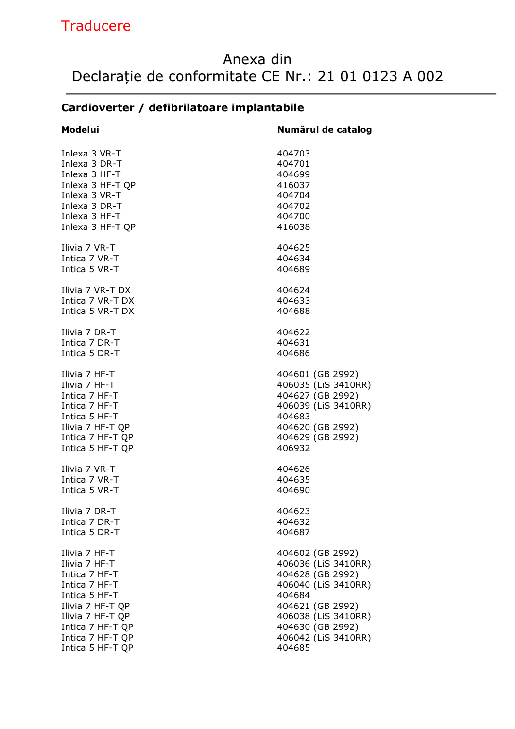Traducere

# Anexa din
# Declarație de conformitate CE Nr.: 21 01 0123 A 002

## Cardioverter / defibrilatoare implantabile

| Modelui | Numărul de catalog |
|---|---|
| Inlexa 3 VR-T | 404703 |
| Inlexa 3 DR-T | 404701 |
| Inlexa 3 HF-T | 404699 |
| Inlexa 3 HF-T QP | 416037 |
| Inlexa 3 VR-T | 404704 |
| Inlexa 3 DR-T | 404702 |
| Inlexa 3 HF-T | 404700 |
| Inlexa 3 HF-T QP | 416038 |
| | |
| Ilivia 7 VR-T | 404625 |
| Intica 7 VR-T | 404634 |
| Intica 5 VR-T | 404689 |
| | |
| Ilivia 7 VR-T DX | 404624 |
| Intica 7 VR-T DX | 404633 |
| Intica 5 VR-T DX | 404688 |
| | |
| Ilivia 7 DR-T | 404622 |
| Intica 7 DR-T | 404631 |
| Intica 5 DR-T | 404686 |
| | |
| Ilivia 7 HF-T | 404601 (GB 2992) |
| Ilivia 7 HF-T | 406035 (LiS 3410RR) |
| Intica 7 HF-T | 404627 (GB 2992) |
| Intica 7 HF-T | 406039 (LiS 3410RR) |
| Intica 5 HF-T | 404683 |
| Ilivia 7 HF-T QP | 404620 (GB 2992) |
| Intica 7 HF-T QP | 404629 (GB 2992) |
| Intica 5 HF-T QP | 406932 |
| | |
| Ilivia 7 VR-T | 404626 |
| Intica 7 VR-T | 404635 |
| Intica 5 VR-T | 404690 |
| | |
| Ilivia 7 DR-T | 404623 |
| Intica 7 DR-T | 404632 |
| Intica 5 DR-T | 404687 |
| | |
| Ilivia 7 HF-T | 404602 (GB 2992) |
| Ilivia 7 HF-T | 406036 (LiS 3410RR) |
| Intica 7 HF-T | 404628 (GB 2992) |
| Intica 7 HF-T | 406040 (LiS 3410RR) |
| Intica 5 HF-T | 404684 |
| Ilivia 7 HF-T QP | 404621 (GB 2992) |
| Ilivia 7 HF-T QP | 406038 (LiS 3410RR) |
| Intica 7 HF-T QP | 404630 (GB 2992) |
| Intica 7 HF-T QP | 406042 (LiS 3410RR) |
| Intica 5 HF-T QP | 404685 |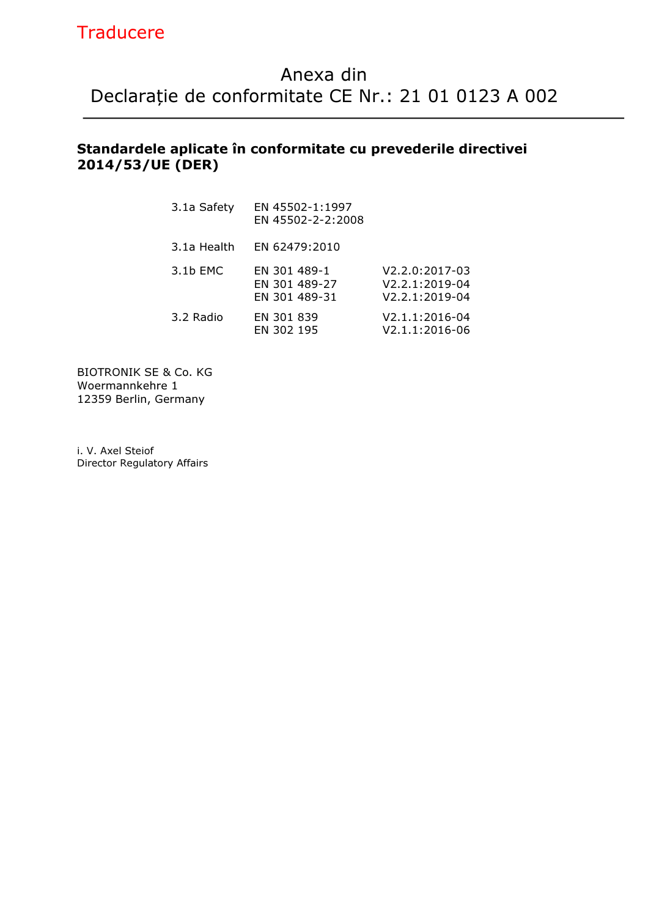Traducere

# Anexa din
# Declarație de conformitate CE Nr.: 21 01 0123 A 002

---

**Standardele aplicate în conformitate cu prevederile directivei 2014/53/UE (DER)**

| | | |
|---|---|---|
| 3.1a Safety | EN 45502-1:1997<br>EN 45502-2-2:2008 | |
| 3.1a Health | EN 62479:2010 | |
| 3.1b EMC | EN 301 489-1<br>EN 301 489-27<br>EN 301 489-31 | V2.2.0:2017-03<br>V2.2.1:2019-04<br>V2.2.1:2019-04 |
| 3.2 Radio | EN 301 839<br>EN 302 195 | V2.1.1:2016-04<br>V2.1.1:2016-06 |

BIOTRONIK SE & Co. KG
Woermannkehre 1
12359 Berlin, Germany

i. V. Axel Steiof
Director Regulatory Affairs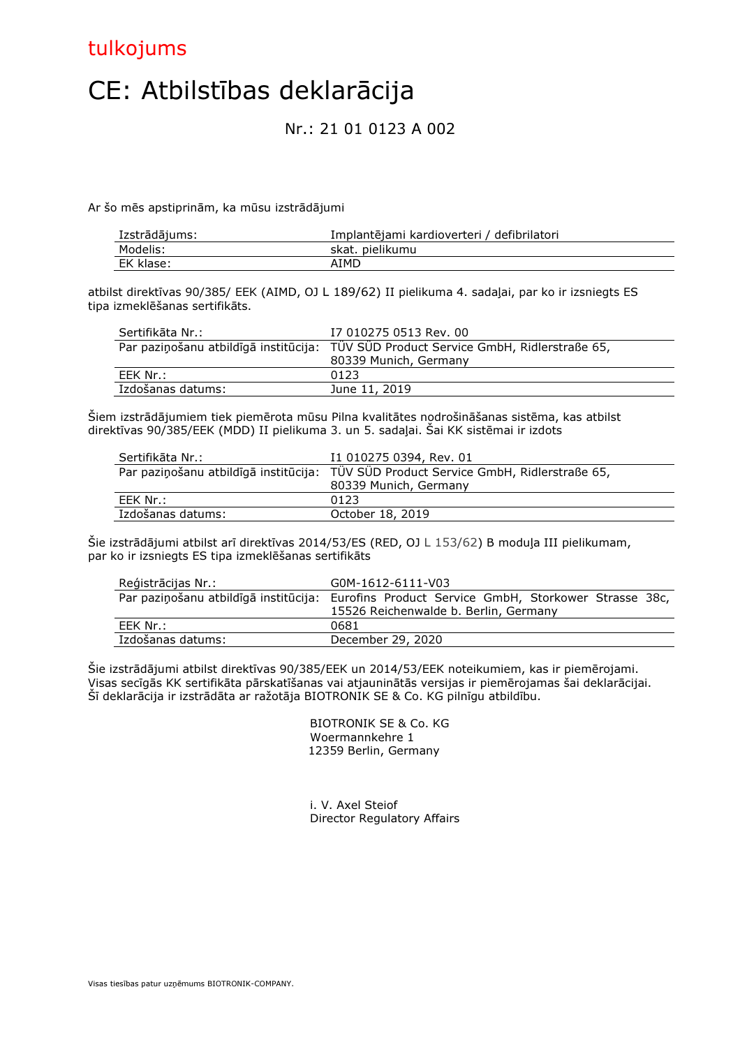tulkojums

# CE: Atbilstības deklarācija

Nr.: 21 01 0123 A 002

Ar šo mēs apstiprinām, ka mūsu izstrādājumi

| | |
|---|---|
| Izstrādājums: | Implantējami kardioverteri / defibrilatori |
| Modelis: | skat. pielikumu |
| EK klase: | AIMD |

atbilst direktīvas 90/385/ EEK (AIMD, OJ L 189/62) II pielikuma 4. sadaļai, par ko ir izsniegts ES tipa izmeklēšanas sertifikāts.

| | |
|---|---|
| Sertifikāta Nr.: | I7 010275 0513 Rev. 00 |
| Par paziņošanu atbildīgā institūcija: | TÜV SÜD Product Service GmbH, Ridlerstraße 65, 80339 Munich, Germany |
| EEK Nr.: | 0123 |
| Izdošanas datums: | June 11, 2019 |

Šiem izstrādājumiem tiek piemērota mūsu Pilna kvalitātes nodrošināšanas sistēma, kas atbilst direktīvas 90/385/EEK (MDD) II pielikuma 3. un 5. sadaļai. Šai KK sistēmai ir izdots

| | |
|---|---|
| Sertifikāta Nr.: | I1 010275 0394, Rev. 01 |
| Par paziņošanu atbildīgā institūcija: | TÜV SÜD Product Service GmbH, Ridlerstraße 65, 80339 Munich, Germany |
| EEK Nr.: | 0123 |
| Izdošanas datums: | October 18, 2019 |

Šie izstrādājumi atbilst arī direktīvas 2014/53/ES (RED, OJ L 153/62) B moduļa III pielikumam, par ko ir izsniegts ES tipa izmeklēšanas sertifikāts

| | |
|---|---|
| Reģistrācijas Nr.: | G0M-1612-6111-V03 |
| Par paziņošanu atbildīgā institūcija: | Eurofins Product Service GmbH, Storkower Strasse 38c, 15526 Reichenwalde b. Berlin, Germany |
| EEK Nr.: | 0681 |
| Izdošanas datums: | December 29, 2020 |

Šie izstrādājumi atbilst direktīvas 90/385/EEK un 2014/53/EEK noteikumiem, kas ir piemērojami. Visas secīgās KK sertifikāta pārskatīšanas vai atjauninātās versijas ir piemērojamas šai deklarācijai. Šī deklarācija ir izstrādāta ar ražotāja BIOTRONIK SE & Co. KG pilnīgu atbildību.

BIOTRONIK SE & Co. KG
Woermannkehre 1
12359 Berlin, Germany

i. V. Axel Steiof
Director Regulatory Affairs

Visas tiesības patur uzņēmums BIOTRONIK-COMPANY.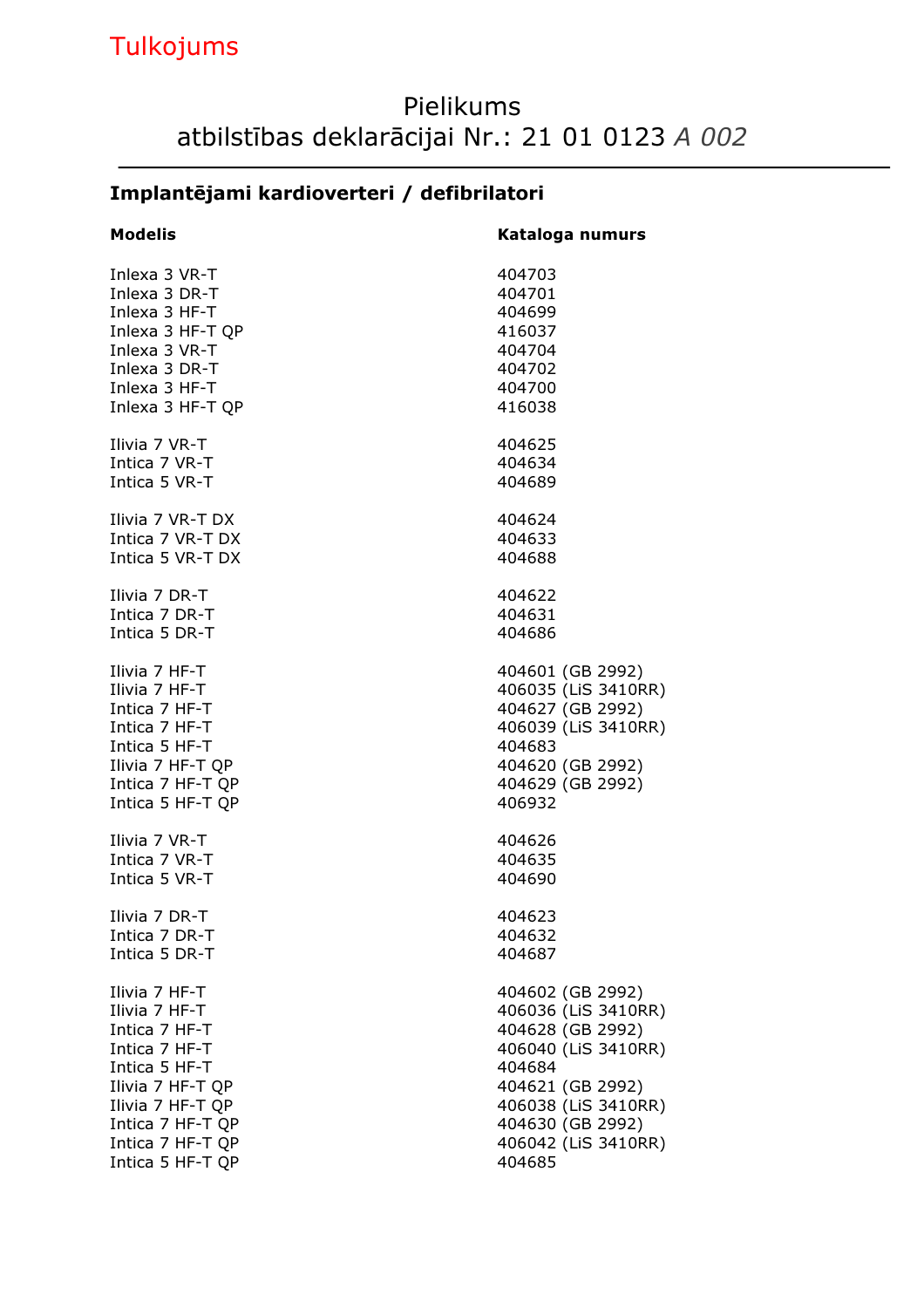Tulkojums

# Pielikums
# atbilstības deklarācijai Nr.: 21 01 0123 *A 002*

## Implantējami kardioverteri / defibrilatori

| Modelis | Kataloga numurs |
| --- | --- |
| Inlexa 3 VR-T | 404703 |
| Inlexa 3 DR-T | 404701 |
| Inlexa 3 HF-T | 404699 |
| Inlexa 3 HF-T QP | 416037 |
| Inlexa 3 VR-T | 404704 |
| Inlexa 3 DR-T | 404702 |
| Inlexa 3 HF-T | 404700 |
| Inlexa 3 HF-T QP | 416038 |
| | |
| Ilivia 7 VR-T | 404625 |
| Intica 7 VR-T | 404634 |
| Intica 5 VR-T | 404689 |
| | |
| Ilivia 7 VR-T DX | 404624 |
| Intica 7 VR-T DX | 404633 |
| Intica 5 VR-T DX | 404688 |
| | |
| Ilivia 7 DR-T | 404622 |
| Intica 7 DR-T | 404631 |
| Intica 5 DR-T | 404686 |
| | |
| Ilivia 7 HF-T | 404601 (GB 2992) |
| Ilivia 7 HF-T | 406035 (LiS 3410RR) |
| Intica 7 HF-T | 404627 (GB 2992) |
| Intica 7 HF-T | 406039 (LiS 3410RR) |
| Intica 5 HF-T | 404683 |
| Ilivia 7 HF-T QP | 404620 (GB 2992) |
| Intica 7 HF-T QP | 404629 (GB 2992) |
| Intica 5 HF-T QP | 406932 |
| | |
| Ilivia 7 VR-T | 404626 |
| Intica 7 VR-T | 404635 |
| Intica 5 VR-T | 404690 |
| | |
| Ilivia 7 DR-T | 404623 |
| Intica 7 DR-T | 404632 |
| Intica 5 DR-T | 404687 |
| | |
| Ilivia 7 HF-T | 404602 (GB 2992) |
| Ilivia 7 HF-T | 406036 (LiS 3410RR) |
| Intica 7 HF-T | 404628 (GB 2992) |
| Intica 7 HF-T | 406040 (LiS 3410RR) |
| Intica 5 HF-T | 404684 |
| Ilivia 7 HF-T QP | 404621 (GB 2992) |
| Ilivia 7 HF-T QP | 406038 (LiS 3410RR) |
| Intica 7 HF-T QP | 404630 (GB 2992) |
| Intica 7 HF-T QP | 406042 (LiS 3410RR) |
| Intica 5 HF-T QP | 404685 |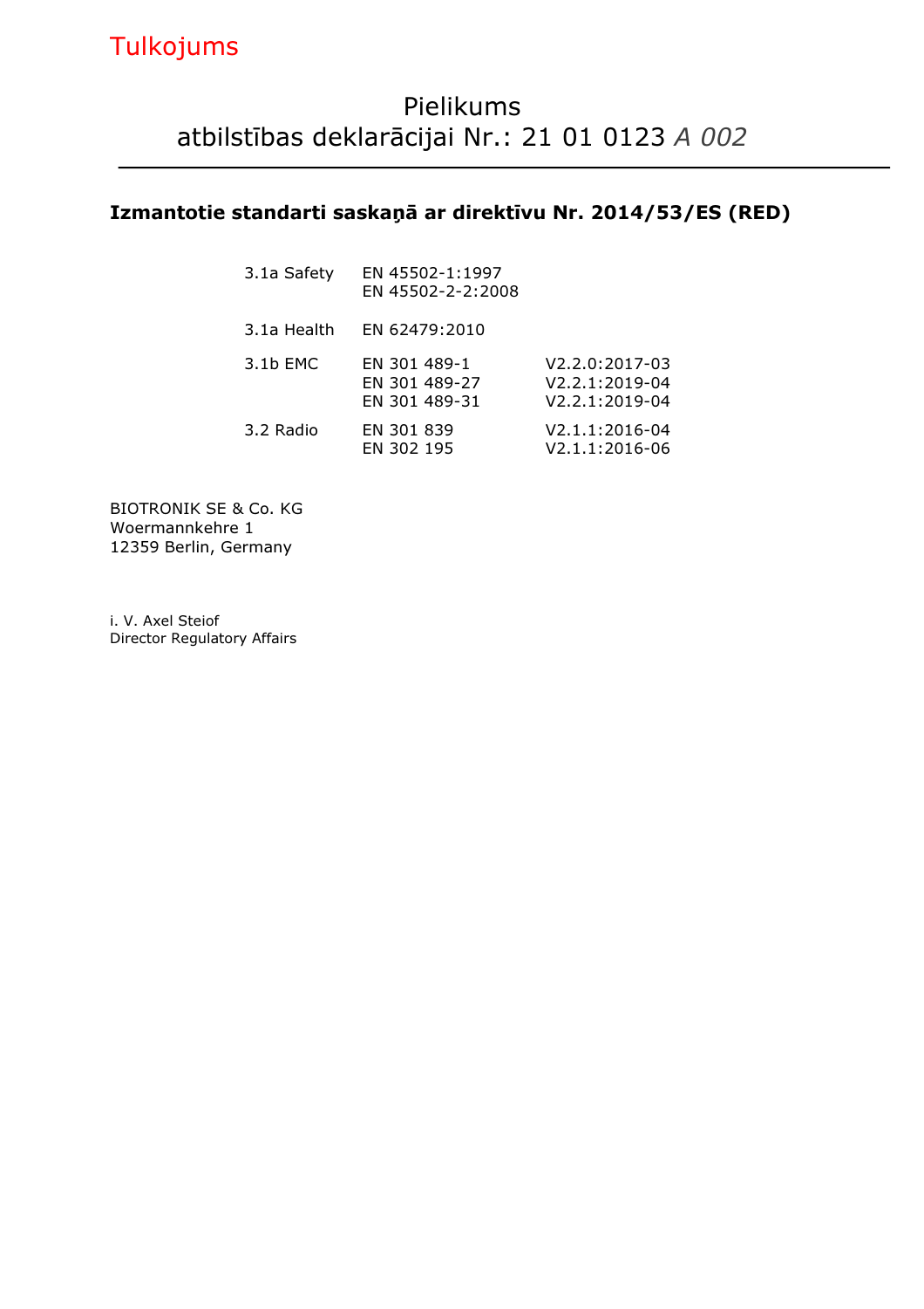Tulkojums

# Pielikums
# atbilstības deklarācijai Nr.: 21 01 0123 *A 002*

---

## Izmantotie standarti saskaņā ar direktīvu Nr. 2014/53/ES (RED)

| | | |
|---|---|---|
| 3.1a Safety | EN 45502-1:1997<br>EN 45502-2-2:2008 | |
| 3.1a Health | EN 62479:2010 | |
| 3.1b EMC | EN 301 489-1<br>EN 301 489-27<br>EN 301 489-31 | V2.2.0:2017-03<br>V2.2.1:2019-04<br>V2.2.1:2019-04 |
| 3.2 Radio | EN 301 839<br>EN 302 195 | V2.1.1:2016-04<br>V2.1.1:2016-06 |

BIOTRONIK SE & Co. KG
Woermannkehre 1
12359 Berlin, Germany

i. V. Axel Steiof
Director Regulatory Affairs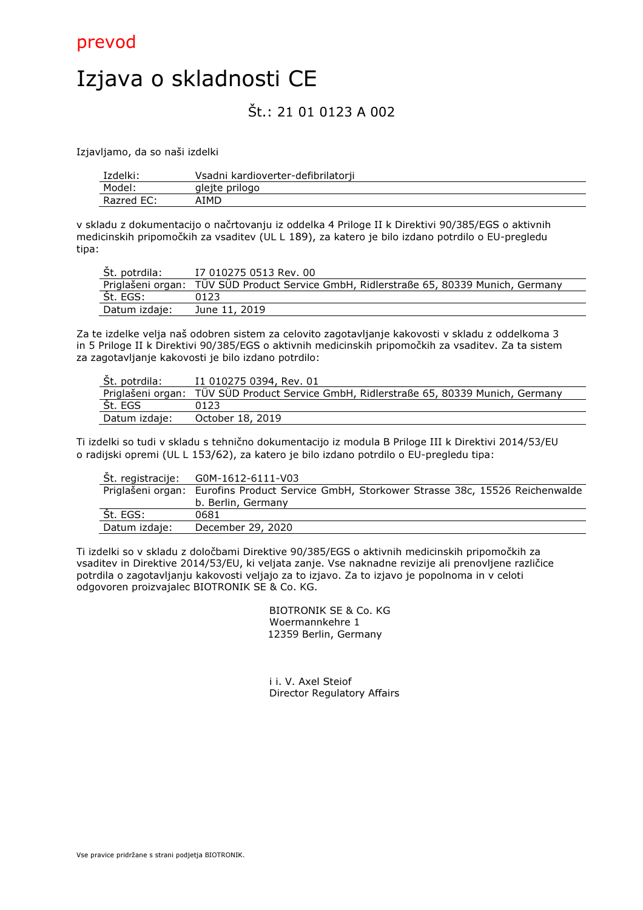prevod

# Izjava o skladnosti CE

## Št.: 21 01 0123 A 002

Izjavljamo, da so naši izdelki

| | |
|---|---|
| Izdelki: | Vsadni kardioverter-defibrilatorji |
| Model: | glejte prilogo |
| Razred EC: | AIMD |

v skladu z dokumentacijo o načrtovanju iz oddelka 4 Priloge II k Direktivi 90/385/EGS o aktivnih medicinskih pripomočkih za vsaditev (UL L 189), za katero je bilo izdano potrdilo o EU-pregledu tipa:

| | |
|---|---|
| Št. potrdila: | I7 010275 0513 Rev. 00 |
| Priglašeni organ: | TÜV SÜD Product Service GmbH, Ridlerstraße 65, 80339 Munich, Germany |
| Št. EGS: | 0123 |
| Datum izdaje: | June 11, 2019 |

Za te izdelke velja naš odobren sistem za celovito zagotavljanje kakovosti v skladu z oddelkoma 3 in 5 Priloge II k Direktivi 90/385/EGS o aktivnih medicinskih pripomočkih za vsaditev. Za ta sistem za zagotavljanje kakovosti je bilo izdano potrdilo:

| | |
|---|---|
| Št. potrdila: | I1 010275 0394, Rev. 01 |
| Priglašeni organ: | TÜV SÜD Product Service GmbH, Ridlerstraße 65, 80339 Munich, Germany |
| Št. EGS | 0123 |
| Datum izdaje: | October 18, 2019 |

Ti izdelki so tudi v skladu s tehnično dokumentacijo iz modula B Priloge III k Direktivi 2014/53/EU o radijski opremi (UL L 153/62), za katero je bilo izdano potrdilo o EU-pregledu tipa:

| | |
|---|---|
| Št. registracije: | G0M-1612-6111-V03 |
| Priglašeni organ: | Eurofins Product Service GmbH, Storkower Strasse 38c, 15526 Reichenwalde b. Berlin, Germany |
| Št. EGS: | 0681 |
| Datum izdaje: | December 29, 2020 |

Ti izdelki so v skladu z določbami Direktive 90/385/EGS o aktivnih medicinskih pripomočkih za vsaditev in Direktive 2014/53/EU, ki veljata zanje. Vse naknadne revizije ali prenovljene različice potrdila o zagotavljanju kakovosti veljajo za to izjavo. Za to izjavo je popolnoma in v celoti odgovoren proizvajalec BIOTRONIK SE & Co. KG.

BIOTRONIK SE & Co. KG
Woermannkehre 1
12359 Berlin, Germany

i i. V. Axel Steiof
Director Regulatory Affairs

Vse pravice pridržane s strani podjetja BIOTRONIK.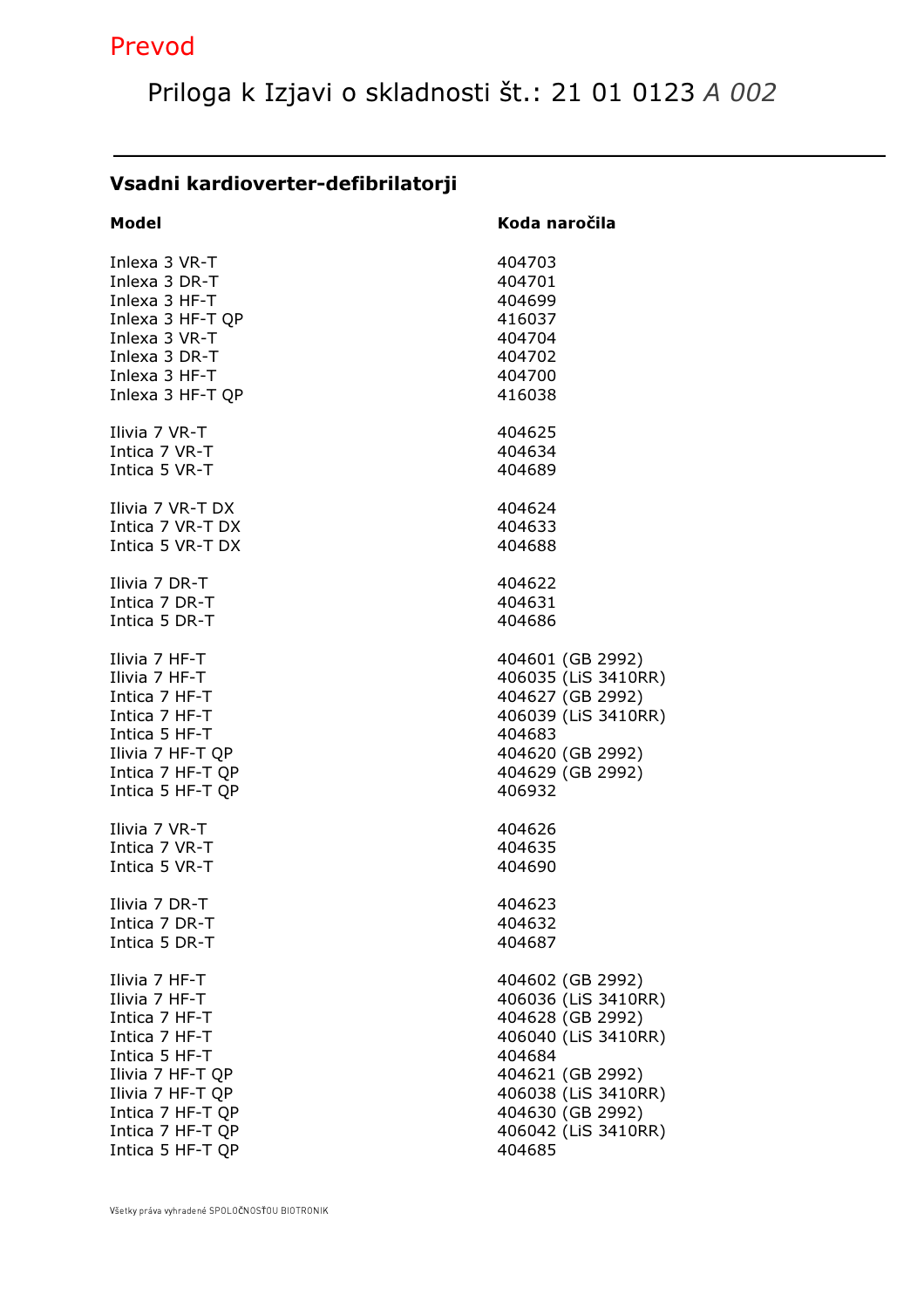Prevod

# Priloga k Izjavi o skladnosti št.: 21 01 0123 *A 002*

## Vsadni kardioverter-defibrilatorji

| Model | Koda naročila |
|---|---|
| Inlexa 3 VR-T | 404703 |
| Inlexa 3 DR-T | 404701 |
| Inlexa 3 HF-T | 404699 |
| Inlexa 3 HF-T QP | 416037 |
| Inlexa 3 VR-T | 404704 |
| Inlexa 3 DR-T | 404702 |
| Inlexa 3 HF-T | 404700 |
| Inlexa 3 HF-T QP | 416038 |
| | |
| Ilivia 7 VR-T | 404625 |
| Intica 7 VR-T | 404634 |
| Intica 5 VR-T | 404689 |
| | |
| Ilivia 7 VR-T DX | 404624 |
| Intica 7 VR-T DX | 404633 |
| Intica 5 VR-T DX | 404688 |
| | |
| Ilivia 7 DR-T | 404622 |
| Intica 7 DR-T | 404631 |
| Intica 5 DR-T | 404686 |
| | |
| Ilivia 7 HF-T | 404601 (GB 2992) |
| Ilivia 7 HF-T | 406035 (LiS 3410RR) |
| Intica 7 HF-T | 404627 (GB 2992) |
| Intica 7 HF-T | 406039 (LiS 3410RR) |
| Intica 5 HF-T | 404683 |
| Ilivia 7 HF-T QP | 404620 (GB 2992) |
| Intica 7 HF-T QP | 404629 (GB 2992) |
| Intica 5 HF-T QP | 406932 |
| | |
| Ilivia 7 VR-T | 404626 |
| Intica 7 VR-T | 404635 |
| Intica 5 VR-T | 404690 |
| | |
| Ilivia 7 DR-T | 404623 |
| Intica 7 DR-T | 404632 |
| Intica 5 DR-T | 404687 |
| | |
| Ilivia 7 HF-T | 404602 (GB 2992) |
| Ilivia 7 HF-T | 406036 (LiS 3410RR) |
| Intica 7 HF-T | 404628 (GB 2992) |
| Intica 7 HF-T | 406040 (LiS 3410RR) |
| Intica 5 HF-T | 404684 |
| Ilivia 7 HF-T QP | 404621 (GB 2992) |
| Ilivia 7 HF-T QP | 406038 (LiS 3410RR) |
| Intica 7 HF-T QP | 404630 (GB 2992) |
| Intica 7 HF-T QP | 406042 (LiS 3410RR) |
| Intica 5 HF-T QP | 404685 |

Všetky práva vyhradené SPOLOČNOSŤOU BIOTRONIK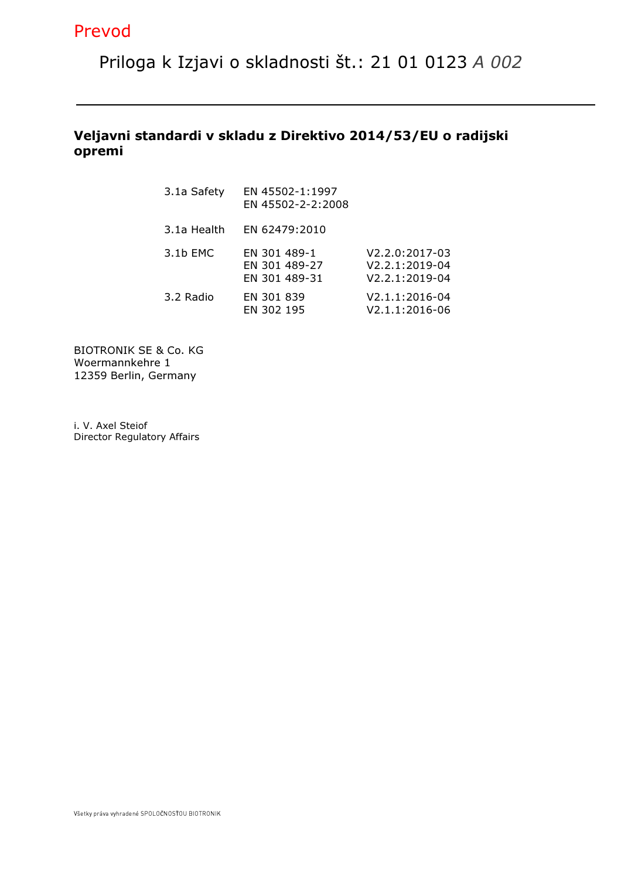Prevod

# Priloga k Izjavi o skladnosti št.: 21 01 0123 *A 002*

---

## Veljavni standardi v skladu z Direktivo 2014/53/EU o radijski opremi

| | | |
|---|---|---|
| 3.1a Safety | EN 45502-1:1997<br>EN 45502-2-2:2008 | |
| 3.1a Health | EN 62479:2010 | |
| 3.1b EMC | EN 301 489-1<br>EN 301 489-27<br>EN 301 489-31 | V2.2.0:2017-03<br>V2.2.1:2019-04<br>V2.2.1:2019-04 |
| 3.2 Radio | EN 301 839<br>EN 302 195 | V2.1.1:2016-04<br>V2.1.1:2016-06 |

BIOTRONIK SE & Co. KG
Woermannkehre 1
12359 Berlin, Germany

i. V. Axel Steiof
Director Regulatory Affairs

Všetky práva vyhradené SPOLOČNOSŤOU BIOTRONIK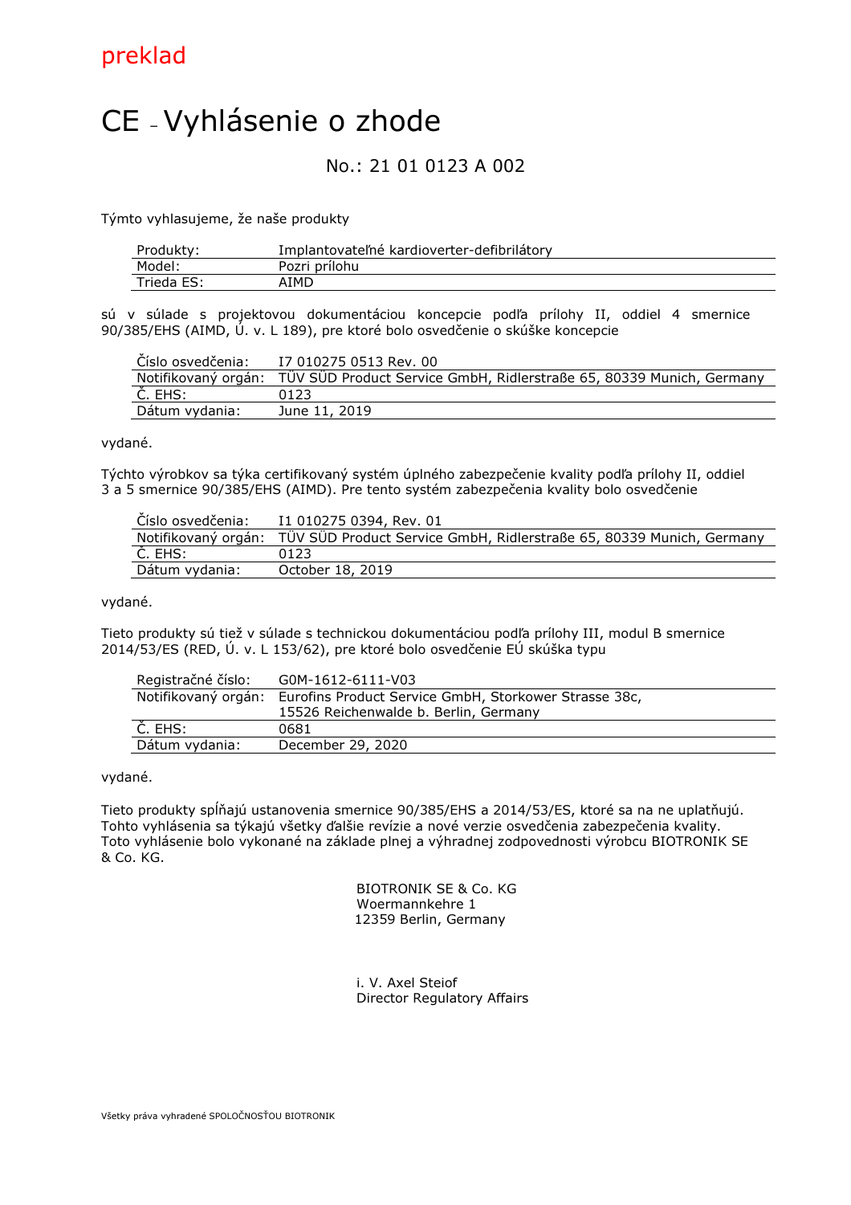preklad

# CE – Vyhlásenie o zhode

## No.: 21 01 0123 A 002

Týmto vyhlasujeme, že naše produkty

| | |
|---|---|
| Produkty: | Implantovateľné kardioverter-defibrilátory |
| Model: | Pozri prílohu |
| Trieda ES: | AIMD |

sú v súlade s projektovou dokumentáciou koncepcie podľa prílohy II, oddiel 4 smernice 90/385/EHS (AIMD, Ú. v. L 189), pre ktoré bolo osvedčenie o skúške koncepcie

| | |
|---|---|
| Číslo osvedčenia: | I7 010275 0513 Rev. 00 |
| Notifikovaný orgán: | TÜV SÜD Product Service GmbH, Ridlerstraße 65, 80339 Munich, Germany |
| Č. EHS: | 0123 |
| Dátum vydania: | June 11, 2019 |

vydané.

Týchto výrobkov sa týka certifikovaný systém úplného zabezpečenie kvality podľa prílohy II, oddiel 3 a 5 smernice 90/385/EHS (AIMD). Pre tento systém zabezpečenia kvality bolo osvedčenie

| | |
|---|---|
| Číslo osvedčenia: | I1 010275 0394, Rev. 01 |
| Notifikovaný orgán: | TÜV SÜD Product Service GmbH, Ridlerstraße 65, 80339 Munich, Germany |
| Č. EHS: | 0123 |
| Dátum vydania: | October 18, 2019 |

vydané.

Tieto produkty sú tiež v súlade s technickou dokumentáciou podľa prílohy III, modul B smernice 2014/53/ES (RED, Ú. v. L 153/62), pre ktoré bolo osvedčenie EÚ skúška typu

| | |
|---|---|
| Registračné číslo: | G0M-1612-6111-V03 |
| Notifikovaný orgán: | Eurofins Product Service GmbH, Storkower Strasse 38c, 15526 Reichenwalde b. Berlin, Germany |
| Č. EHS: | 0681 |
| Dátum vydania: | December 29, 2020 |

vydané.

Tieto produkty spĺňajú ustanovenia smernice 90/385/EHS a 2014/53/ES, ktoré sa na ne uplatňujú. Tohto vyhlásenia sa týkajú všetky ďalšie revízie a nové verzie osvedčenia zabezpečenia kvality. Toto vyhlásenie bolo vykonané na základe plnej a výhradnej zodpovednosti výrobcu BIOTRONIK SE & Co. KG.

BIOTRONIK SE & Co. KG
Woermannkehre 1
12359 Berlin, Germany

i. V. Axel Steiof
Director Regulatory Affairs

Všetky práva vyhradené SPOLOČNOSŤOU BIOTRONIK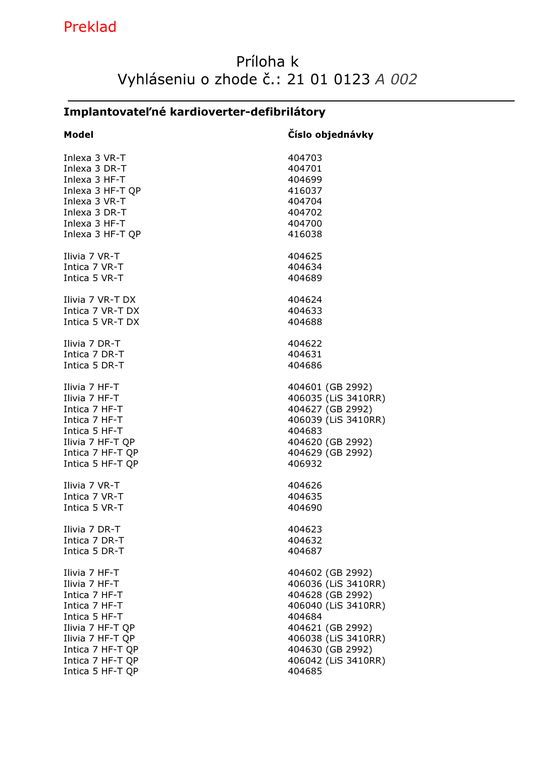Preklad

# Príloha k
# Vyhláseniu o zhode č.: 21 01 0123 *A 002*

---

## Implantovateľné kardioverter-defibrilátory

| Model | Číslo objednávky |
|---|---|
| Inlexa 3 VR-T | 404703 |
| Inlexa 3 DR-T | 404701 |
| Inlexa 3 HF-T | 404699 |
| Inlexa 3 HF-T QP | 416037 |
| Inlexa 3 VR-T | 404704 |
| Inlexa 3 DR-T | 404702 |
| Inlexa 3 HF-T | 404700 |
| Inlexa 3 HF-T QP | 416038 |
| | |
| Ilivia 7 VR-T | 404625 |
| Intica 7 VR-T | 404634 |
| Intica 5 VR-T | 404689 |
| | |
| Ilivia 7 VR-T DX | 404624 |
| Intica 7 VR-T DX | 404633 |
| Intica 5 VR-T DX | 404688 |
| | |
| Ilivia 7 DR-T | 404622 |
| Intica 7 DR-T | 404631 |
| Intica 5 DR-T | 404686 |
| | |
| Ilivia 7 HF-T | 404601 (GB 2992) |
| Ilivia 7 HF-T | 406035 (LiS 3410RR) |
| Intica 7 HF-T | 404627 (GB 2992) |
| Intica 7 HF-T | 406039 (LiS 3410RR) |
| Intica 5 HF-T | 404683 |
| Ilivia 7 HF-T QP | 404620 (GB 2992) |
| Intica 7 HF-T QP | 404629 (GB 2992) |
| Intica 5 HF-T QP | 406932 |
| | |
| Ilivia 7 VR-T | 404626 |
| Intica 7 VR-T | 404635 |
| Intica 5 VR-T | 404690 |
| | |
| Ilivia 7 DR-T | 404623 |
| Intica 7 DR-T | 404632 |
| Intica 5 DR-T | 404687 |
| | |
| Ilivia 7 HF-T | 404602 (GB 2992) |
| Ilivia 7 HF-T | 406036 (LiS 3410RR) |
| Intica 7 HF-T | 404628 (GB 2992) |
| Intica 7 HF-T | 406040 (LiS 3410RR) |
| Intica 5 HF-T | 404684 |
| Ilivia 7 HF-T QP | 404621 (GB 2992) |
| Ilivia 7 HF-T QP | 406038 (LiS 3410RR) |
| Intica 7 HF-T QP | 404630 (GB 2992) |
| Intica 7 HF-T QP | 406042 (LiS 3410RR) |
| Intica 5 HF-T QP | 404685 |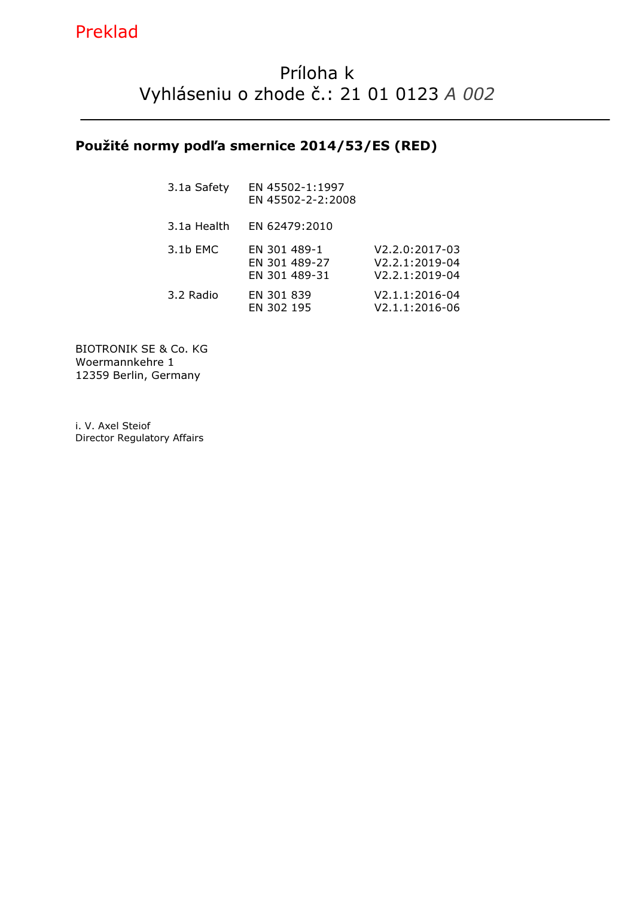Preklad

# Príloha k
# Vyhláseniu o zhode č.: 21 01 0123 *A 002*

---

## Použité normy podľa smernice 2014/53/ES (RED)

| | | |
|---|---|---|
| 3.1a Safety | EN 45502-1:1997<br>EN 45502-2-2:2008 | |
| 3.1a Health | EN 62479:2010 | |
| 3.1b EMC | EN 301 489-1<br>EN 301 489-27<br>EN 301 489-31 | V2.2.0:2017-03<br>V2.2.1:2019-04<br>V2.2.1:2019-04 |
| 3.2 Radio | EN 301 839<br>EN 302 195 | V2.1.1:2016-04<br>V2.1.1:2016-06 |

BIOTRONIK SE & Co. KG
Woermannkehre 1
12359 Berlin, Germany

i. V. Axel Steiof
Director Regulatory Affairs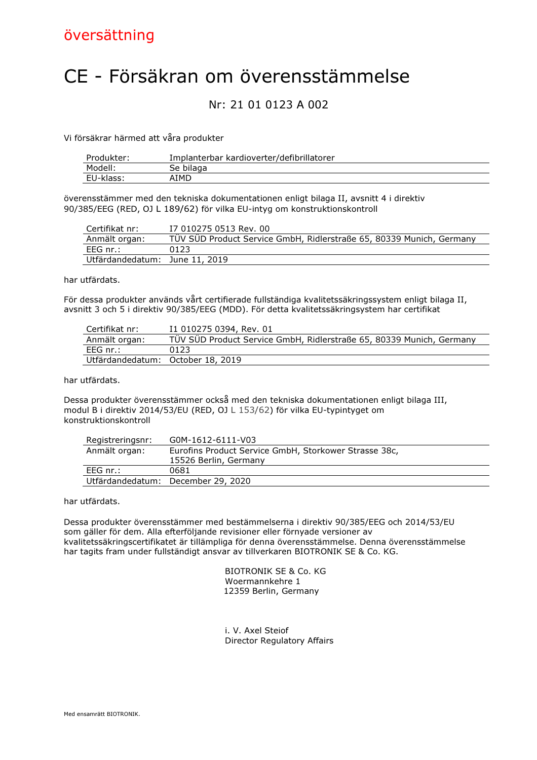översättning

# CE - Försäkran om överensstämmelse

Nr: 21 01 0123 A 002

Vi försäkrar härmed att våra produkter

| | |
|---|---|
| Produkter: | Implanterbar kardioverter/defibrillatorer |
| Modell: | Se bilaga |
| EU-klass: | AIMD |

överensstämmer med den tekniska dokumentationen enligt bilaga II, avsnitt 4 i direktiv 90/385/EEG (RED, OJ L 189/62) för vilka EU-intyg om konstruktionskontroll

| | |
|---|---|
| Certifikat nr: | I7 010275 0513 Rev. 00 |
| Anmält organ: | TÜV SÜD Product Service GmbH, Ridlerstraße 65, 80339 Munich, Germany |
| EEG nr.: | 0123 |
| Utfärdandedatum: | June 11, 2019 |

har utfärdats.

För dessa produkter används vårt certifierade fullständiga kvalitetssäkringssystem enligt bilaga II, avsnitt 3 och 5 i direktiv 90/385/EEG (MDD). För detta kvalitetssäkringsystem har certifikat

| | |
|---|---|
| Certifikat nr: | I1 010275 0394, Rev. 01 |
| Anmält organ: | TÜV SÜD Product Service GmbH, Ridlerstraße 65, 80339 Munich, Germany |
| EEG nr.: | 0123 |
| Utfärdandedatum: | October 18, 2019 |

har utfärdats.

Dessa produkter överensstämmer också med den tekniska dokumentationen enligt bilaga III, modul B i direktiv 2014/53/EU (RED, OJ L 153/62) för vilka EU-typintyget om konstruktionskontroll

| | |
|---|---|
| Registreringsnr: | G0M-1612-6111-V03 |
| Anmält organ: | Eurofins Product Service GmbH, Storkower Strasse 38c, 15526 Berlin, Germany |
| EEG nr.: | 0681 |
| Utfärdandedatum: | December 29, 2020 |

har utfärdats.

Dessa produkter överensstämmer med bestämmelserna i direktiv 90/385/EEG och 2014/53/EU som gäller för dem. Alla efterföljande revisioner eller förnyade versioner av kvalitetssäkringscertifikatet är tillämpliga för denna överensstämmelse. Denna överensstämmelse har tagits fram under fullständigt ansvar av tillverkaren BIOTRONIK SE & Co. KG.

BIOTRONIK SE & Co. KG
Woermannkehre 1
12359 Berlin, Germany

i. V. Axel Steiof
Director Regulatory Affairs

Med ensamrätt BIOTRONIK.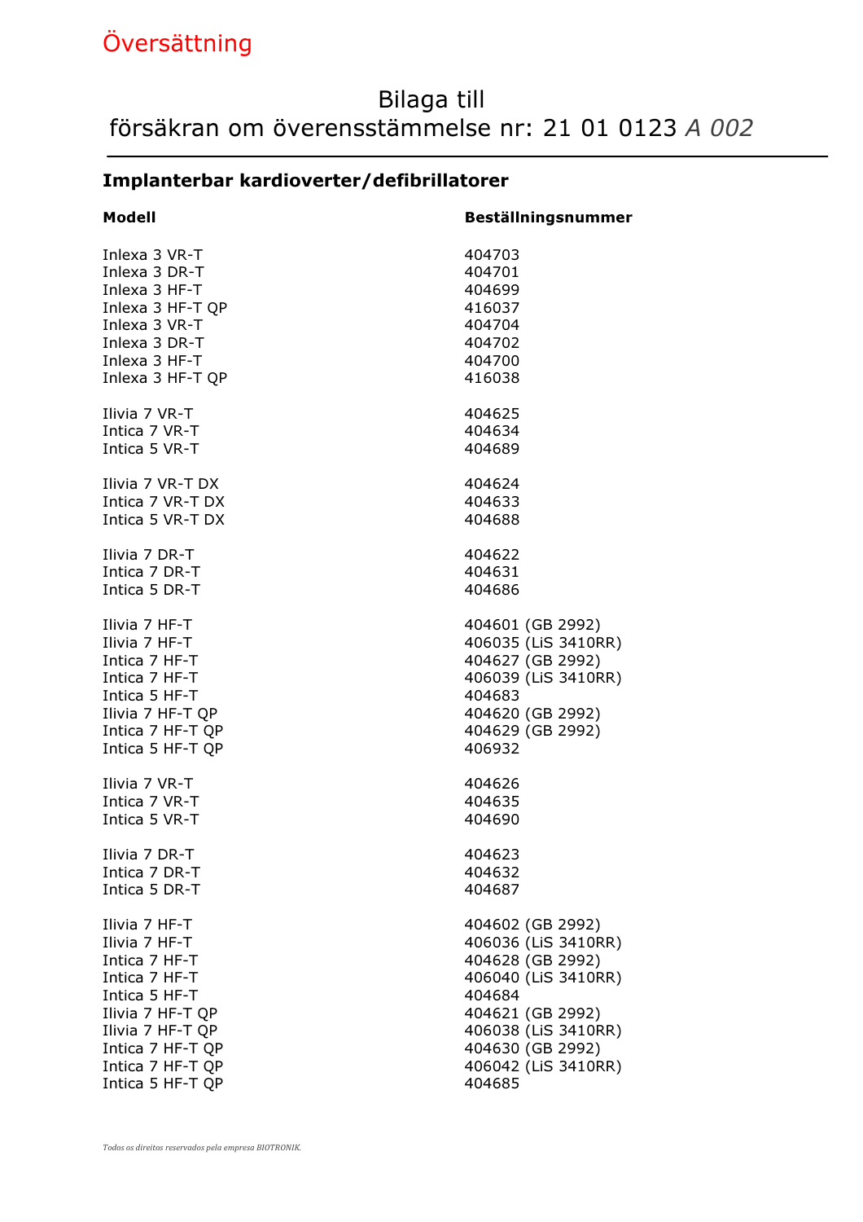Översättning

# Bilaga till
# försäkran om överensstämmelse nr: 21 01 0123 *A 002*

## Implanterbar kardioverter/defibrillatorer

| Modell | Beställningsnummer |
|---|---|
| Inlexa 3 VR-T | 404703 |
| Inlexa 3 DR-T | 404701 |
| Inlexa 3 HF-T | 404699 |
| Inlexa 3 HF-T QP | 416037 |
| Inlexa 3 VR-T | 404704 |
| Inlexa 3 DR-T | 404702 |
| Inlexa 3 HF-T | 404700 |
| Inlexa 3 HF-T QP | 416038 |
| | |
| Ilivia 7 VR-T | 404625 |
| Intica 7 VR-T | 404634 |
| Intica 5 VR-T | 404689 |
| | |
| Ilivia 7 VR-T DX | 404624 |
| Intica 7 VR-T DX | 404633 |
| Intica 5 VR-T DX | 404688 |
| | |
| Ilivia 7 DR-T | 404622 |
| Intica 7 DR-T | 404631 |
| Intica 5 DR-T | 404686 |
| | |
| Ilivia 7 HF-T | 404601 (GB 2992) |
| Ilivia 7 HF-T | 406035 (LiS 3410RR) |
| Intica 7 HF-T | 404627 (GB 2992) |
| Intica 7 HF-T | 406039 (LiS 3410RR) |
| Intica 5 HF-T | 404683 |
| Ilivia 7 HF-T QP | 404620 (GB 2992) |
| Intica 7 HF-T QP | 404629 (GB 2992) |
| Intica 5 HF-T QP | 406932 |
| | |
| Ilivia 7 VR-T | 404626 |
| Intica 7 VR-T | 404635 |
| Intica 5 VR-T | 404690 |
| | |
| Ilivia 7 DR-T | 404623 |
| Intica 7 DR-T | 404632 |
| Intica 5 DR-T | 404687 |
| | |
| Ilivia 7 HF-T | 404602 (GB 2992) |
| Ilivia 7 HF-T | 406036 (LiS 3410RR) |
| Intica 7 HF-T | 404628 (GB 2992) |
| Intica 7 HF-T | 406040 (LiS 3410RR) |
| Intica 5 HF-T | 404684 |
| Ilivia 7 HF-T QP | 404621 (GB 2992) |
| Ilivia 7 HF-T QP | 406038 (LiS 3410RR) |
| Intica 7 HF-T QP | 404630 (GB 2992) |
| Intica 7 HF-T QP | 406042 (LiS 3410RR) |
| Intica 5 HF-T QP | 404685 |

*Todos os direitos reservados pela empresa BIOTRONIK.*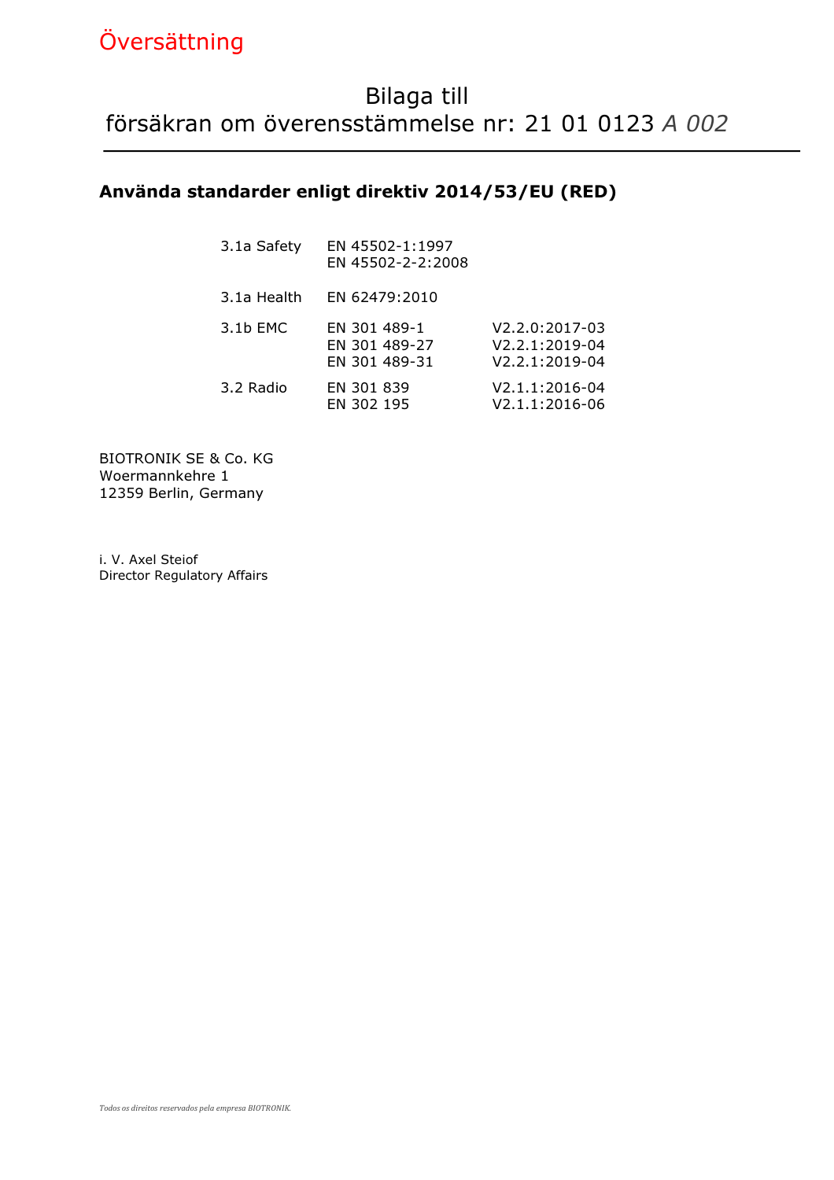Översättning

# Bilaga till
# försäkran om överensstämmelse nr: 21 01 0123 *A 002*

## Använda standarder enligt direktiv 2014/53/EU (RED)

| | | |
|---|---|---|
| 3.1a Safety | EN 45502-1:1997<br>EN 45502-2-2:2008 | |
| 3.1a Health | EN 62479:2010 | |
| 3.1b EMC | EN 301 489-1<br>EN 301 489-27<br>EN 301 489-31 | V2.2.0:2017-03<br>V2.2.1:2019-04<br>V2.2.1:2019-04 |
| 3.2 Radio | EN 301 839<br>EN 302 195 | V2.1.1:2016-04<br>V2.1.1:2016-06 |

BIOTRONIK SE & Co. KG
Woermannkehre 1
12359 Berlin, Germany

i. V. Axel Steiof
Director Regulatory Affairs

*Todos os direitos reservados pela empresa BIOTRONIK.*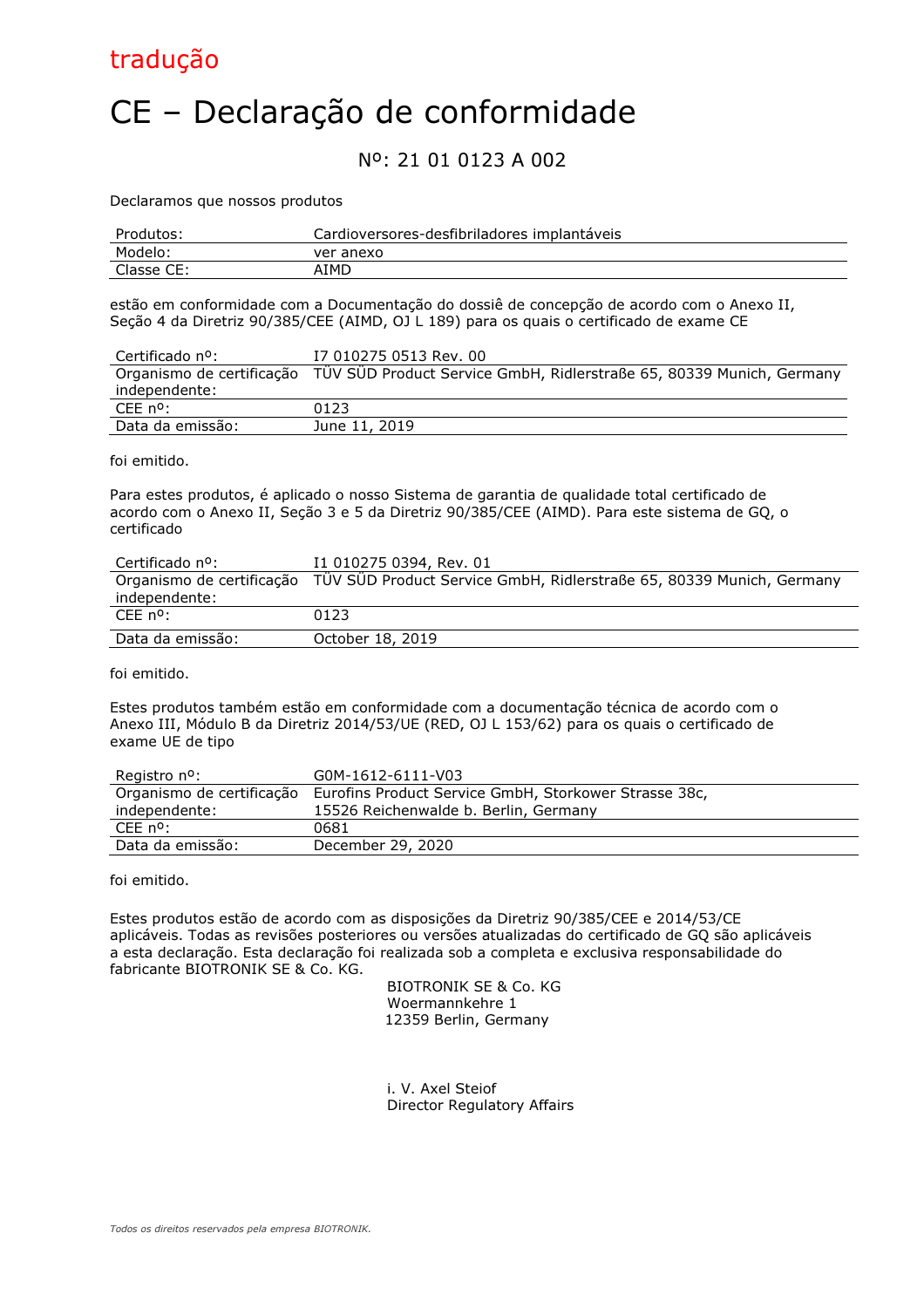tradução

# CE – Declaração de conformidade

## Nº: 21 01 0123 A 002

Declaramos que nossos produtos

| | |
|---|---|
| Produtos: | Cardioversores-desfibriladores implantáveis |
| Modelo: | ver anexo |
| Classe CE: | AIMD |

estão em conformidade com a Documentação do dossiê de concepção de acordo com o Anexo II, Seção 4 da Diretriz 90/385/CEE (AIMD, OJ L 189) para os quais o certificado de exame CE

| | |
|---|---|
| Certificado nº: | I7 010275 0513 Rev. 00 |
| Organismo de certificação independente: | TÜV SÜD Product Service GmbH, Ridlerstraße 65, 80339 Munich, Germany |
| CEE nº: | 0123 |
| Data da emissão: | June 11, 2019 |

foi emitido.

Para estes produtos, é aplicado o nosso Sistema de garantia de qualidade total certificado de acordo com o Anexo II, Seção 3 e 5 da Diretriz 90/385/CEE (AIMD). Para este sistema de GQ, o certificado

| | |
|---|---|
| Certificado nº: | I1 010275 0394, Rev. 01 |
| Organismo de certificação independente: | TÜV SÜD Product Service GmbH, Ridlerstraße 65, 80339 Munich, Germany |
| CEE nº: | 0123 |
| Data da emissão: | October 18, 2019 |

foi emitido.

Estes produtos também estão em conformidade com a documentação técnica de acordo com o Anexo III, Módulo B da Diretriz 2014/53/UE (RED, OJ L 153/62) para os quais o certificado de exame UE de tipo

| | |
|---|---|
| Registro nº: | G0M-1612-6111-V03 |
| Organismo de certificação independente: | Eurofins Product Service GmbH, Storkower Strasse 38c, 15526 Reichenwalde b. Berlin, Germany |
| CEE nº: | 0681 |
| Data da emissão: | December 29, 2020 |

foi emitido.

Estes produtos estão de acordo com as disposições da Diretriz 90/385/CEE e 2014/53/CE aplicáveis. Todas as revisões posteriores ou versões atualizadas do certificado de GQ são aplicáveis a esta declaração. Esta declaração foi realizada sob a completa e exclusiva responsabilidade do fabricante BIOTRONIK SE & Co. KG.

BIOTRONIK SE & Co. KG
Woermannkehre 1
12359 Berlin, Germany

i. V. Axel Steiof
Director Regulatory Affairs

*Todos os direitos reservados pela empresa BIOTRONIK.*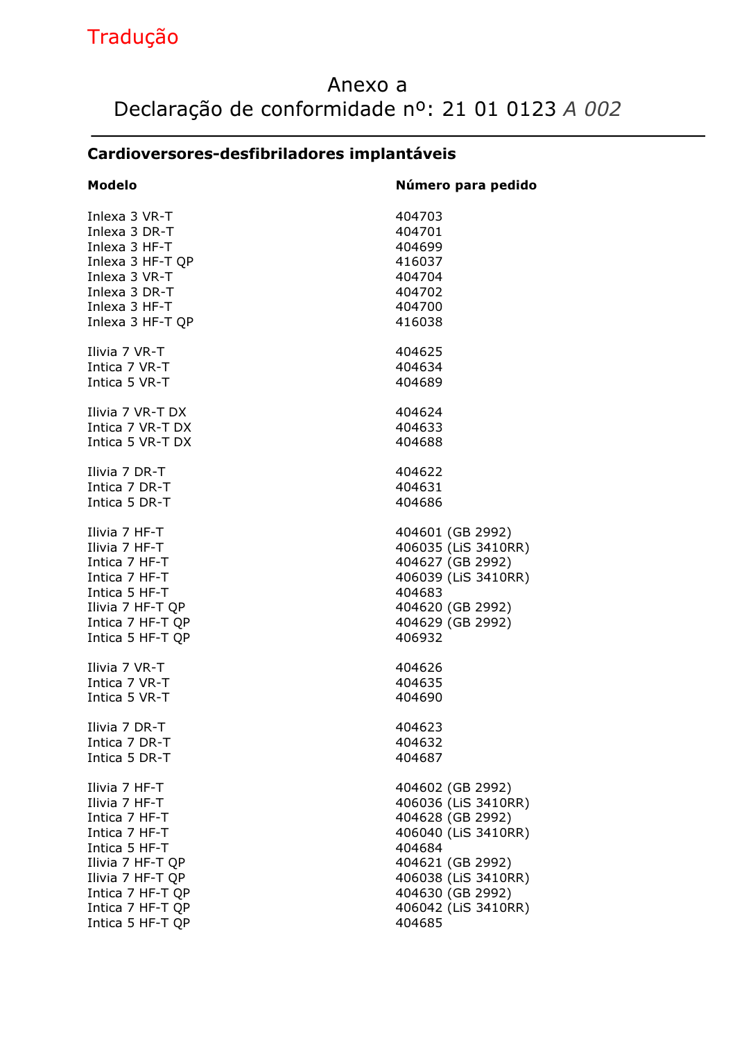Tradução

# Anexo a
# Declaração de conformidade nº: 21 01 0123 *A 002*

---

## Cardioversores-desfibriladores implantáveis

| **Modelo** | **Número para pedido** |
|---|---|
| Inlexa 3 VR-T | 404703 |
| Inlexa 3 DR-T | 404701 |
| Inlexa 3 HF-T | 404699 |
| Inlexa 3 HF-T QP | 416037 |
| Inlexa 3 VR-T | 404704 |
| Inlexa 3 DR-T | 404702 |
| Inlexa 3 HF-T | 404700 |
| Inlexa 3 HF-T QP | 416038 |
| | |
| Ilivia 7 VR-T | 404625 |
| Intica 7 VR-T | 404634 |
| Intica 5 VR-T | 404689 |
| | |
| Ilivia 7 VR-T DX | 404624 |
| Intica 7 VR-T DX | 404633 |
| Intica 5 VR-T DX | 404688 |
| | |
| Ilivia 7 DR-T | 404622 |
| Intica 7 DR-T | 404631 |
| Intica 5 DR-T | 404686 |
| | |
| Ilivia 7 HF-T | 404601 (GB 2992) |
| Ilivia 7 HF-T | 406035 (LiS 3410RR) |
| Intica 7 HF-T | 404627 (GB 2992) |
| Intica 7 HF-T | 406039 (LiS 3410RR) |
| Intica 5 HF-T | 404683 |
| Ilivia 7 HF-T QP | 404620 (GB 2992) |
| Intica 7 HF-T QP | 404629 (GB 2992) |
| Intica 5 HF-T QP | 406932 |
| | |
| Ilivia 7 VR-T | 404626 |
| Intica 7 VR-T | 404635 |
| Intica 5 VR-T | 404690 |
| | |
| Ilivia 7 DR-T | 404623 |
| Intica 7 DR-T | 404632 |
| Intica 5 DR-T | 404687 |
| | |
| Ilivia 7 HF-T | 404602 (GB 2992) |
| Ilivia 7 HF-T | 406036 (LiS 3410RR) |
| Intica 7 HF-T | 404628 (GB 2992) |
| Intica 7 HF-T | 406040 (LiS 3410RR) |
| Intica 5 HF-T | 404684 |
| Ilivia 7 HF-T QP | 404621 (GB 2992) |
| Ilivia 7 HF-T QP | 406038 (LiS 3410RR) |
| Intica 7 HF-T QP | 404630 (GB 2992) |
| Intica 7 HF-T QP | 406042 (LiS 3410RR) |
| Intica 5 HF-T QP | 404685 |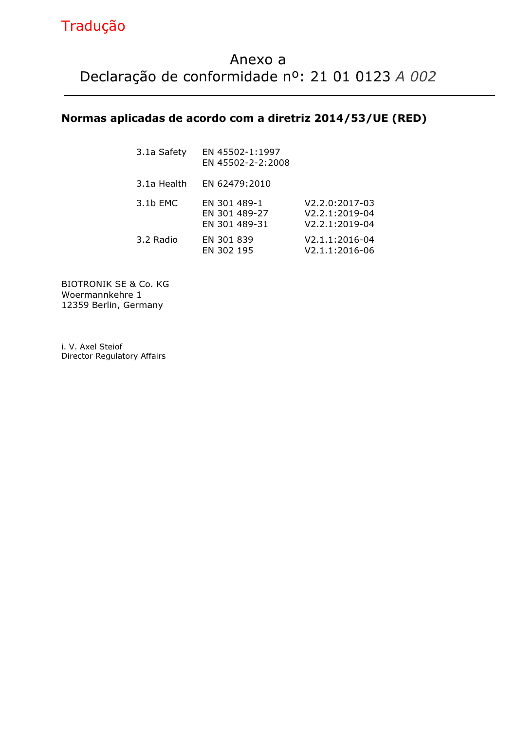Tradução

# Anexo a
# Declaração de conformidade nº: 21 01 0123 *A 002*

---

## Normas aplicadas de acordo com a diretriz 2014/53/UE (RED)

| | | |
|---|---|---|
| 3.1a Safety | EN 45502-1:1997 | |
| | EN 45502-2-2:2008 | |
| 3.1a Health | EN 62479:2010 | |
| 3.1b EMC | EN 301 489-1 | V2.2.0:2017-03 |
| | EN 301 489-27 | V2.2.1:2019-04 |
| | EN 301 489-31 | V2.2.1:2019-04 |
| 3.2 Radio | EN 301 839 | V2.1.1:2016-04 |
| | EN 302 195 | V2.1.1:2016-06 |

BIOTRONIK SE & Co. KG
Woermannkehre 1
12359 Berlin, Germany

i. V. Axel Steiof
Director Regulatory Affairs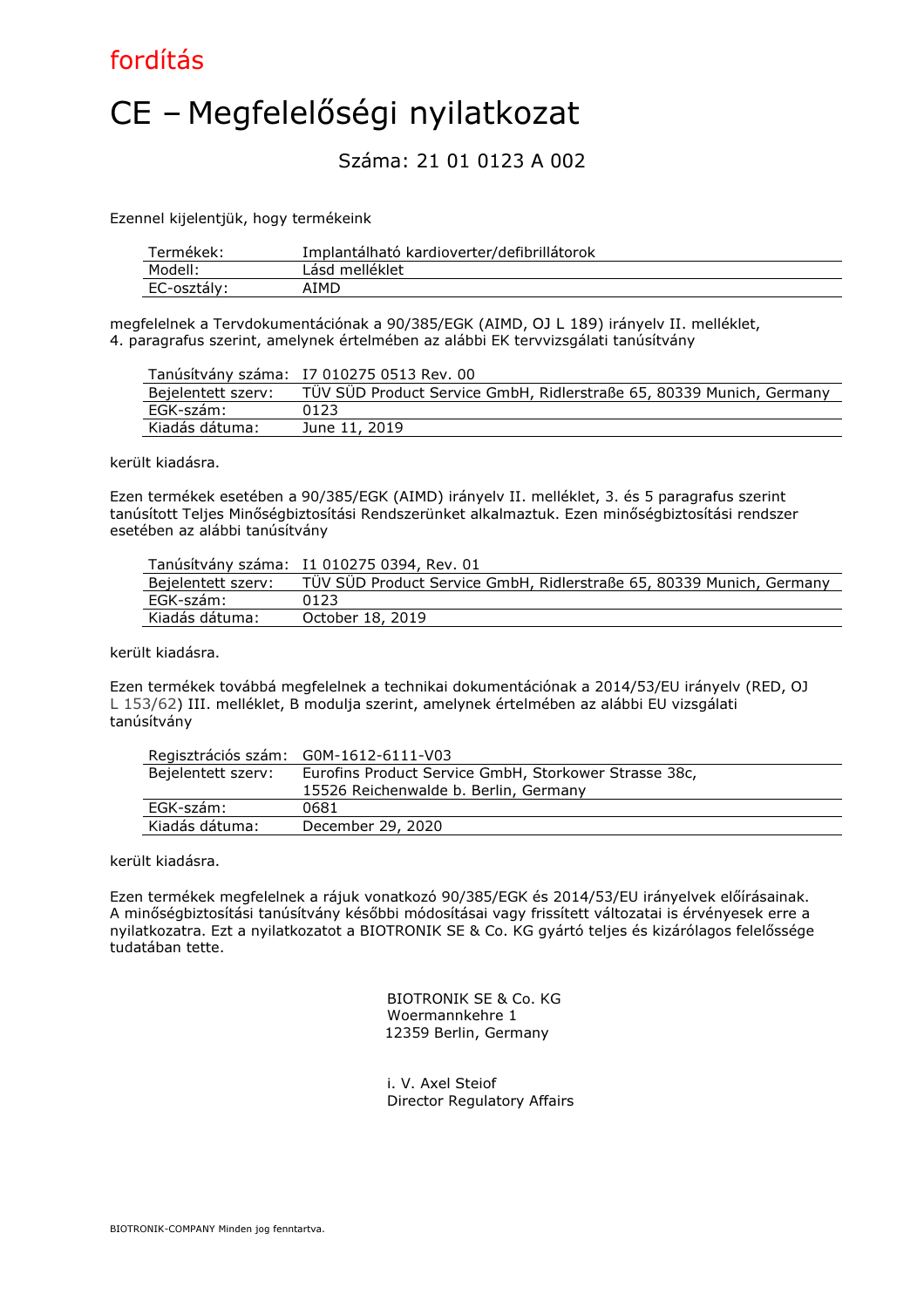fordítás

# CE – Megfelelőségi nyilatkozat

Száma: 21 01 0123 A 002

Ezennel kijelentjük, hogy termékeink

| | |
|---|---|
| Termékek: | Implantálható kardioverter/defibrillátorok |
| Modell: | Lásd melléklet |
| EC-osztály: | AIMD |

megfelelnek a Tervdokumentációnak a 90/385/EGK (AIMD, OJ L 189) irányelv II. melléklet, 4. paragrafus szerint, amelynek értelmében az alábbi EK tervvizsgálati tanúsítvány

| | |
|---|---|
| Tanúsítvány száma: | I7 010275 0513 Rev. 00 |
| Bejelentett szerv: | TÜV SÜD Product Service GmbH, Ridlerstraße 65, 80339 Munich, Germany |
| EGK-szám: | 0123 |
| Kiadás dátuma: | June 11, 2019 |

került kiadásra.

Ezen termékek esetében a 90/385/EGK (AIMD) irányelv II. melléklet, 3. és 5 paragrafus szerint tanúsított Teljes Minőségbiztosítási Rendszerünket alkalmaztuk. Ezen minőségbiztosítási rendszer esetében az alábbi tanúsítvány

| | |
|---|---|
| Tanúsítvány száma: | I1 010275 0394, Rev. 01 |
| Bejelentett szerv: | TÜV SÜD Product Service GmbH, Ridlerstraße 65, 80339 Munich, Germany |
| EGK-szám: | 0123 |
| Kiadás dátuma: | October 18, 2019 |

került kiadásra.

Ezen termékek továbbá megfelelnek a technikai dokumentációnak a 2014/53/EU irányelv (RED, OJ L 153/62) III. melléklet, B modulja szerint, amelynek értelmében az alábbi EU vizsgálati tanúsítvány

| | |
|---|---|
| Regisztrációs szám: | G0M-1612-6111-V03 |
| Bejelentett szerv: | Eurofins Product Service GmbH, Storkower Strasse 38c, 15526 Reichenwalde b. Berlin, Germany |
| EGK-szám: | 0681 |
| Kiadás dátuma: | December 29, 2020 |

került kiadásra.

Ezen termékek megfelelnek a rájuk vonatkozó 90/385/EGK és 2014/53/EU irányelvek előírásainak. A minőségbiztosítási tanúsítvány későbbi módosításai vagy frissített változatai is érvényesek erre a nyilatkozatra. Ezt a nyilatkozatot a BIOTRONIK SE & Co. KG gyártó teljes és kizárólagos felelőssége tudatában tette.

BIOTRONIK SE & Co. KG
Woermannkehre 1
12359 Berlin, Germany

i. V. Axel Steiof
Director Regulatory Affairs

BIOTRONIK-COMPANY Minden jog fenntartva.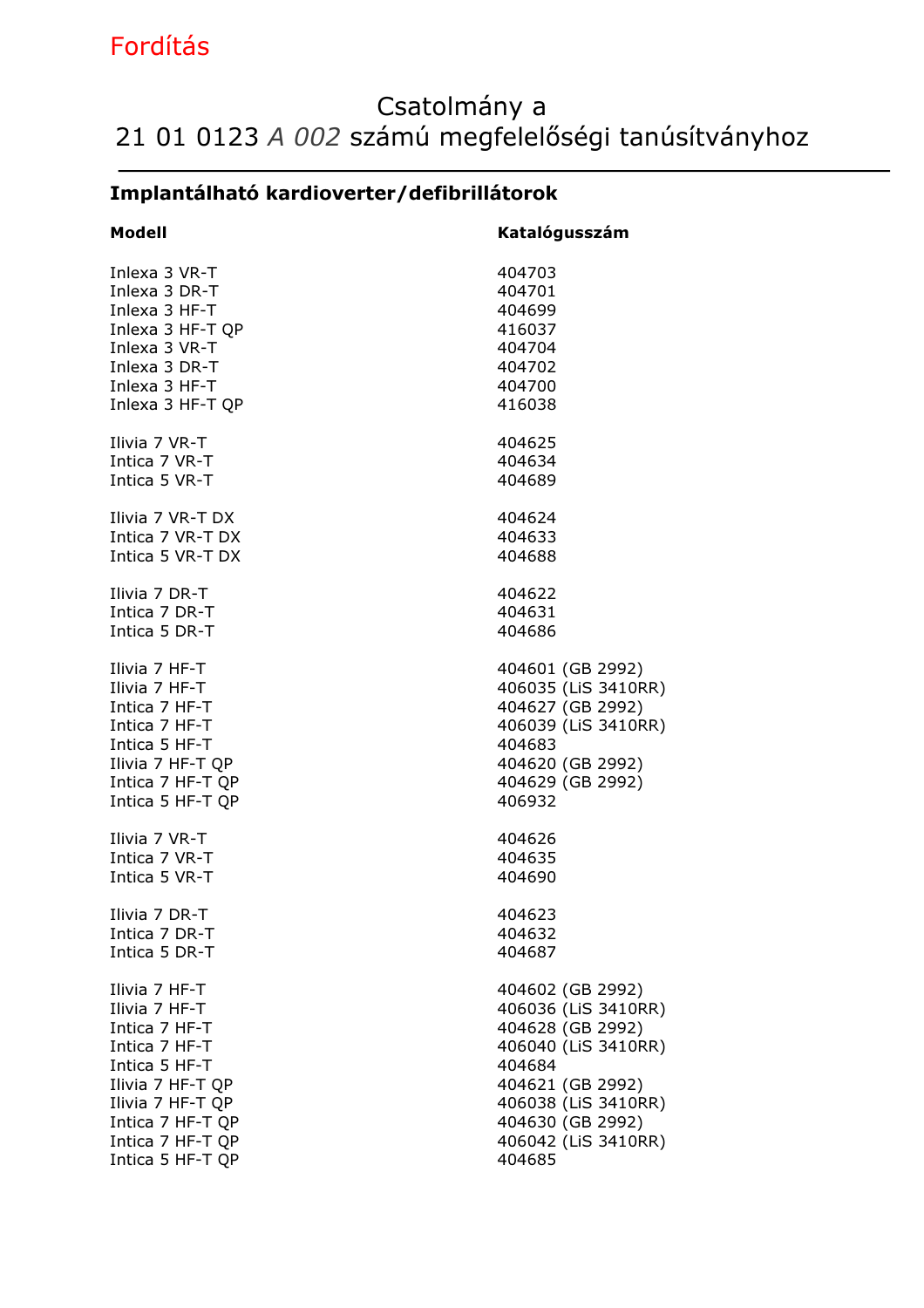Fordítás

# Csatolmány a
# 21 01 0123 *A 002* számú megfelelőségi tanúsítványhoz

## Implantálható kardioverter/defibrillátorok

| Modell | Katalógusszám |
|---|---|
| Inlexa 3 VR-T | 404703 |
| Inlexa 3 DR-T | 404701 |
| Inlexa 3 HF-T | 404699 |
| Inlexa 3 HF-T QP | 416037 |
| Inlexa 3 VR-T | 404704 |
| Inlexa 3 DR-T | 404702 |
| Inlexa 3 HF-T | 404700 |
| Inlexa 3 HF-T QP | 416038 |
| | |
| Ilivia 7 VR-T | 404625 |
| Intica 7 VR-T | 404634 |
| Intica 5 VR-T | 404689 |
| | |
| Ilivia 7 VR-T DX | 404624 |
| Intica 7 VR-T DX | 404633 |
| Intica 5 VR-T DX | 404688 |
| | |
| Ilivia 7 DR-T | 404622 |
| Intica 7 DR-T | 404631 |
| Intica 5 DR-T | 404686 |
| | |
| Ilivia 7 HF-T | 404601 (GB 2992) |
| Ilivia 7 HF-T | 406035 (LiS 3410RR) |
| Intica 7 HF-T | 404627 (GB 2992) |
| Intica 7 HF-T | 406039 (LiS 3410RR) |
| Intica 5 HF-T | 404683 |
| Ilivia 7 HF-T QP | 404620 (GB 2992) |
| Intica 7 HF-T QP | 404629 (GB 2992) |
| Intica 5 HF-T QP | 406932 |
| | |
| Ilivia 7 VR-T | 404626 |
| Intica 7 VR-T | 404635 |
| Intica 5 VR-T | 404690 |
| | |
| Ilivia 7 DR-T | 404623 |
| Intica 7 DR-T | 404632 |
| Intica 5 DR-T | 404687 |
| | |
| Ilivia 7 HF-T | 404602 (GB 2992) |
| Ilivia 7 HF-T | 406036 (LiS 3410RR) |
| Intica 7 HF-T | 404628 (GB 2992) |
| Intica 7 HF-T | 406040 (LiS 3410RR) |
| Intica 5 HF-T | 404684 |
| Ilivia 7 HF-T QP | 404621 (GB 2992) |
| Ilivia 7 HF-T QP | 406038 (LiS 3410RR) |
| Intica 7 HF-T QP | 404630 (GB 2992) |
| Intica 7 HF-T QP | 406042 (LiS 3410RR) |
| Intica 5 HF-T QP | 404685 |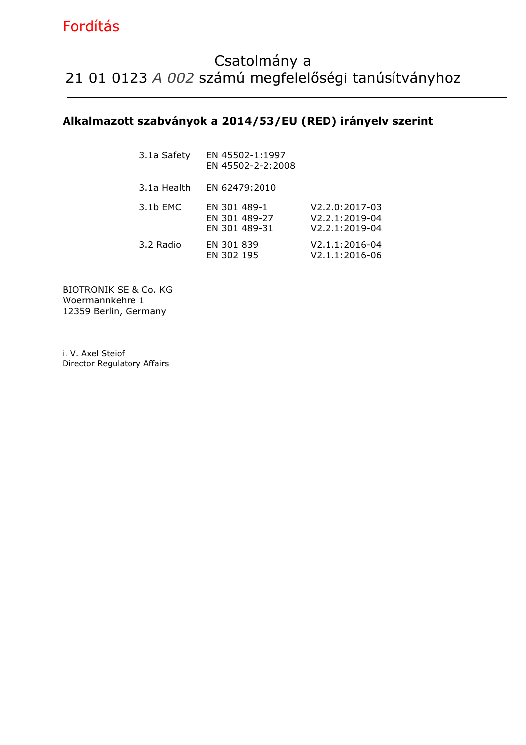Fordítás

# Csatolmány a 21 01 0123 *A 002* számú megfelelőségi tanúsítványhoz

## Alkalmazott szabványok a 2014/53/EU (RED) irányelv szerint

| | | |
|---|---|---|
| 3.1a Safety | EN 45502-1:1997<br>EN 45502-2-2:2008 | |
| 3.1a Health | EN 62479:2010 | |
| 3.1b EMC | EN 301 489-1<br>EN 301 489-27<br>EN 301 489-31 | V2.2.0:2017-03<br>V2.2.1:2019-04<br>V2.2.1:2019-04 |
| 3.2 Radio | EN 301 839<br>EN 302 195 | V2.1.1:2016-04<br>V2.1.1:2016-06 |

BIOTRONIK SE & Co. KG
Woermannkehre 1
12359 Berlin, Germany

i. V. Axel Steiof
Director Regulatory Affairs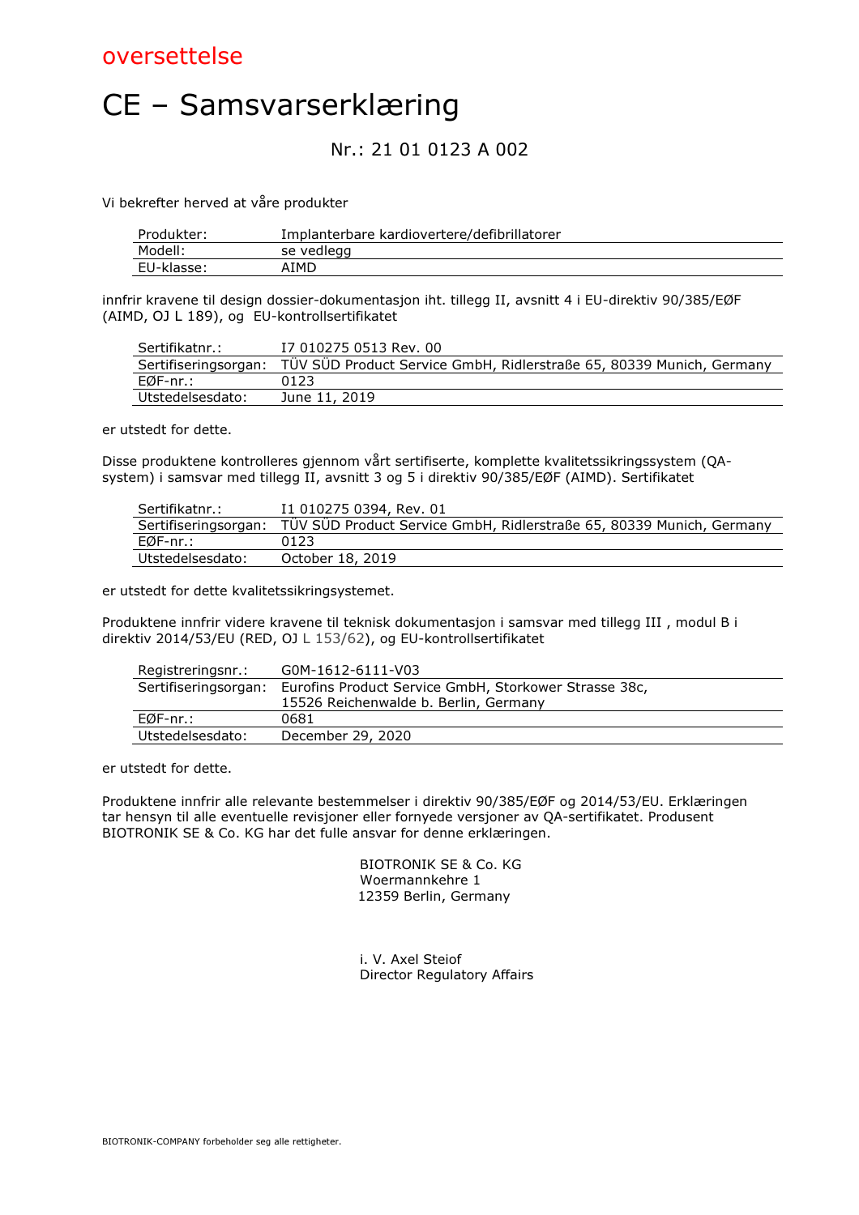oversettelse

# CE – Samsvarserklæring

Nr.: 21 01 0123 A 002

Vi bekrefter herved at våre produkter

| | |
|---|---|
| Produkter: | Implanterbare kardiovertere/defibrillatorer |
| Modell: | se vedlegg |
| EU-klasse: | AIMD |

innfrir kravene til design dossier-dokumentasjon iht. tillegg II, avsnitt 4 i EU-direktiv 90/385/EØF (AIMD, OJ L 189), og EU-kontrollsertifikatet

| | |
|---|---|
| Sertifikatnr.: | I7 010275 0513 Rev. 00 |
| Sertifiseringsorgan: | TÜV SÜD Product Service GmbH, Ridlerstraße 65, 80339 Munich, Germany |
| EØF-nr.: | 0123 |
| Utstedelsesdato: | June 11, 2019 |

er utstedt for dette.

Disse produktene kontrolleres gjennom vårt sertifiserte, komplette kvalitetssikringssystem (QA-system) i samsvar med tillegg II, avsnitt 3 og 5 i direktiv 90/385/EØF (AIMD). Sertifikatet

| | |
|---|---|
| Sertifikatnr.: | I1 010275 0394, Rev. 01 |
| Sertifiseringsorgan: | TÜV SÜD Product Service GmbH, Ridlerstraße 65, 80339 Munich, Germany |
| EØF-nr.: | 0123 |
| Utstedelsesdato: | October 18, 2019 |

er utstedt for dette kvalitetssikringsystemet.

Produktene innfrir videre kravene til teknisk dokumentasjon i samsvar med tillegg III , modul B i direktiv 2014/53/EU (RED, OJ L 153/62), og EU-kontrollsertifikatet

| | |
|---|---|
| Registreringsnr.: | G0M-1612-6111-V03 |
| Sertifiseringsorgan: | Eurofins Product Service GmbH, Storkower Strasse 38c, 15526 Reichenwalde b. Berlin, Germany |
| EØF-nr.: | 0681 |
| Utstedelsesdato: | December 29, 2020 |

er utstedt for dette.

Produktene innfrir alle relevante bestemmelser i direktiv 90/385/EØF og 2014/53/EU. Erklæringen tar hensyn til alle eventuelle revisjoner eller fornyede versjoner av QA-sertifikatet. Produsent BIOTRONIK SE & Co. KG har det fulle ansvar for denne erklæringen.

BIOTRONIK SE & Co. KG
Woermannkehre 1
12359 Berlin, Germany

i. V. Axel Steiof
Director Regulatory Affairs

BIOTRONIK-COMPANY forbeholder seg alle rettigheter.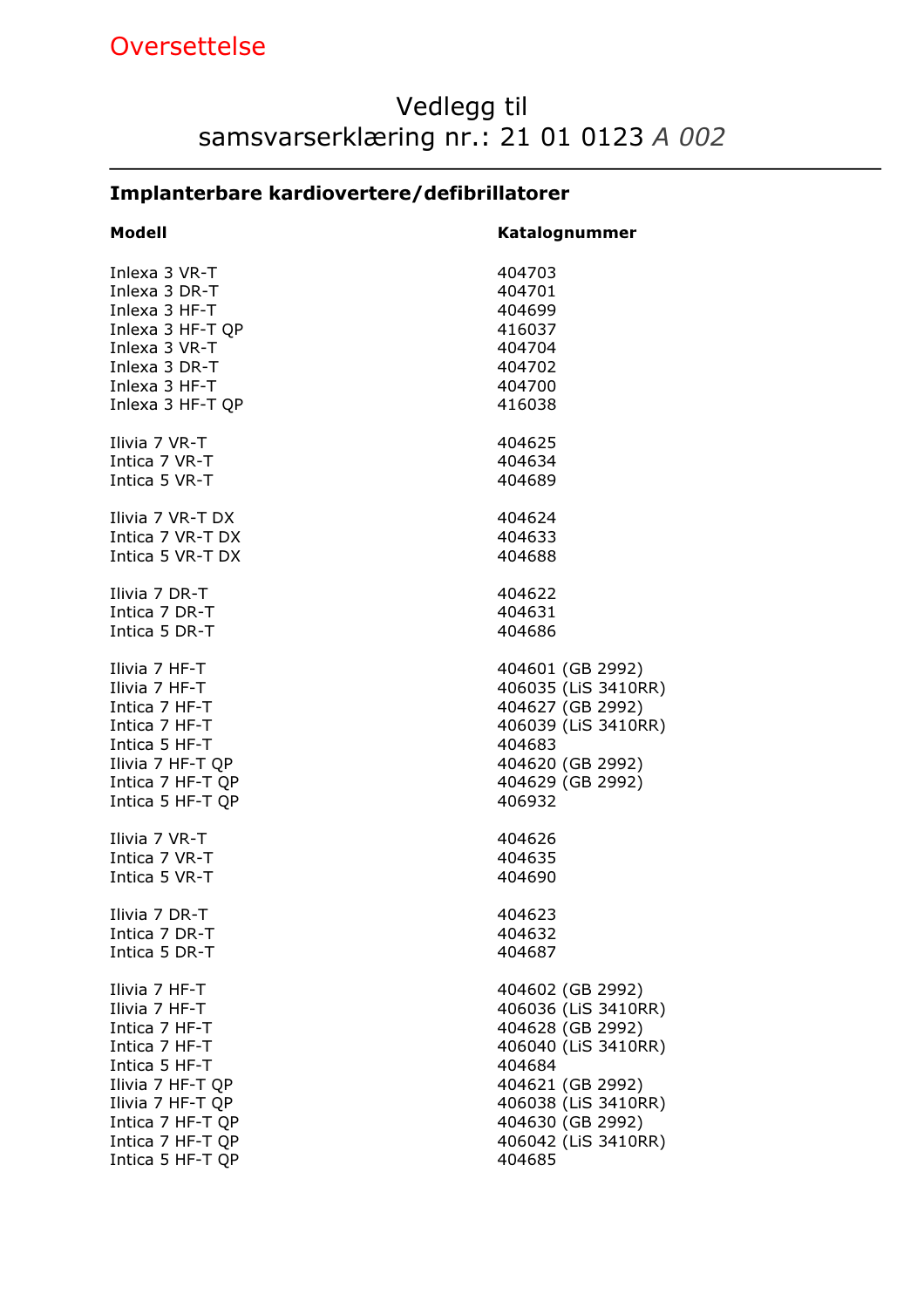Oversettelse

# Vedlegg til samsvarserklæring nr.: 21 01 0123 *A 002*

## Implanterbare kardiovertere/defibrillatorer

| Modell | Katalognummer |
|---|---|
| Inlexa 3 VR-T | 404703 |
| Inlexa 3 DR-T | 404701 |
| Inlexa 3 HF-T | 404699 |
| Inlexa 3 HF-T QP | 416037 |
| Inlexa 3 VR-T | 404704 |
| Inlexa 3 DR-T | 404702 |
| Inlexa 3 HF-T | 404700 |
| Inlexa 3 HF-T QP | 416038 |
| | |
| Ilivia 7 VR-T | 404625 |
| Intica 7 VR-T | 404634 |
| Intica 5 VR-T | 404689 |
| | |
| Ilivia 7 VR-T DX | 404624 |
| Intica 7 VR-T DX | 404633 |
| Intica 5 VR-T DX | 404688 |
| | |
| Ilivia 7 DR-T | 404622 |
| Intica 7 DR-T | 404631 |
| Intica 5 DR-T | 404686 |
| | |
| Ilivia 7 HF-T | 404601 (GB 2992) |
| Ilivia 7 HF-T | 406035 (LiS 3410RR) |
| Intica 7 HF-T | 404627 (GB 2992) |
| Intica 7 HF-T | 406039 (LiS 3410RR) |
| Intica 5 HF-T | 404683 |
| Ilivia 7 HF-T QP | 404620 (GB 2992) |
| Intica 7 HF-T QP | 404629 (GB 2992) |
| Intica 5 HF-T QP | 406932 |
| | |
| Ilivia 7 VR-T | 404626 |
| Intica 7 VR-T | 404635 |
| Intica 5 VR-T | 404690 |
| | |
| Ilivia 7 DR-T | 404623 |
| Intica 7 DR-T | 404632 |
| Intica 5 DR-T | 404687 |
| | |
| Ilivia 7 HF-T | 404602 (GB 2992) |
| Ilivia 7 HF-T | 406036 (LiS 3410RR) |
| Intica 7 HF-T | 404628 (GB 2992) |
| Intica 7 HF-T | 406040 (LiS 3410RR) |
| Intica 5 HF-T | 404684 |
| Ilivia 7 HF-T QP | 404621 (GB 2992) |
| Ilivia 7 HF-T QP | 406038 (LiS 3410RR) |
| Intica 7 HF-T QP | 404630 (GB 2992) |
| Intica 7 HF-T QP | 406042 (LiS 3410RR) |
| Intica 5 HF-T QP | 404685 |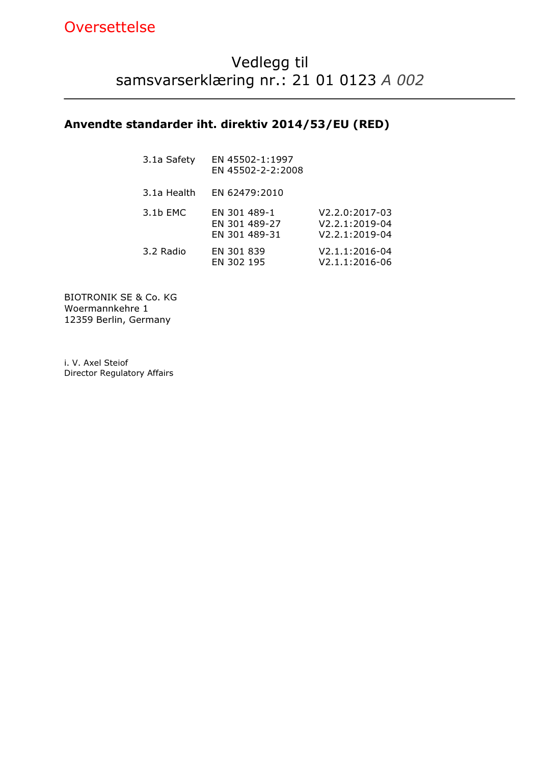Oversettelse

# Vedlegg til samsvarserklæring nr.: 21 01 0123 *A 002*

## Anvendte standarder iht. direktiv 2014/53/EU (RED)

| | | |
|---|---|---|
| 3.1a Safety | EN 45502-1:1997 | |
| | EN 45502-2-2:2008 | |
| 3.1a Health | EN 62479:2010 | |
| 3.1b EMC | EN 301 489-1 | V2.2.0:2017-03 |
| | EN 301 489-27 | V2.2.1:2019-04 |
| | EN 301 489-31 | V2.2.1:2019-04 |
| 3.2 Radio | EN 301 839 | V2.1.1:2016-04 |
| | EN 302 195 | V2.1.1:2016-06 |

BIOTRONIK SE & Co. KG
Woermannkehre 1
12359 Berlin, Germany

i. V. Axel Steiof
Director Regulatory Affairs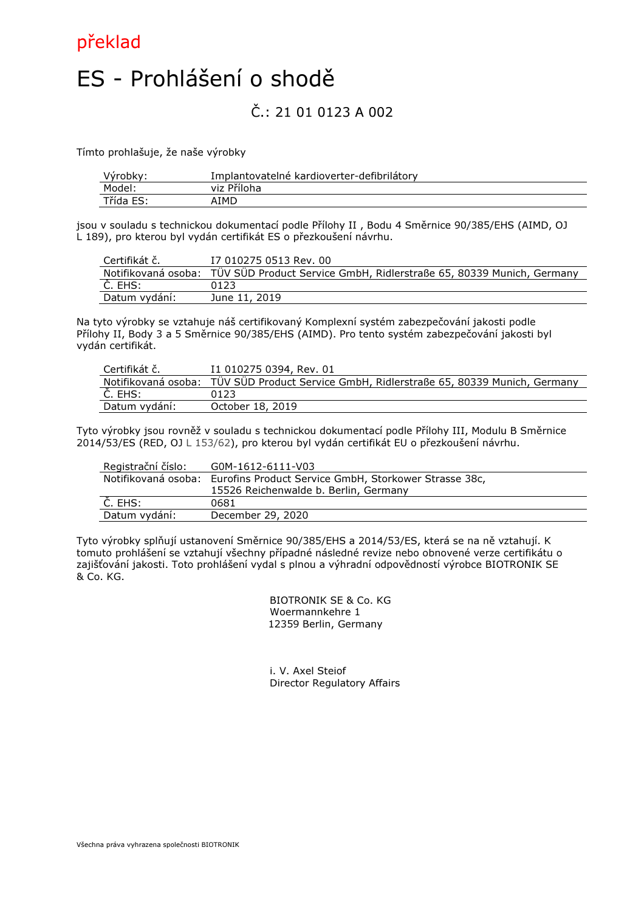překlad

# ES - Prohlášení o shodě

Č.: 21 01 0123 A 002

Tímto prohlašuje, že naše výrobky

| Výrobky: | Implantovatelné kardioverter-defibrilátory |
|---|---|
| Model: | viz Příloha |
| Třída ES: | AIMD |

jsou v souladu s technickou dokumentací podle Přílohy II , Bodu 4 Směrnice 90/385/EHS (AIMD, OJ L 189), pro kterou byl vydán certifikát ES o přezkoušení návrhu.

| Certifikát č. | I7 010275 0513 Rev. 00 |
|---|---|
| Notifikovaná osoba: | TÜV SÜD Product Service GmbH, Ridlerstraße 65, 80339 Munich, Germany |
| Č. EHS: | 0123 |
| Datum vydání: | June 11, 2019 |

Na tyto výrobky se vztahuje náš certifikovaný Komplexní systém zabezpečování jakosti podle Přílohy II, Body 3 a 5 Směrnice 90/385/EHS (AIMD). Pro tento systém zabezpečování jakosti byl vydán certifikát.

| Certifikát č. | I1 010275 0394, Rev. 01 |
|---|---|
| Notifikovaná osoba: | TÜV SÜD Product Service GmbH, Ridlerstraße 65, 80339 Munich, Germany |
| Č. EHS: | 0123 |
| Datum vydání: | October 18, 2019 |

Tyto výrobky jsou rovněž v souladu s technickou dokumentací podle Přílohy III, Modulu B Směrnice 2014/53/ES (RED, OJ L 153/62), pro kterou byl vydán certifikát EU o přezkoušení návrhu.

| Registrační číslo: | G0M-1612-6111-V03 |
|---|---|
| Notifikovaná osoba: | Eurofins Product Service GmbH, Storkower Strasse 38c, 15526 Reichenwalde b. Berlin, Germany |
| Č. EHS: | 0681 |
| Datum vydání: | December 29, 2020 |

Tyto výrobky splňují ustanovení Směrnice 90/385/EHS a 2014/53/ES, která se na ně vztahují. K tomuto prohlášení se vztahují všechny případné následné revize nebo obnovené verze certifikátu o zajišťování jakosti. Toto prohlášení vydal s plnou a výhradní odpovědností výrobce BIOTRONIK SE & Co. KG.

BIOTRONIK SE & Co. KG
Woermannkehre 1
12359 Berlin, Germany

i. V. Axel Steiof
Director Regulatory Affairs

Všechna práva vyhrazena společnosti BIOTRONIK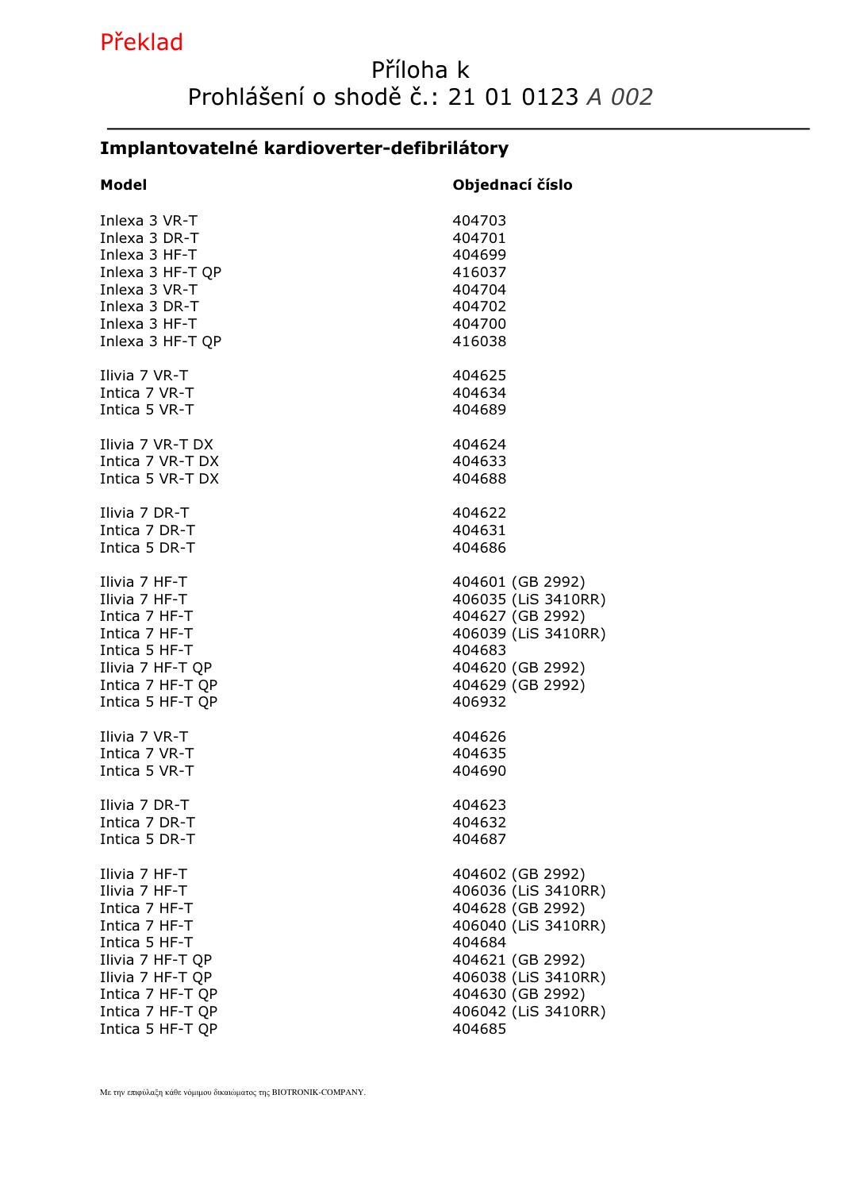Překlad

# Příloha k
# Prohlášení o shodě č.: 21 01 0123 *A 002*

## Implantovatelné kardioverter-defibrilátory

| **Model** | **Objednací číslo** |
| --- | --- |
| Inlexa 3 VR-T | 404703 |
| Inlexa 3 DR-T | 404701 |
| Inlexa 3 HF-T | 404699 |
| Inlexa 3 HF-T QP | 416037 |
| Inlexa 3 VR-T | 404704 |
| Inlexa 3 DR-T | 404702 |
| Inlexa 3 HF-T | 404700 |
| Inlexa 3 HF-T QP | 416038 |
| | |
| Ilivia 7 VR-T | 404625 |
| Intica 7 VR-T | 404634 |
| Intica 5 VR-T | 404689 |
| | |
| Ilivia 7 VR-T DX | 404624 |
| Intica 7 VR-T DX | 404633 |
| Intica 5 VR-T DX | 404688 |
| | |
| Ilivia 7 DR-T | 404622 |
| Intica 7 DR-T | 404631 |
| Intica 5 DR-T | 404686 |
| | |
| Ilivia 7 HF-T | 404601 (GB 2992) |
| Ilivia 7 HF-T | 406035 (LiS 3410RR) |
| Intica 7 HF-T | 404627 (GB 2992) |
| Intica 7 HF-T | 406039 (LiS 3410RR) |
| Intica 5 HF-T | 404683 |
| Ilivia 7 HF-T QP | 404620 (GB 2992) |
| Intica 7 HF-T QP | 404629 (GB 2992) |
| Intica 5 HF-T QP | 406932 |
| | |
| Ilivia 7 VR-T | 404626 |
| Intica 7 VR-T | 404635 |
| Intica 5 VR-T | 404690 |
| | |
| Ilivia 7 DR-T | 404623 |
| Intica 7 DR-T | 404632 |
| Intica 5 DR-T | 404687 |
| | |
| Ilivia 7 HF-T | 404602 (GB 2992) |
| Ilivia 7 HF-T | 406036 (LiS 3410RR) |
| Intica 7 HF-T | 404628 (GB 2992) |
| Intica 7 HF-T | 406040 (LiS 3410RR) |
| Intica 5 HF-T | 404684 |
| Ilivia 7 HF-T QP | 404621 (GB 2992) |
| Ilivia 7 HF-T QP | 406038 (LiS 3410RR) |
| Intica 7 HF-T QP | 404630 (GB 2992) |
| Intica 7 HF-T QP | 406042 (LiS 3410RR) |
| Intica 5 HF-T QP | 404685 |

Με την επιφύλαξη κάθε νόμιμου δικαιώματος της BIOTRONIK-COMPANY.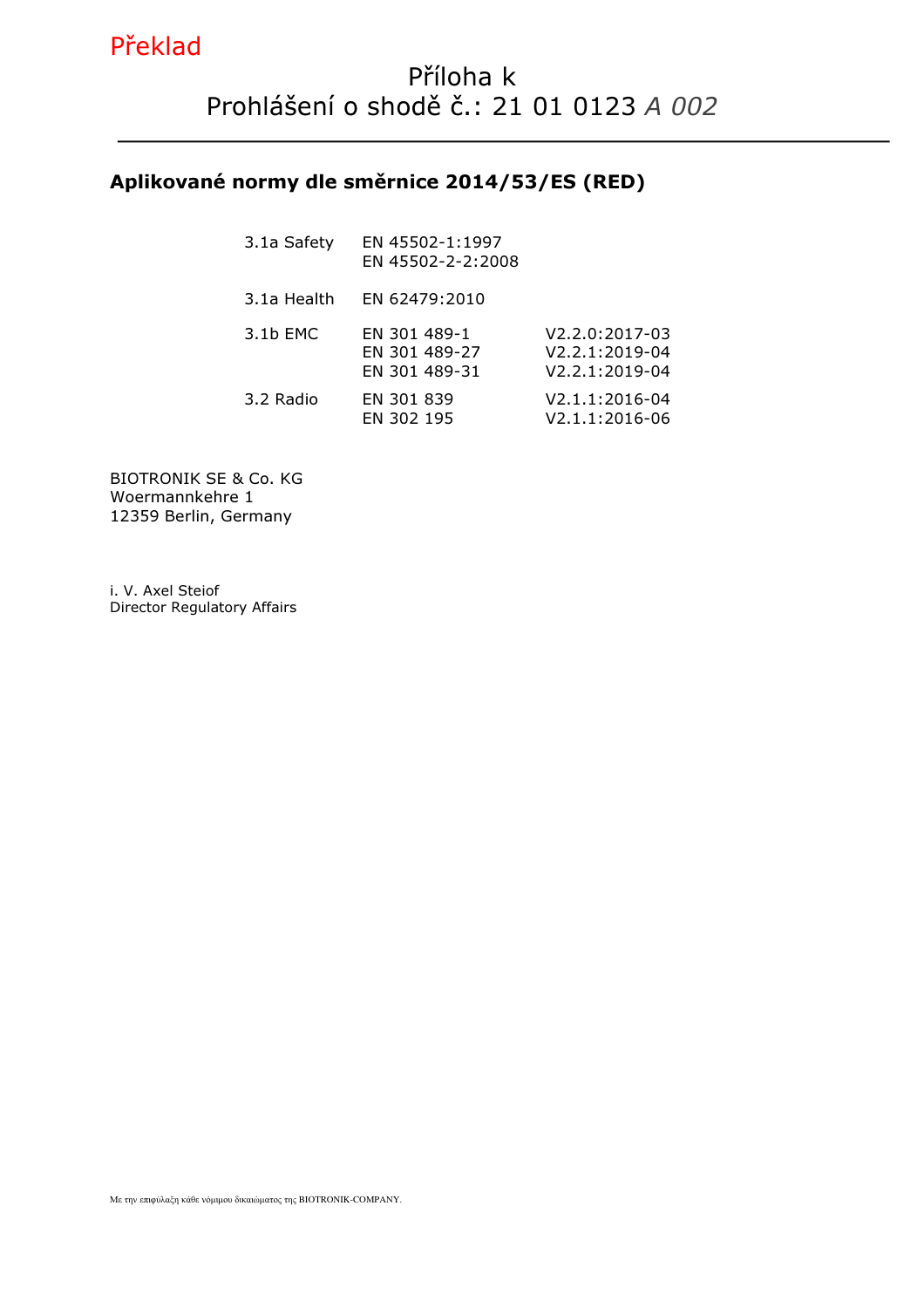Překlad

# Příloha k
# Prohlášení o shodě č.: 21 01 0123 *A 002*

## Aplikované normy dle směrnice 2014/53/ES (RED)

| | | |
|---|---|---|
| 3.1a Safety | EN 45502-1:1997<br>EN 45502-2-2:2008 | |
| 3.1a Health | EN 62479:2010 | |
| 3.1b EMC | EN 301 489-1<br>EN 301 489-27<br>EN 301 489-31 | V2.2.0:2017-03<br>V2.2.1:2019-04<br>V2.2.1:2019-04 |
| 3.2 Radio | EN 301 839<br>EN 302 195 | V2.1.1:2016-04<br>V2.1.1:2016-06 |

BIOTRONIK SE & Co. KG
Woermannkehre 1
12359 Berlin, Germany

i. V. Axel Steiof
Director Regulatory Affairs

Με την επιφύλαξη κάθε νόμιμου δικαιώματος της BIOTRONIK-COMPANY.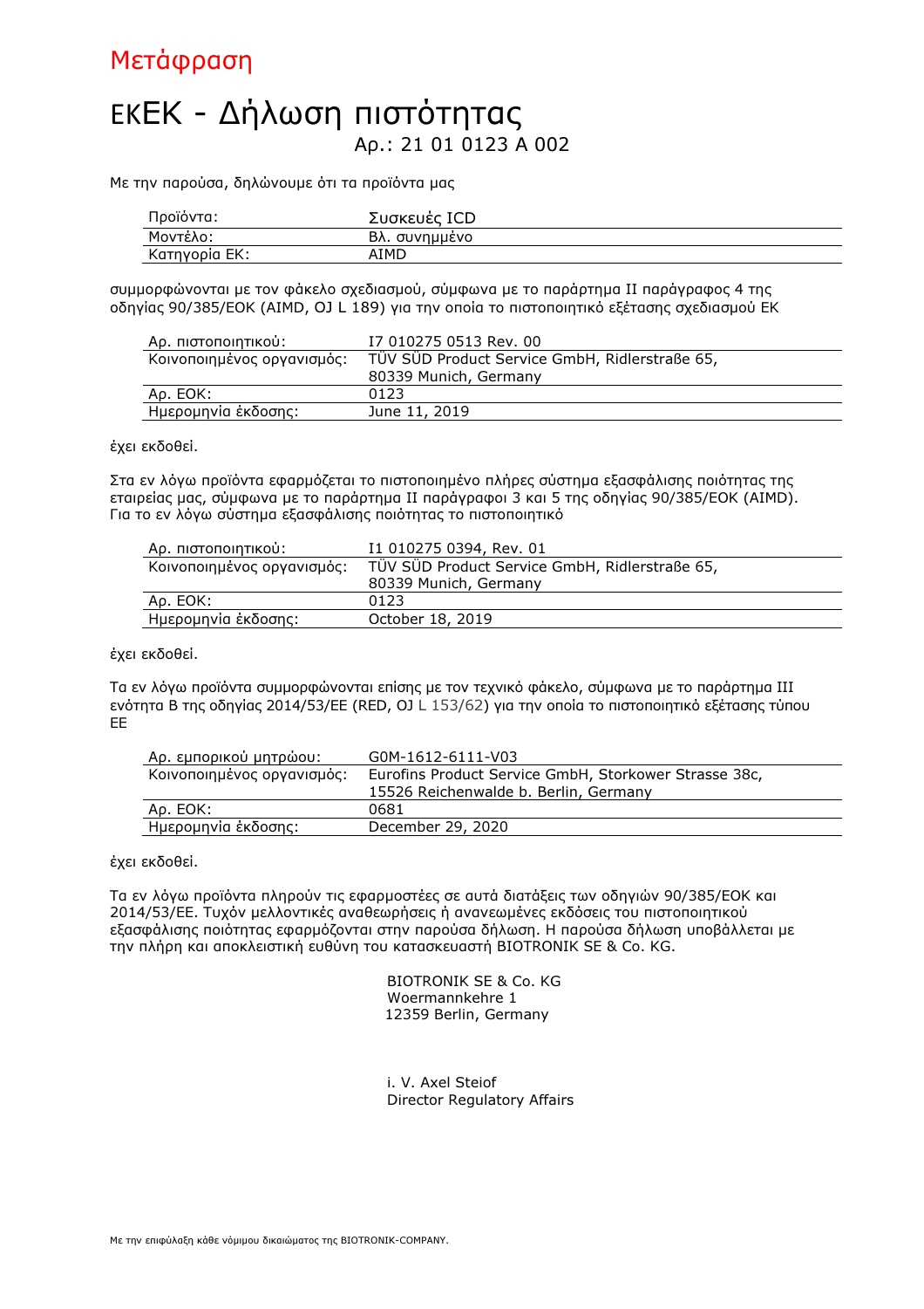Μετάφραση

# ΕΚΕΚ - Δήλωση πιστότητας

Αρ.: 21 01 0123 A 002

Με την παρούσα, δηλώνουμε ότι τα προϊόντα μας

| | |
|---|---|
| Προϊόντα: | Συσκευές ICD |
| Μοντέλο: | Βλ. συνημμένο |
| Κατηγορία ΕΚ: | AIMD |

συμμορφώνονται με τον φάκελο σχεδιασμού, σύμφωνα με το παράρτημα II παράγραφος 4 της οδηγίας 90/385/ΕΟΚ (AIMD, OJ L 189) για την οποία το πιστοποιητικό εξέτασης σχεδιασμού ΕΚ

| | |
|---|---|
| Αρ. πιστοποιητικού: | I7 010275 0513 Rev. 00 |
| Κοινοποιημένος οργανισμός: | TÜV SÜD Product Service GmbH, Ridlerstraße 65, 80339 Munich, Germany |
| Αρ. ΕΟΚ: | 0123 |
| Ημερομηνία έκδοσης: | June 11, 2019 |

έχει εκδοθεί.

Στα εν λόγω προϊόντα εφαρμόζεται το πιστοποιημένο πλήρες σύστημα εξασφάλισης ποιότητας της εταιρείας μας, σύμφωνα με το παράρτημα II παράγραφοι 3 και 5 της οδηγίας 90/385/ΕΟΚ (AIMD). Για το εν λόγω σύστημα εξασφάλισης ποιότητας το πιστοποιητικό

| | |
|---|---|
| Αρ. πιστοποιητικού: | I1 010275 0394, Rev. 01 |
| Κοινοποιημένος οργανισμός: | TÜV SÜD Product Service GmbH, Ridlerstraße 65, 80339 Munich, Germany |
| Αρ. ΕΟΚ: | 0123 |
| Ημερομηνία έκδοσης: | October 18, 2019 |

έχει εκδοθεί.

Τα εν λόγω προϊόντα συμμορφώνονται επίσης με τον τεχνικό φάκελο, σύμφωνα με το παράρτημα III ενότητα B της οδηγίας 2014/53/ΕΕ (RED, OJ L 153/62) για την οποία το πιστοποιητικό εξέτασης τύπου ΕΕ

| | |
|---|---|
| Αρ. εμπορικού μητρώου: | G0M-1612-6111-V03 |
| Κοινοποιημένος οργανισμός: | Eurofins Product Service GmbH, Storkower Strasse 38c, 15526 Reichenwalde b. Berlin, Germany |
| Αρ. ΕΟΚ: | 0681 |
| Ημερομηνία έκδοσης: | December 29, 2020 |

έχει εκδοθεί.

Τα εν λόγω προϊόντα πληρούν τις εφαρμοστέες σε αυτά διατάξεις των οδηγιών 90/385/ΕΟΚ και 2014/53/ΕΕ. Τυχόν μελλοντικές αναθεωρήσεις ή ανανεωμένες εκδόσεις του πιστοποιητικού εξασφάλισης ποιότητας εφαρμόζονται στην παρούσα δήλωση. Η παρούσα δήλωση υποβάλλεται με την πλήρη και αποκλειστική ευθύνη του κατασκευαστή BIOTRONIK SE & Co. KG.

BIOTRONIK SE & Co. KG
Woermannkehre 1
12359 Berlin, Germany

i. V. Axel Steiof
Director Regulatory Affairs

Με την επιφύλαξη κάθε νόμιμου δικαιώματος της BIOTRONIK-COMPANY.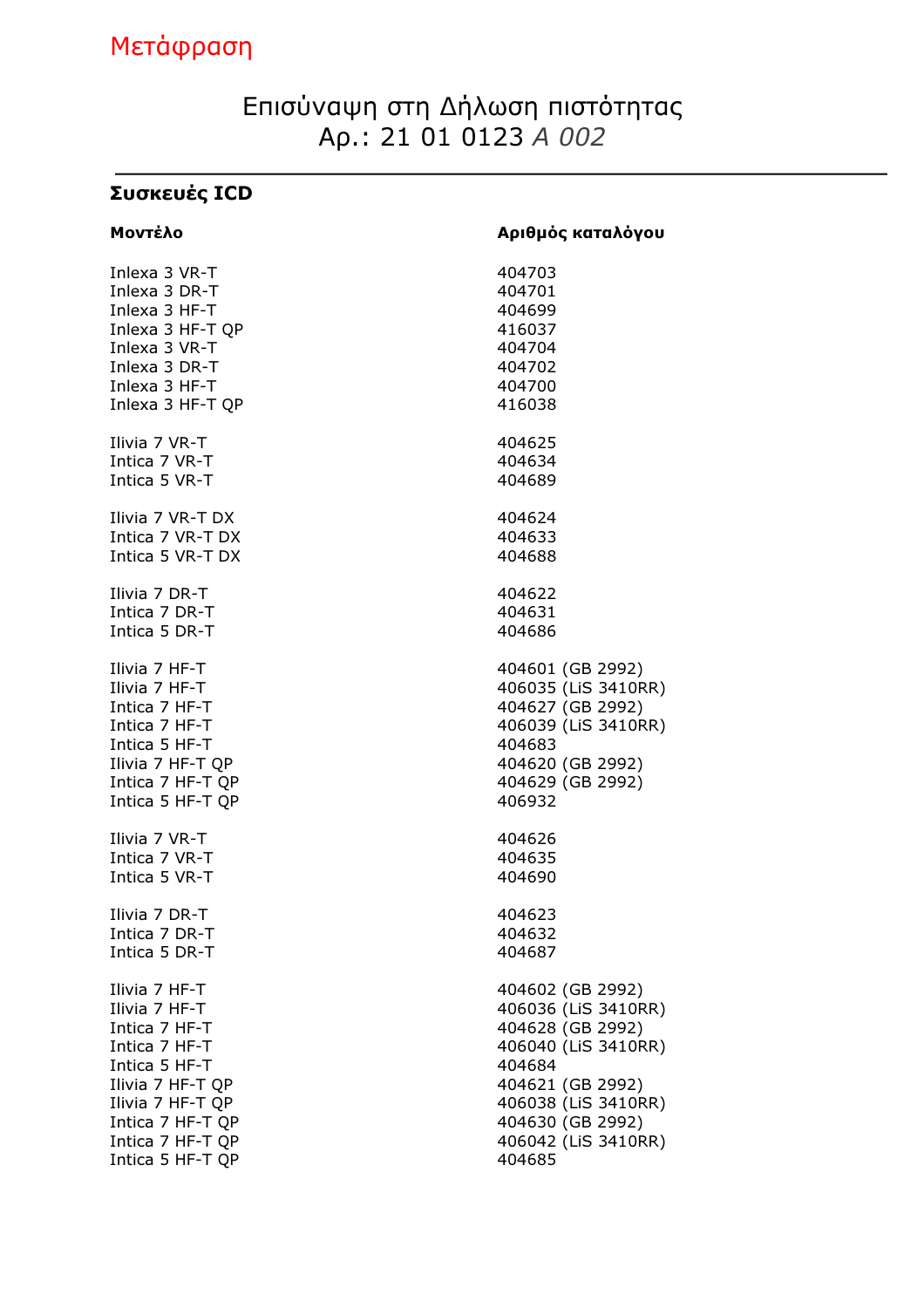Μετάφραση

# Επισύναψη στη Δήλωση πιστότητας
## Αρ.: 21 01 0123 *A 002*

### Συσκευές ICD

| Μοντέλο | Αριθμός καταλόγου |
|---|---|
| Inlexa 3 VR-T | 404703 |
| Inlexa 3 DR-T | 404701 |
| Inlexa 3 HF-T | 404699 |
| Inlexa 3 HF-T QP | 416037 |
| Inlexa 3 VR-T | 404704 |
| Inlexa 3 DR-T | 404702 |
| Inlexa 3 HF-T | 404700 |
| Inlexa 3 HF-T QP | 416038 |
| | |
| Ilivia 7 VR-T | 404625 |
| Intica 7 VR-T | 404634 |
| Intica 5 VR-T | 404689 |
| | |
| Ilivia 7 VR-T DX | 404624 |
| Intica 7 VR-T DX | 404633 |
| Intica 5 VR-T DX | 404688 |
| | |
| Ilivia 7 DR-T | 404622 |
| Intica 7 DR-T | 404631 |
| Intica 5 DR-T | 404686 |
| | |
| Ilivia 7 HF-T | 404601 (GB 2992) |
| Ilivia 7 HF-T | 406035 (LiS 3410RR) |
| Intica 7 HF-T | 404627 (GB 2992) |
| Intica 7 HF-T | 406039 (LiS 3410RR) |
| Intica 5 HF-T | 404683 |
| Ilivia 7 HF-T QP | 404620 (GB 2992) |
| Intica 7 HF-T QP | 404629 (GB 2992) |
| Intica 5 HF-T QP | 406932 |
| | |
| Ilivia 7 VR-T | 404626 |
| Intica 7 VR-T | 404635 |
| Intica 5 VR-T | 404690 |
| | |
| Ilivia 7 DR-T | 404623 |
| Intica 7 DR-T | 404632 |
| Intica 5 DR-T | 404687 |
| | |
| Ilivia 7 HF-T | 404602 (GB 2992) |
| Ilivia 7 HF-T | 406036 (LiS 3410RR) |
| Intica 7 HF-T | 404628 (GB 2992) |
| Intica 7 HF-T | 406040 (LiS 3410RR) |
| Intica 5 HF-T | 404684 |
| Ilivia 7 HF-T QP | 404621 (GB 2992) |
| Ilivia 7 HF-T QP | 406038 (LiS 3410RR) |
| Intica 7 HF-T QP | 404630 (GB 2992) |
| Intica 7 HF-T QP | 406042 (LiS 3410RR) |
| Intica 5 HF-T QP | 404685 |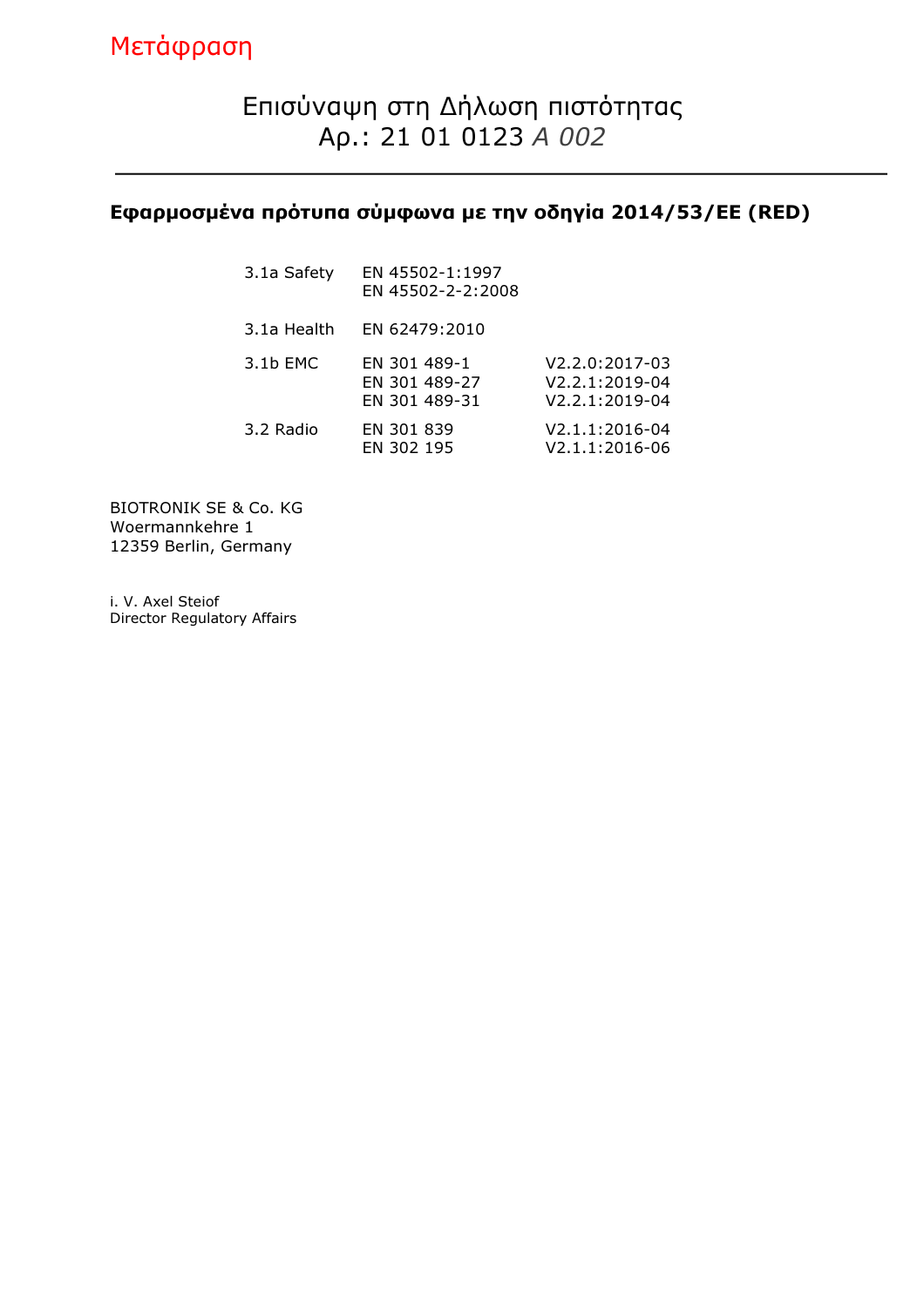Μετάφραση

# Επισύναψη στη Δήλωση πιστότητας
# Αρ.: 21 01 0123 *A 002*

---

## **Εφαρμοσμένα πρότυπα σύμφωνα με την οδηγία 2014/53/EE (RED)**

| | | |
|---|---|---|
| 3.1a Safety | EN 45502-1:1997<br>EN 45502-2-2:2008 | |
| 3.1a Health | EN 62479:2010 | |
| 3.1b EMC | EN 301 489-1<br>EN 301 489-27<br>EN 301 489-31 | V2.2.0:2017-03<br>V2.2.1:2019-04<br>V2.2.1:2019-04 |
| 3.2 Radio | EN 301 839<br>EN 302 195 | V2.1.1:2016-04<br>V2.1.1:2016-06 |

BIOTRONIK SE & Co. KG
Woermannkehre 1
12359 Berlin, Germany

i. V. Axel Steiof
Director Regulatory Affairs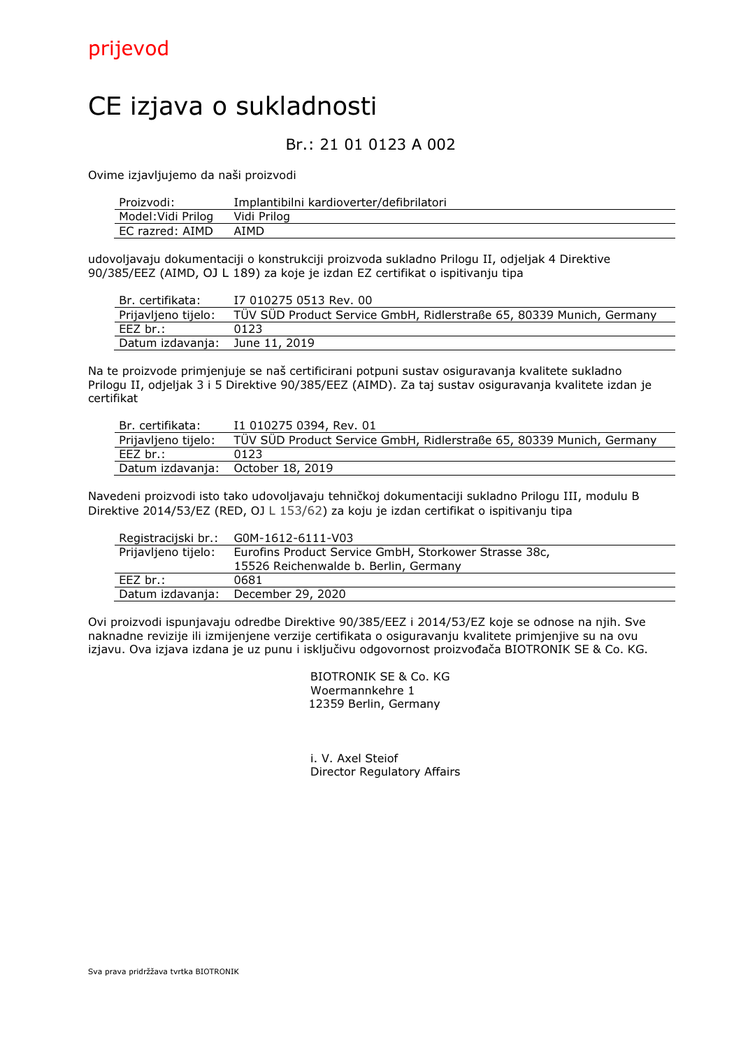prijevod

# CE izjava o sukladnosti

Br.: 21 01 0123 A 002

Ovime izjavljujemo da naši proizvodi

| | |
|---|---|
| Proizvodi: | Implantibilni kardioverter/defibrilatori |
| Model:Vidi Prilog | Vidi Prilog |
| EC razred: AIMD | AIMD |

udovoljavaju dokumentaciji o konstrukciji proizvoda sukladno Prilogu II, odjeljak 4 Direktive 90/385/EEZ (AIMD, OJ L 189) za koje je izdan EZ certifikat o ispitivanju tipa

| | |
|---|---|
| Br. certifikata: | I7 010275 0513 Rev. 00 |
| Prijavljeno tijelo: | TÜV SÜD Product Service GmbH, Ridlerstraße 65, 80339 Munich, Germany |
| EEZ br.: | 0123 |
| Datum izdavanja: | June 11, 2019 |

Na te proizvode primjenjuje se naš certificirani potpuni sustav osiguravanja kvalitete sukladno Prilogu II, odjeljak 3 i 5 Direktive 90/385/EEZ (AIMD). Za taj sustav osiguravanja kvalitete izdan je certifikat

| | |
|---|---|
| Br. certifikata: | I1 010275 0394, Rev. 01 |
| Prijavljeno tijelo: | TÜV SÜD Product Service GmbH, Ridlerstraße 65, 80339 Munich, Germany |
| EEZ br.: | 0123 |
| Datum izdavanja: | October 18, 2019 |

Navedeni proizvodi isto tako udovoljavaju tehničkoj dokumentaciji sukladno Prilogu III, modulu B Direktive 2014/53/EZ (RED, OJ L 153/62) za koju je izdan certifikat o ispitivanju tipa

| | |
|---|---|
| Registracijski br.: | G0M-1612-6111-V03 |
| Prijavljeno tijelo: | Eurofins Product Service GmbH, Storkower Strasse 38c, 15526 Reichenwalde b. Berlin, Germany |
| EEZ br.: | 0681 |
| Datum izdavanja: | December 29, 2020 |

Ovi proizvodi ispunjavaju odredbe Direktive 90/385/EEZ i 2014/53/EZ koje se odnose na njih. Sve naknadne revizije ili izmijenjene verzije certifikata o osiguravanju kvalitete primjenjive su na ovu izjavu. Ova izjava izdana je uz punu i isključivu odgovornost proizvođača BIOTRONIK SE & Co. KG.

BIOTRONIK SE & Co. KG
Woermannkehre 1
12359 Berlin, Germany

i. V. Axel Steiof
Director Regulatory Affairs

Sva prava pridržžava tvrtka BIOTRONIK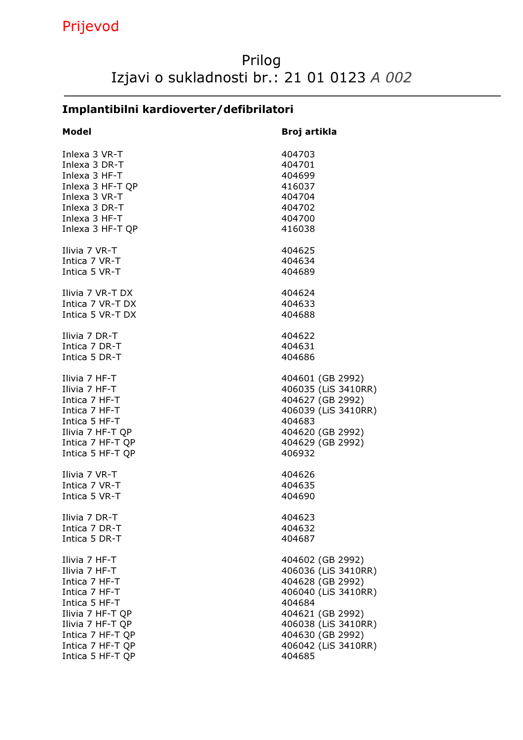Prijevod

# Prilog
# Izjavi o sukladnosti br.: 21 01 0123 *A 002*

## Implantibilni kardioverter/defibrilatori

| Model | Broj artikla |
|---|---|
| Inlexa 3 VR-T | 404703 |
| Inlexa 3 DR-T | 404701 |
| Inlexa 3 HF-T | 404699 |
| Inlexa 3 HF-T QP | 416037 |
| Inlexa 3 VR-T | 404704 |
| Inlexa 3 DR-T | 404702 |
| Inlexa 3 HF-T | 404700 |
| Inlexa 3 HF-T QP | 416038 |
| | |
| Ilivia 7 VR-T | 404625 |
| Intica 7 VR-T | 404634 |
| Intica 5 VR-T | 404689 |
| | |
| Ilivia 7 VR-T DX | 404624 |
| Intica 7 VR-T DX | 404633 |
| Intica 5 VR-T DX | 404688 |
| | |
| Ilivia 7 DR-T | 404622 |
| Intica 7 DR-T | 404631 |
| Intica 5 DR-T | 404686 |
| | |
| Ilivia 7 HF-T | 404601 (GB 2992) |
| Ilivia 7 HF-T | 406035 (LiS 3410RR) |
| Intica 7 HF-T | 404627 (GB 2992) |
| Intica 7 HF-T | 406039 (LiS 3410RR) |
| Intica 5 HF-T | 404683 |
| Ilivia 7 HF-T QP | 404620 (GB 2992) |
| Intica 7 HF-T QP | 404629 (GB 2992) |
| Intica 5 HF-T QP | 406932 |
| | |
| Ilivia 7 VR-T | 404626 |
| Intica 7 VR-T | 404635 |
| Intica 5 VR-T | 404690 |
| | |
| Ilivia 7 DR-T | 404623 |
| Intica 7 DR-T | 404632 |
| Intica 5 DR-T | 404687 |
| | |
| Ilivia 7 HF-T | 404602 (GB 2992) |
| Ilivia 7 HF-T | 406036 (LiS 3410RR) |
| Intica 7 HF-T | 404628 (GB 2992) |
| Intica 7 HF-T | 406040 (LiS 3410RR) |
| Intica 5 HF-T | 404684 |
| Ilivia 7 HF-T QP | 404621 (GB 2992) |
| Ilivia 7 HF-T QP | 406038 (LiS 3410RR) |
| Intica 7 HF-T QP | 404630 (GB 2992) |
| Intica 7 HF-T QP | 406042 (LiS 3410RR) |
| Intica 5 HF-T QP | 404685 |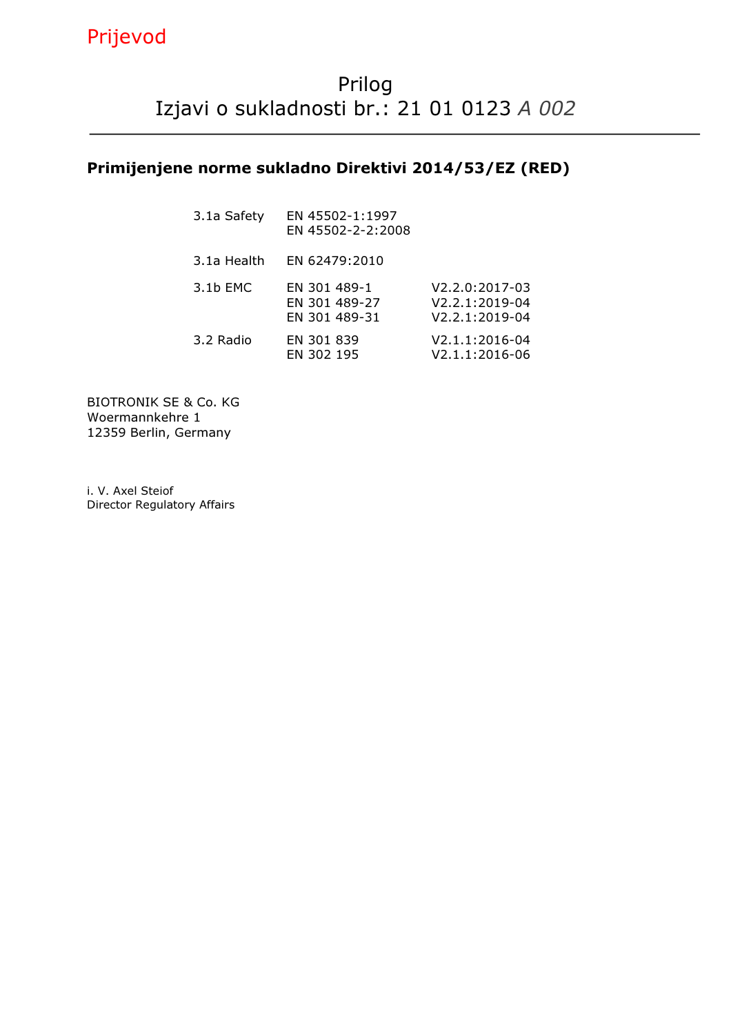Prijevod

# Prilog
# Izjavi o sukladnosti br.: 21 01 0123 *A 002*

---

## **Primijenjene norme sukladno Direktivi 2014/53/EZ (RED)**

| | | |
|---|---|---|
| 3.1a Safety | EN 45502-1:1997 | |
| | EN 45502-2-2:2008 | |
| 3.1a Health | EN 62479:2010 | |
| 3.1b EMC | EN 301 489-1 | V2.2.0:2017-03 |
| | EN 301 489-27 | V2.2.1:2019-04 |
| | EN 301 489-31 | V2.2.1:2019-04 |
| 3.2 Radio | EN 301 839 | V2.1.1:2016-04 |
| | EN 302 195 | V2.1.1:2016-06 |

BIOTRONIK SE & Co. KG
Woermannkehre 1
12359 Berlin, Germany

i. V. Axel Steiof
Director Regulatory Affairs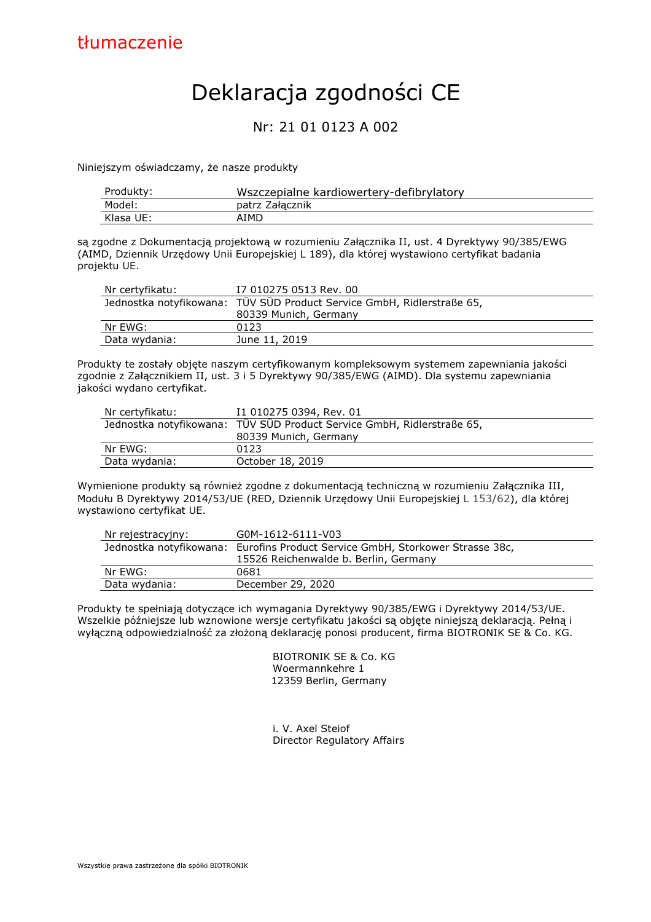tłumaczenie

# Deklaracja zgodności CE

## Nr: 21 01 0123 A 002

Niniejszym oświadczamy, że nasze produkty

| | |
|---|---|
| Produkty: | Wszczepialne kardiowertery-defibrylatory |
| Model: | patrz Załącznik |
| Klasa UE: | AIMD |

są zgodne z Dokumentacją projektową w rozumieniu Załącznika II, ust. 4 Dyrektywy 90/385/EWG (AIMD, Dziennik Urzędowy Unii Europejskiej L 189), dla której wystawiono certyfikat badania projektu UE.

| | |
|---|---|
| Nr certyfikatu: | I7 010275 0513 Rev. 00 |
| Jednostka notyfikowana: | TÜV SÜD Product Service GmbH, Ridlerstraße 65, 80339 Munich, Germany |
| Nr EWG: | 0123 |
| Data wydania: | June 11, 2019 |

Produkty te zostały objęte naszym certyfikowanym kompleksowym systemem zapewniania jakości zgodnie z Załącznikiem II, ust. 3 i 5 Dyrektywy 90/385/EWG (AIMD). Dla systemu zapewniania jakości wydano certyfikat.

| | |
|---|---|
| Nr certyfikatu: | I1 010275 0394, Rev. 01 |
| Jednostka notyfikowana: | TÜV SÜD Product Service GmbH, Ridlerstraße 65, 80339 Munich, Germany |
| Nr EWG: | 0123 |
| Data wydania: | October 18, 2019 |

Wymienione produkty są również zgodne z dokumentacją techniczną w rozumieniu Załącznika III, Modułu B Dyrektywy 2014/53/UE (RED, Dziennik Urzędowy Unii Europejskiej L 153/62), dla której wystawiono certyfikat UE.

| | |
|---|---|
| Nr rejestracyjny: | G0M-1612-6111-V03 |
| Jednostka notyfikowana: | Eurofins Product Service GmbH, Storkower Strasse 38c, 15526 Reichenwalde b. Berlin, Germany |
| Nr EWG: | 0681 |
| Data wydania: | December 29, 2020 |

Produkty te spełniają dotyczące ich wymagania Dyrektywy 90/385/EWG i Dyrektywy 2014/53/UE. Wszelkie późniejsze lub wznowione wersje certyfikatu jakości są objęte niniejszą deklaracją. Pełną i wyłączną odpowiedzialność za złożoną deklarację ponosi producent, firma BIOTRONIK SE & Co. KG.

BIOTRONIK SE & Co. KG
Woermannkehre 1
12359 Berlin, Germany

i. V. Axel Steiof
Director Regulatory Affairs

Wszystkie prawa zastrzeżone dla spółki BIOTRONIK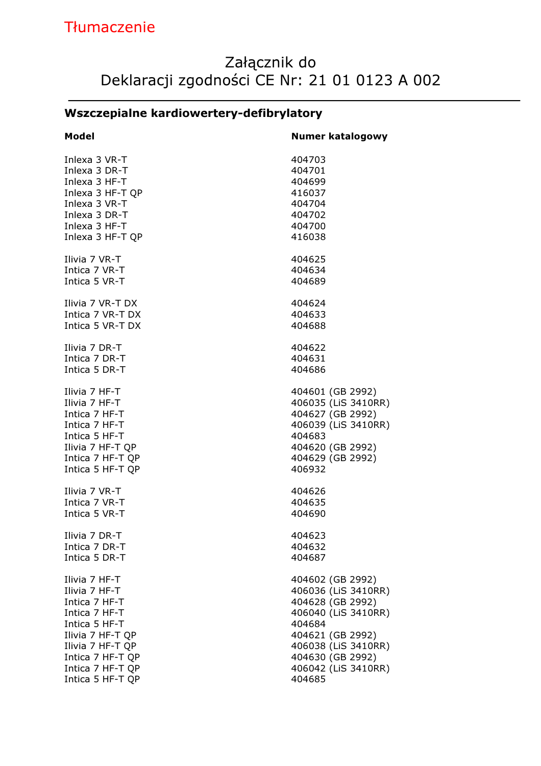Tłumaczenie

# Załącznik do Deklaracji zgodności CE Nr: 21 01 0123 A 002

## Wszczepialne kardiowertery-defibrylatory

| Model | Numer katalogowy |
|---|---|
| Inlexa 3 VR-T | 404703 |
| Inlexa 3 DR-T | 404701 |
| Inlexa 3 HF-T | 404699 |
| Inlexa 3 HF-T QP | 416037 |
| Inlexa 3 VR-T | 404704 |
| Inlexa 3 DR-T | 404702 |
| Inlexa 3 HF-T | 404700 |
| Inlexa 3 HF-T QP | 416038 |
| | |
| Ilivia 7 VR-T | 404625 |
| Intica 7 VR-T | 404634 |
| Intica 5 VR-T | 404689 |
| | |
| Ilivia 7 VR-T DX | 404624 |
| Intica 7 VR-T DX | 404633 |
| Intica 5 VR-T DX | 404688 |
| | |
| Ilivia 7 DR-T | 404622 |
| Intica 7 DR-T | 404631 |
| Intica 5 DR-T | 404686 |
| | |
| Ilivia 7 HF-T | 404601 (GB 2992) |
| Ilivia 7 HF-T | 406035 (LiS 3410RR) |
| Intica 7 HF-T | 404627 (GB 2992) |
| Intica 7 HF-T | 406039 (LiS 3410RR) |
| Intica 5 HF-T | 404683 |
| Ilivia 7 HF-T QP | 404620 (GB 2992) |
| Intica 7 HF-T QP | 404629 (GB 2992) |
| Intica 5 HF-T QP | 406932 |
| | |
| Ilivia 7 VR-T | 404626 |
| Intica 7 VR-T | 404635 |
| Intica 5 VR-T | 404690 |
| | |
| Ilivia 7 DR-T | 404623 |
| Intica 7 DR-T | 404632 |
| Intica 5 DR-T | 404687 |
| | |
| Ilivia 7 HF-T | 404602 (GB 2992) |
| Ilivia 7 HF-T | 406036 (LiS 3410RR) |
| Intica 7 HF-T | 404628 (GB 2992) |
| Intica 7 HF-T | 406040 (LiS 3410RR) |
| Intica 5 HF-T | 404684 |
| Ilivia 7 HF-T QP | 404621 (GB 2992) |
| Ilivia 7 HF-T QP | 406038 (LiS 3410RR) |
| Intica 7 HF-T QP | 404630 (GB 2992) |
| Intica 7 HF-T QP | 406042 (LiS 3410RR) |
| Intica 5 HF-T QP | 404685 |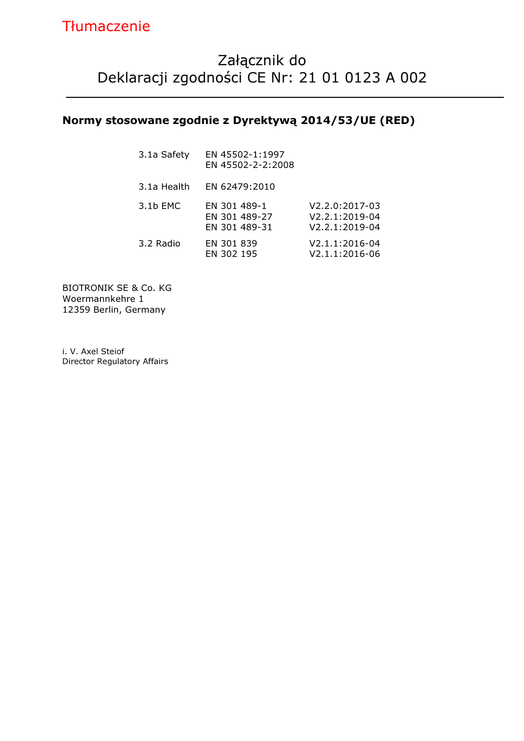Tłumaczenie

# Załącznik do
# Deklaracji zgodności CE Nr: 21 01 0123 A 002

---

## Normy stosowane zgodnie z Dyrektywą 2014/53/UE (RED)

| | | |
|---|---|---|
| 3.1a Safety | EN 45502-1:1997<br>EN 45502-2-2:2008 | |
| 3.1a Health | EN 62479:2010 | |
| 3.1b EMC | EN 301 489-1<br>EN 301 489-27<br>EN 301 489-31 | V2.2.0:2017-03<br>V2.2.1:2019-04<br>V2.2.1:2019-04 |
| 3.2 Radio | EN 301 839<br>EN 302 195 | V2.1.1:2016-04<br>V2.1.1:2016-06 |

BIOTRONIK SE & Co. KG
Woermannkehre 1
12359 Berlin, Germany

i. V. Axel Steiof
Director Regulatory Affairs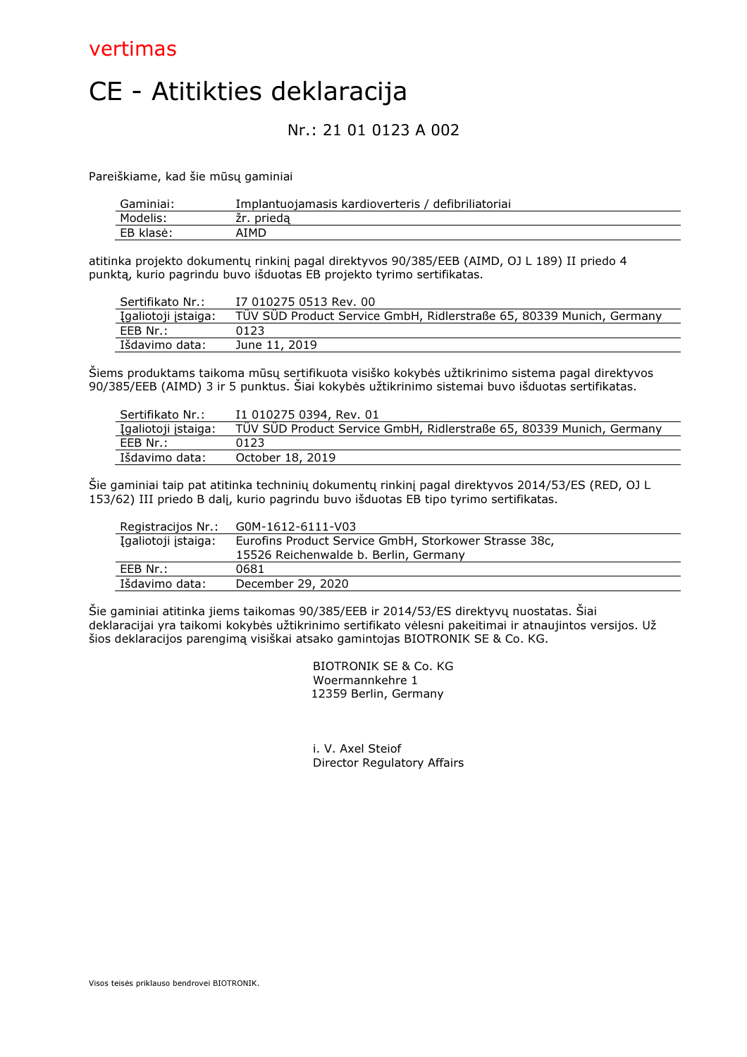vertimas

# CE - Atitikties deklaracija

## Nr.: 21 01 0123 A 002

Pareiškiame, kad šie mūsų gaminiai

| | |
|---|---|
| Gaminiai: | Implantuojamasis kardioverteris / defibriliatoriai |
| Modelis: | žr. priedą |
| EB klasė: | AIMD |

atitinka projekto dokumentų rinkinį pagal direktyvos 90/385/EEB (AIMD, OJ L 189) II priedo 4 punktą, kurio pagrindu buvo išduotas EB projekto tyrimo sertifikatas.

| | |
|---|---|
| Sertifikato Nr.: | I7 010275 0513 Rev. 00 |
| Įgaliotoji įstaiga: | TÜV SÜD Product Service GmbH, Ridlerstraße 65, 80339 Munich, Germany |
| EEB Nr.: | 0123 |
| Išdavimo data: | June 11, 2019 |

Šiems produktams taikoma mūsų sertifikuota visiško kokybės užtikrinimo sistema pagal direktyvos 90/385/EEB (AIMD) 3 ir 5 punktus. Šiai kokybės užtikrinimo sistemai buvo išduotas sertifikatas.

| | |
|---|---|
| Sertifikato Nr.: | I1 010275 0394, Rev. 01 |
| Įgaliotoji įstaiga: | TÜV SÜD Product Service GmbH, Ridlerstraße 65, 80339 Munich, Germany |
| EEB Nr.: | 0123 |
| Išdavimo data: | October 18, 2019 |

Šie gaminiai taip pat atitinka techninių dokumentų rinkinį pagal direktyvos 2014/53/ES (RED, OJ L 153/62) III priedo B dalį, kurio pagrindu buvo išduotas EB tipo tyrimo sertifikatas.

| | |
|---|---|
| Registracijos Nr.: | G0M-1612-6111-V03 |
| Įgaliotoji įstaiga: | Eurofins Product Service GmbH, Storkower Strasse 38c, 15526 Reichenwalde b. Berlin, Germany |
| EEB Nr.: | 0681 |
| Išdavimo data: | December 29, 2020 |

Šie gaminiai atitinka jiems taikomas 90/385/EEB ir 2014/53/ES direktyvų nuostatas. Šiai deklaracijai yra taikomi kokybės užtikrinimo sertifikato vėlesni pakeitimai ir atnaujintos versijos. Už šios deklaracijos parengimą visiškai atsako gamintojas BIOTRONIK SE & Co. KG.

BIOTRONIK SE & Co. KG
Woermannkehre 1
12359 Berlin, Germany

i. V. Axel Steiof
Director Regulatory Affairs

Visos teisės priklauso bendrovei BIOTRONIK.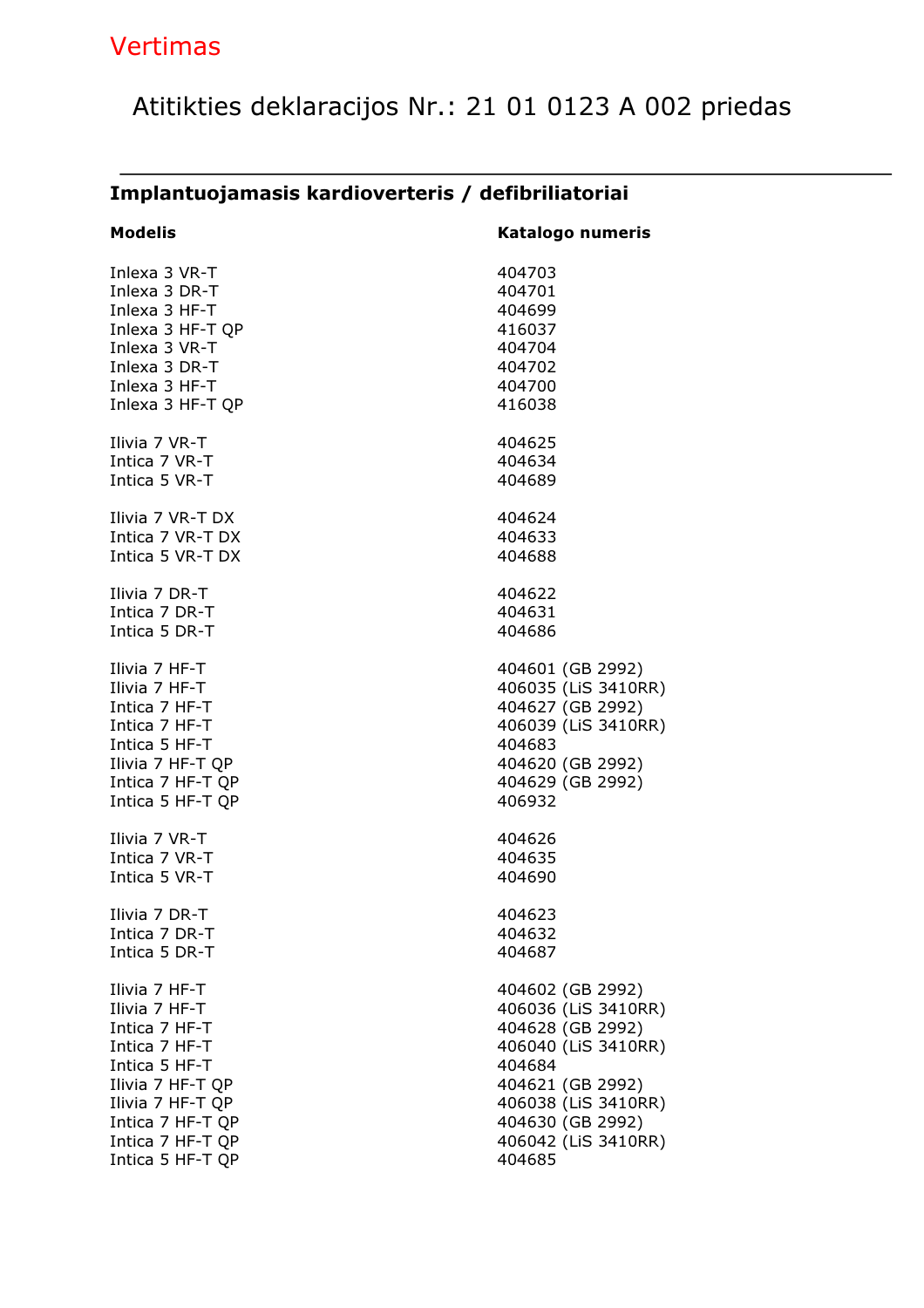Vertimas

# Atitikties deklaracijos Nr.: 21 01 0123 A 002 priedas

---

## Implantuojamasis kardioverteris / defibriliatoriai

| Modelis | Katalogo numeris |
| --- | --- |
| Inlexa 3 VR-T | 404703 |
| Inlexa 3 DR-T | 404701 |
| Inlexa 3 HF-T | 404699 |
| Inlexa 3 HF-T QP | 416037 |
| Inlexa 3 VR-T | 404704 |
| Inlexa 3 DR-T | 404702 |
| Inlexa 3 HF-T | 404700 |
| Inlexa 3 HF-T QP | 416038 |
| | |
| Ilivia 7 VR-T | 404625 |
| Intica 7 VR-T | 404634 |
| Intica 5 VR-T | 404689 |
| | |
| Ilivia 7 VR-T DX | 404624 |
| Intica 7 VR-T DX | 404633 |
| Intica 5 VR-T DX | 404688 |
| | |
| Ilivia 7 DR-T | 404622 |
| Intica 7 DR-T | 404631 |
| Intica 5 DR-T | 404686 |
| | |
| Ilivia 7 HF-T | 404601 (GB 2992) |
| Ilivia 7 HF-T | 406035 (LiS 3410RR) |
| Intica 7 HF-T | 404627 (GB 2992) |
| Intica 7 HF-T | 406039 (LiS 3410RR) |
| Intica 5 HF-T | 404683 |
| Ilivia 7 HF-T QP | 404620 (GB 2992) |
| Intica 7 HF-T QP | 404629 (GB 2992) |
| Intica 5 HF-T QP | 406932 |
| | |
| Ilivia 7 VR-T | 404626 |
| Intica 7 VR-T | 404635 |
| Intica 5 VR-T | 404690 |
| | |
| Ilivia 7 DR-T | 404623 |
| Intica 7 DR-T | 404632 |
| Intica 5 DR-T | 404687 |
| | |
| Ilivia 7 HF-T | 404602 (GB 2992) |
| Ilivia 7 HF-T | 406036 (LiS 3410RR) |
| Intica 7 HF-T | 404628 (GB 2992) |
| Intica 7 HF-T | 406040 (LiS 3410RR) |
| Intica 5 HF-T | 404684 |
| Ilivia 7 HF-T QP | 404621 (GB 2992) |
| Ilivia 7 HF-T QP | 406038 (LiS 3410RR) |
| Intica 7 HF-T QP | 404630 (GB 2992) |
| Intica 7 HF-T QP | 406042 (LiS 3410RR) |
| Intica 5 HF-T QP | 404685 |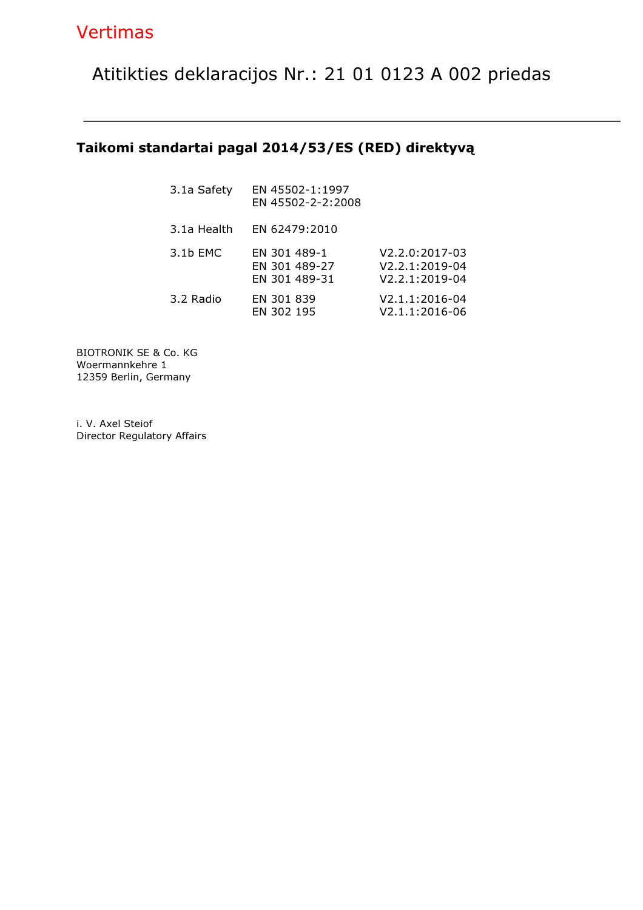Vertimas

# Atitikties deklaracijos Nr.: 21 01 0123 A 002 priedas

---

## Taikomi standartai pagal 2014/53/ES (RED) direktyvą

| | | |
|---|---|---|
| 3.1a Safety | EN 45502-1:1997<br>EN 45502-2-2:2008 | |
| 3.1a Health | EN 62479:2010 | |
| 3.1b EMC | EN 301 489-1<br>EN 301 489-27<br>EN 301 489-31 | V2.2.0:2017-03<br>V2.2.1:2019-04<br>V2.2.1:2019-04 |
| 3.2 Radio | EN 301 839<br>EN 302 195 | V2.1.1:2016-04<br>V2.1.1:2016-06 |

BIOTRONIK SE & Co. KG
Woermannkehre 1
12359 Berlin, Germany

i. V. Axel Steiof
Director Regulatory Affairs